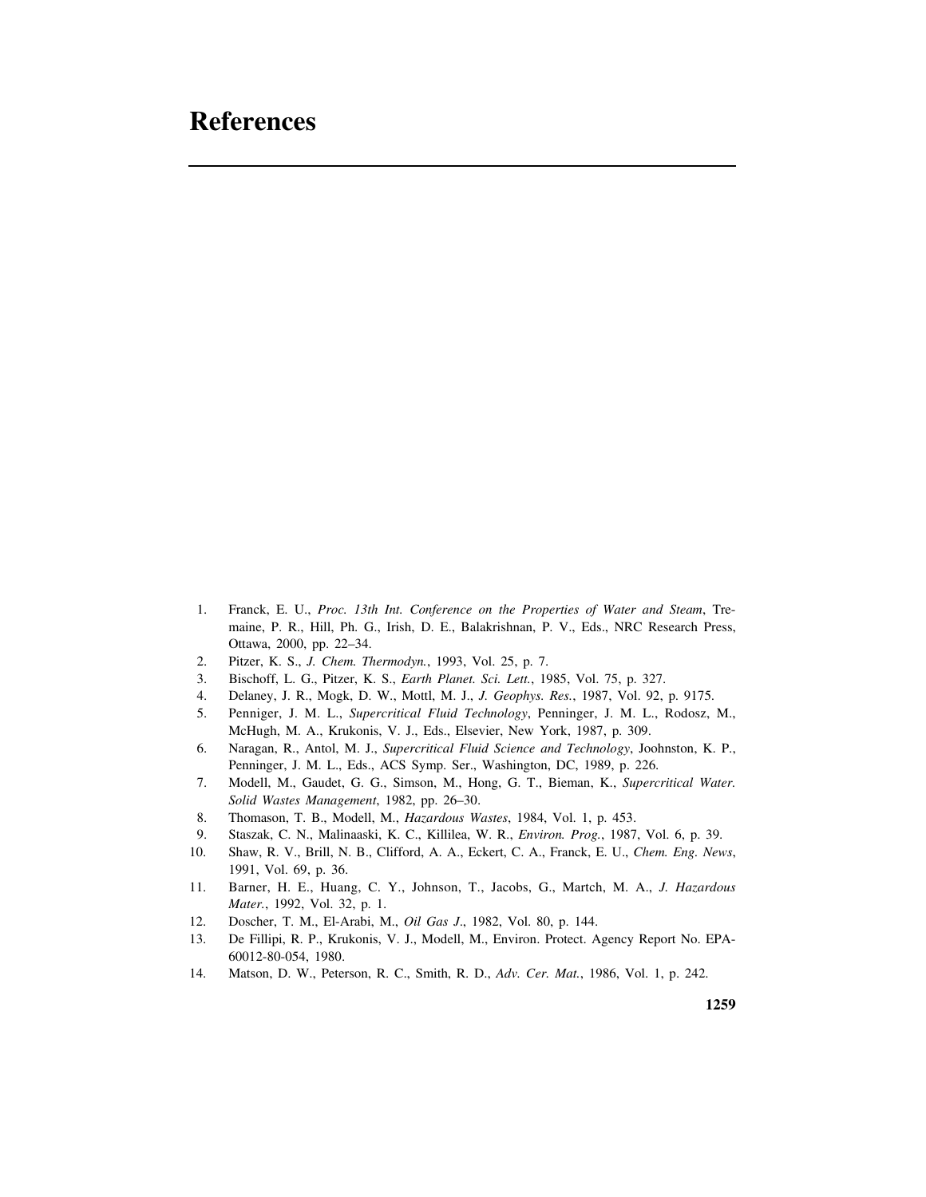# References

1. Franck, E. U., *Proc. 13th Int. Conference on the Properties of Water and Steam*, Tremaine, P. R., Hill, Ph. G., Irish, D. E., Balakrishnan, P. V., Eds., NRC Research Press, Ottawa, 2000, pp. 22–34.
2. Pitzer, K. S., *J. Chem. Thermodyn.*, 1993, Vol. 25, p. 7.
3. Bischoff, L. G., Pitzer, K. S., *Earth Planet. Sci. Lett.*, 1985, Vol. 75, p. 327.
4. Delaney, J. R., Mogk, D. W., Mottl, M. J., *J. Geophys. Res.*, 1987, Vol. 92, p. 9175.
5. Penniger, J. M. L., *Supercritical Fluid Technology*, Penninger, J. M. L., Rodosz, M., McHugh, M. A., Krukonis, V. J., Eds., Elsevier, New York, 1987, p. 309.
6. Naragan, R., Antol, M. J., *Supercritical Fluid Science and Technology*, Joohnston, K. P., Penninger, J. M. L., Eds., ACS Symp. Ser., Washington, DC, 1989, p. 226.
7. Modell, M., Gaudet, G. G., Simson, M., Hong, G. T., Bieman, K., *Supercritical Water. Solid Wastes Management*, 1982, pp. 26–30.
8. Thomason, T. B., Modell, M., *Hazardous Wastes*, 1984, Vol. 1, p. 453.
9. Staszak, C. N., Malinaaski, K. C., Killilea, W. R., *Environ. Prog.*, 1987, Vol. 6, p. 39.
10. Shaw, R. V., Brill, N. B., Clifford, A. A., Eckert, C. A., Franck, E. U., *Chem. Eng. News*, 1991, Vol. 69, p. 36.
11. Barner, H. E., Huang, C. Y., Johnson, T., Jacobs, G., Martch, M. A., *J. Hazardous Mater.*, 1992, Vol. 32, p. 1.
12. Doscher, T. M., El-Arabi, M., *Oil Gas J*., 1982, Vol. 80, p. 144.
13. De Fillipi, R. P., Krukonis, V. J., Modell, M., Environ. Protect. Agency Report No. EPA-60012-80-054, 1980.
14. Matson, D. W., Peterson, R. C., Smith, R. D., *Adv. Cer. Mat.*, 1986, Vol. 1, p. 242.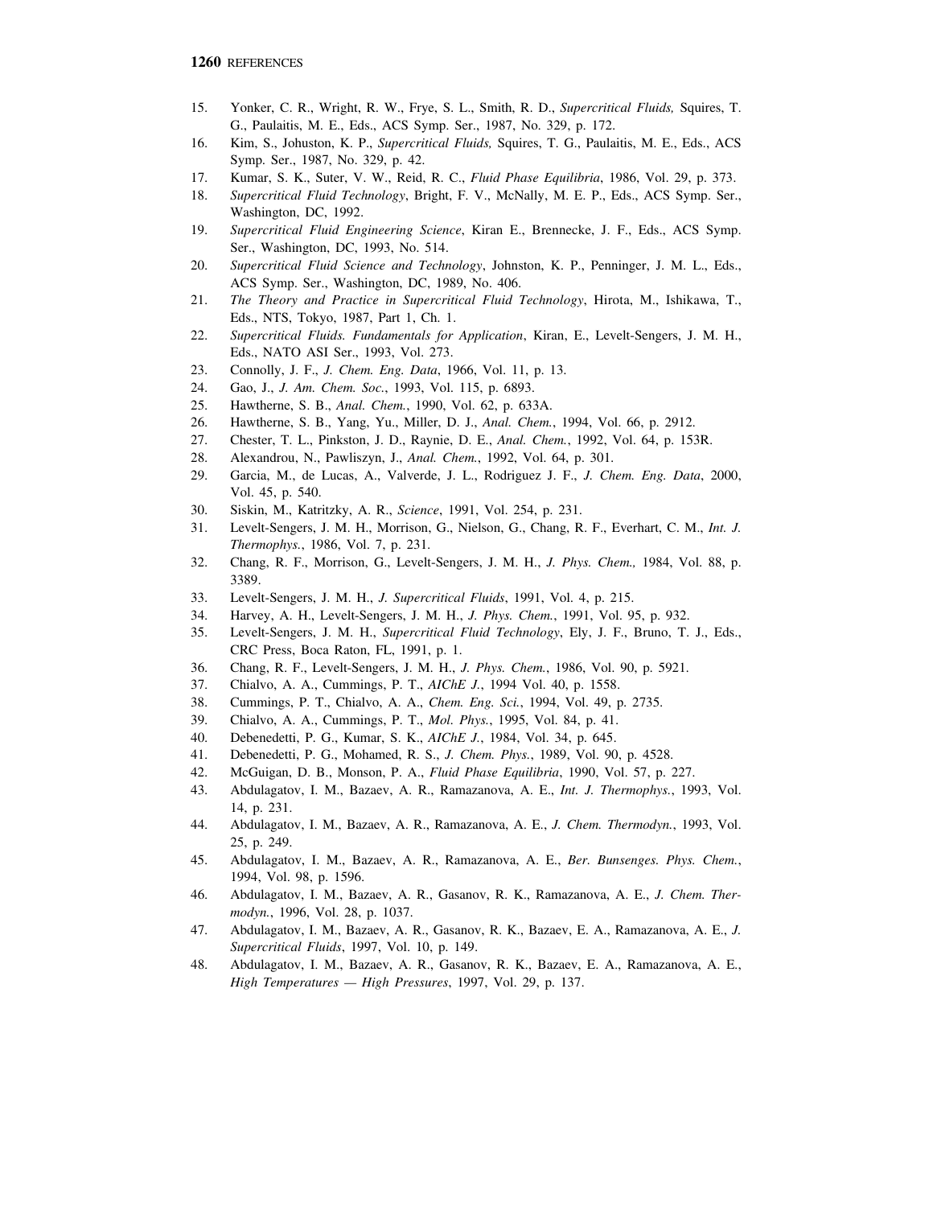15. Yonker, C. R., Wright, R. W., Frye, S. L., Smith, R. D., *Supercritical Fluids,* Squires, T. G., Paulaitis, M. E., Eds., ACS Symp. Ser., 1987, No. 329, p. 172.
16. Kim, S., Johuston, K. P., *Supercritical Fluids,* Squires, T. G., Paulaitis, M. E., Eds., ACS Symp. Ser., 1987, No. 329, p. 42.
17. Kumar, S. K., Suter, V. W., Reid, R. C., *Fluid Phase Equilibria*, 1986, Vol. 29, p. 373.
18. *Supercritical Fluid Technology*, Bright, F. V., McNally, M. E. P., Eds., ACS Symp. Ser., Washington, DC, 1992.
19. *Supercritical Fluid Engineering Science*, Kiran E., Brennecke, J. F., Eds., ACS Symp. Ser., Washington, DC, 1993, No. 514.
20. *Supercritical Fluid Science and Technology*, Johnston, K. P., Penninger, J. M. L., Eds., ACS Symp. Ser., Washington, DC, 1989, No. 406.
21. *The Theory and Practice in Supercritical Fluid Technology*, Hirota, M., Ishikawa, T., Eds., NTS, Tokyo, 1987, Part 1, Ch. 1.
22. *Supercritical Fluids. Fundamentals for Application*, Kiran, E., Levelt-Sengers, J. M. H., Eds., NATO ASI Ser., 1993, Vol. 273.
23. Connolly, J. F., *J. Chem. Eng. Data*, 1966, Vol. 11, p. 13.
24. Gao, J., *J. Am. Chem. Soc.*, 1993, Vol. 115, p. 6893.
25. Hawtherne, S. B., *Anal. Chem.*, 1990, Vol. 62, p. 633A.
26. Hawtherne, S. B., Yang, Yu., Miller, D. J., *Anal. Chem.*, 1994, Vol. 66, p. 2912.
27. Chester, T. L., Pinkston, J. D., Raynie, D. E., *Anal. Chem.*, 1992, Vol. 64, p. 153R.
28. Alexandrou, N., Pawliszyn, J., *Anal. Chem.*, 1992, Vol. 64, p. 301.
29. Garcia, M., de Lucas, A., Valverde, J. L., Rodriguez J. F., *J. Chem. Eng. Data*, 2000, Vol. 45, p. 540.
30. Siskin, M., Katritzky, A. R., *Science*, 1991, Vol. 254, p. 231.
31. Levelt-Sengers, J. M. H., Morrison, G., Nielson, G., Chang, R. F., Everhart, C. M., *Int. J. Thermophys.*, 1986, Vol. 7, p. 231.
32. Chang, R. F., Morrison, G., Levelt-Sengers, J. M. H., *J. Phys. Chem.,* 1984, Vol. 88, p. 3389.
33. Levelt-Sengers, J. M. H., *J. Supercritical Fluids*, 1991, Vol. 4, p. 215.
34. Harvey, A. H., Levelt-Sengers, J. M. H., *J. Phys. Chem.*, 1991, Vol. 95, p. 932.
35. Levelt-Sengers, J. M. H., *Supercritical Fluid Technology*, Ely, J. F., Bruno, T. J., Eds., CRC Press, Boca Raton, FL, 1991, p. 1.
36. Chang, R. F., Levelt-Sengers, J. M. H., *J. Phys. Chem.*, 1986, Vol. 90, p. 5921.
37. Chialvo, A. A., Cummings, P. T., *AIChE J.*, 1994 Vol. 40, p. 1558.
38. Cummings, P. T., Chialvo, A. A., *Chem. Eng. Sci.*, 1994, Vol. 49, p. 2735.
39. Chialvo, A. A., Cummings, P. T., *Mol. Phys.*, 1995, Vol. 84, p. 41.
40. Debenedetti, P. G., Kumar, S. K., *AIChE J.*, 1984, Vol. 34, p. 645.
41. Debenedetti, P. G., Mohamed, R. S., *J. Chem. Phys.*, 1989, Vol. 90, p. 4528.
42. McGuigan, D. B., Monson, P. A., *Fluid Phase Equilibria*, 1990, Vol. 57, p. 227.
43. Abdulagatov, I. M., Bazaev, A. R., Ramazanova, A. E., *Int. J. Thermophys.*, 1993, Vol. 14, p. 231.
44. Abdulagatov, I. M., Bazaev, A. R., Ramazanova, A. E., *J. Chem. Thermodyn.*, 1993, Vol. 25, p. 249.
45. Abdulagatov, I. M., Bazaev, A. R., Ramazanova, A. E., *Ber. Bunsenges. Phys. Chem.*, 1994, Vol. 98, p. 1596.
46. Abdulagatov, I. M., Bazaev, A. R., Gasanov, R. K., Ramazanova, A. E., *J. Chem. Thermodyn.*, 1996, Vol. 28, p. 1037.
47. Abdulagatov, I. M., Bazaev, A. R., Gasanov, R. K., Bazaev, E. A., Ramazanova, A. E., *J. Supercritical Fluids*, 1997, Vol. 10, p. 149.
48. Abdulagatov, I. M., Bazaev, A. R., Gasanov, R. K., Bazaev, E. A., Ramazanova, A. E., *High Temperatures — High Pressures*, 1997, Vol. 29, p. 137.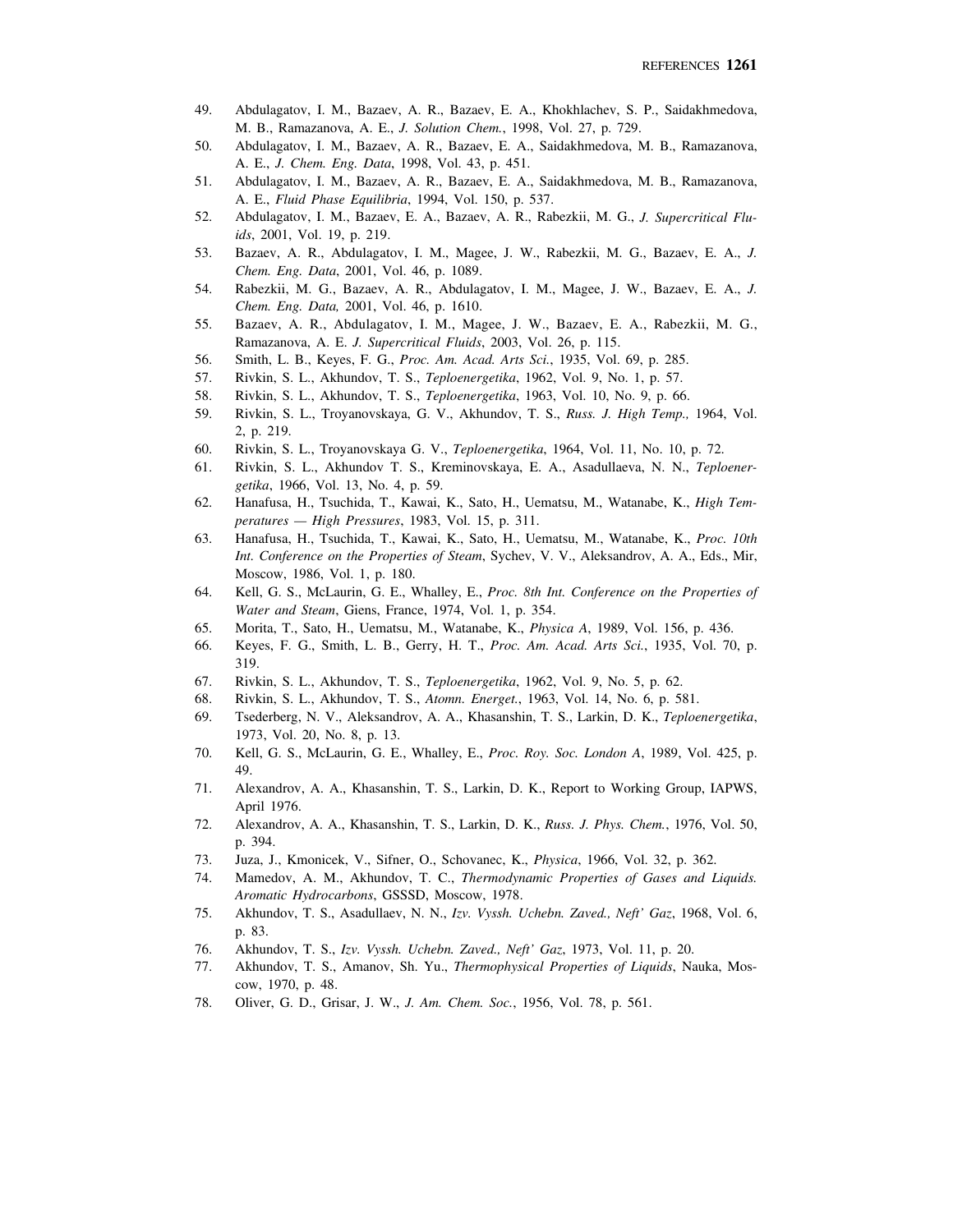49. Abdulagatov, I. M., Bazaev, A. R., Bazaev, E. A., Khokhlachev, S. P., Saidakhmedova, M. B., Ramazanova, A. E., *J. Solution Chem.*, 1998, Vol. 27, p. 729.
50. Abdulagatov, I. M., Bazaev, A. R., Bazaev, E. A., Saidakhmedova, M. B., Ramazanova, A. E., *J. Chem. Eng. Data*, 1998, Vol. 43, p. 451.
51. Abdulagatov, I. M., Bazaev, A. R., Bazaev, E. A., Saidakhmedova, M. B., Ramazanova, A. E., *Fluid Phase Equilibria*, 1994, Vol. 150, p. 537.
52. Abdulagatov, I. M., Bazaev, E. A., Bazaev, A. R., Rabezkii, M. G., *J. Supercritical Fluids*, 2001, Vol. 19, p. 219.
53. Bazaev, A. R., Abdulagatov, I. M., Magee, J. W., Rabezkii, M. G., Bazaev, E. A., *J. Chem. Eng. Data*, 2001, Vol. 46, p. 1089.
54. Rabezkii, M. G., Bazaev, A. R., Abdulagatov, I. M., Magee, J. W., Bazaev, E. A., *J. Chem. Eng. Data,* 2001, Vol. 46, p. 1610.
55. Bazaev, A. R., Abdulagatov, I. M., Magee, J. W., Bazaev, E. A., Rabezkii, M. G., Ramazanova, A. E. *J. Supercritical Fluids*, 2003, Vol. 26, p. 115.
56. Smith, L. B., Keyes, F. G., *Proc. Am. Acad. Arts Sci.*, 1935, Vol. 69, p. 285.
57. Rivkin, S. L., Akhundov, T. S., *Teploenergetika*, 1962, Vol. 9, No. 1, p. 57.
58. Rivkin, S. L., Akhundov, T. S., *Teploenergetika*, 1963, Vol. 10, No. 9, p. 66.
59. Rivkin, S. L., Troyanovskaya, G. V., Akhundov, T. S., *Russ. J. High Temp.,* 1964, Vol. 2, p. 219.
60. Rivkin, S. L., Troyanovskaya G. V., *Teploenergetika*, 1964, Vol. 11, No. 10, p. 72.
61. Rivkin, S. L., Akhundov T. S., Kreminovskaya, E. A., Asadullaeva, N. N., *Teploenergetika*, 1966, Vol. 13, No. 4, p. 59.
62. Hanafusa, H., Tsuchida, T., Kawai, K., Sato, H., Uematsu, M., Watanabe, K., *High Temperatures — High Pressures*, 1983, Vol. 15, p. 311.
63. Hanafusa, H., Tsuchida, T., Kawai, K., Sato, H., Uematsu, M., Watanabe, K., *Proc. 10th Int. Conference on the Properties of Steam*, Sychev, V. V., Aleksandrov, A. A., Eds., Mir, Moscow, 1986, Vol. 1, p. 180.
64. Kell, G. S., McLaurin, G. E., Whalley, E., *Proc. 8th Int. Conference on the Properties of Water and Steam*, Giens, France, 1974, Vol. 1, p. 354.
65. Morita, T., Sato, H., Uematsu, M., Watanabe, K., *Physica A*, 1989, Vol. 156, p. 436.
66. Keyes, F. G., Smith, L. B., Gerry, H. T., *Proc. Am. Acad. Arts Sci.*, 1935, Vol. 70, p. 319.
67. Rivkin, S. L., Akhundov, T. S., *Teploenergetika*, 1962, Vol. 9, No. 5, p. 62.
68. Rivkin, S. L., Akhundov, T. S., *Atomn. Energet.*, 1963, Vol. 14, No. 6, p. 581.
69. Tsederberg, N. V., Aleksandrov, A. A., Khasanshin, T. S., Larkin, D. K., *Teploenergetika*, 1973, Vol. 20, No. 8, p. 13.
70. Kell, G. S., McLaurin, G. E., Whalley, E., *Proc. Roy. Soc. London A*, 1989, Vol. 425, p. 49.
71. Alexandrov, A. A., Khasanshin, T. S., Larkin, D. K., Report to Working Group, IAPWS, April 1976.
72. Alexandrov, A. A., Khasanshin, T. S., Larkin, D. K., *Russ. J. Phys. Chem.*, 1976, Vol. 50, p. 394.
73. Juza, J., Kmonicek, V., Sifner, O., Schovanec, K., *Physica*, 1966, Vol. 32, p. 362.
74. Mamedov, A. M., Akhundov, T. C., *Thermodynamic Properties of Gases and Liquids. Aromatic Hydrocarbons*, GSSSD, Moscow, 1978.
75. Akhundov, T. S., Asadullaev, N. N., *Izv. Vyssh. Uchebn. Zaved., Neft' Gaz*, 1968, Vol. 6, p. 83.
76. Akhundov, T. S., *Izv. Vyssh. Uchebn. Zaved., Neft' Gaz*, 1973, Vol. 11, p. 20.
77. Akhundov, T. S., Amanov, Sh. Yu., *Thermophysical Properties of Liquids*, Nauka, Moscow, 1970, p. 48.
78. Oliver, G. D., Grisar, J. W., *J. Am. Chem. Soc.*, 1956, Vol. 78, p. 561.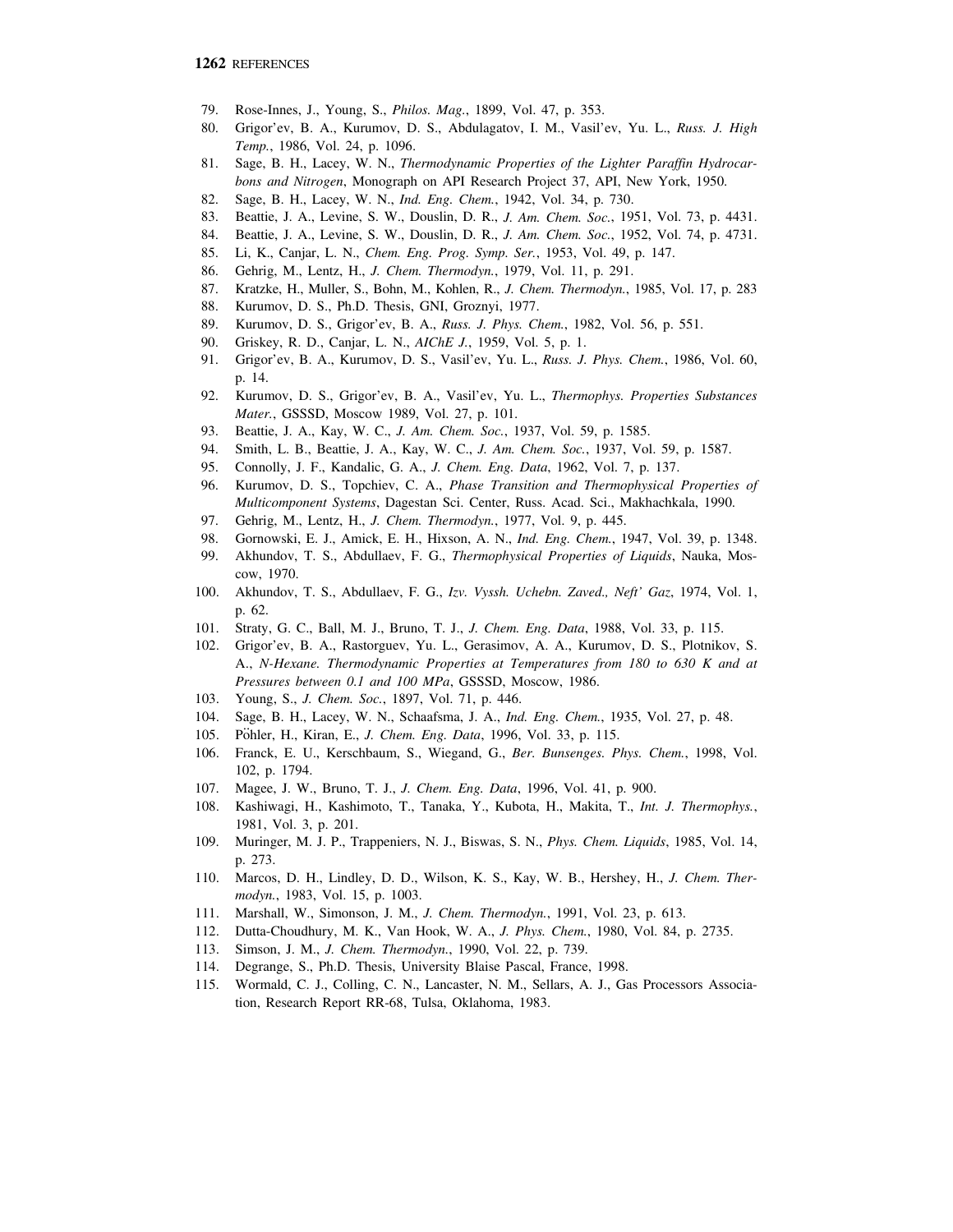79. Rose-Innes, J., Young, S., *Philos. Mag.*, 1899, Vol. 47, p. 353.
80. Grigor'ev, B. A., Kurumov, D. S., Abdulagatov, I. M., Vasil'ev, Yu. L., *Russ. J. High Temp.*, 1986, Vol. 24, p. 1096.
81. Sage, B. H., Lacey, W. N., *Thermodynamic Properties of the Lighter Paraffin Hydrocarbons and Nitrogen*, Monograph on API Research Project 37, API, New York, 1950.
82. Sage, B. H., Lacey, W. N., *Ind. Eng. Chem.*, 1942, Vol. 34, p. 730.
83. Beattie, J. A., Levine, S. W., Douslin, D. R., *J. Am. Chem. Soc.*, 1951, Vol. 73, p. 4431.
84. Beattie, J. A., Levine, S. W., Douslin, D. R., *J. Am. Chem. Soc.*, 1952, Vol. 74, p. 4731.
85. Li, K., Canjar, L. N., *Chem. Eng. Prog. Symp. Ser.*, 1953, Vol. 49, p. 147.
86. Gehrig, M., Lentz, H., *J. Chem. Thermodyn.*, 1979, Vol. 11, p. 291.
87. Kratzke, H., Muller, S., Bohn, M., Kohlen, R., *J. Chem. Thermodyn.*, 1985, Vol. 17, p. 283
88. Kurumov, D. S., Ph.D. Thesis, GNI, Groznyi, 1977.
89. Kurumov, D. S., Grigor'ev, B. A., *Russ. J. Phys. Chem.*, 1982, Vol. 56, p. 551.
90. Griskey, R. D., Canjar, L. N., *AIChE J.*, 1959, Vol. 5, p. 1.
91. Grigor'ev, B. A., Kurumov, D. S., Vasil'ev, Yu. L., *Russ. J. Phys. Chem.*, 1986, Vol. 60, p. 14.
92. Kurumov, D. S., Grigor'ev, B. A., Vasil'ev, Yu. L., *Thermophys. Properties Substances Mater.*, GSSSD, Moscow 1989, Vol. 27, p. 101.
93. Beattie, J. A., Kay, W. C., *J. Am. Chem. Soc.*, 1937, Vol. 59, p. 1585.
94. Smith, L. B., Beattie, J. A., Kay, W. C., *J. Am. Chem. Soc.*, 1937, Vol. 59, p. 1587.
95. Connolly, J. F., Kandalic, G. A., *J. Chem. Eng. Data*, 1962, Vol. 7, p. 137.
96. Kurumov, D. S., Topchiev, C. A., *Phase Transition and Thermophysical Properties of Multicomponent Systems*, Dagestan Sci. Center, Russ. Acad. Sci., Makhachkala, 1990.
97. Gehrig, M., Lentz, H., *J. Chem. Thermodyn.*, 1977, Vol. 9, p. 445.
98. Gornowski, E. J., Amick, E. H., Hixson, A. N., *Ind. Eng. Chem.*, 1947, Vol. 39, p. 1348.
99. Akhundov, T. S., Abdullaev, F. G., *Thermophysical Properties of Liquids*, Nauka, Moscow, 1970.
100. Akhundov, T. S., Abdullaev, F. G., *Izv. Vyssh. Uchebn. Zaved., Neft' Gaz*, 1974, Vol. 1, p. 62.
101. Straty, G. C., Ball, M. J., Bruno, T. J., *J. Chem. Eng. Data*, 1988, Vol. 33, p. 115.
102. Grigor'ev, B. A., Rastorguev, Yu. L., Gerasimov, A. A., Kurumov, D. S., Plotnikov, S. A., *N-Hexane. Thermodynamic Properties at Temperatures from 180 to 630 K and at Pressures between 0.1 and 100 MPa*, GSSSD, Moscow, 1986.
103. Young, S., *J. Chem. Soc.*, 1897, Vol. 71, p. 446.
104. Sage, B. H., Lacey, W. N., Schaafsma, J. A., *Ind. Eng. Chem.*, 1935, Vol. 27, p. 48.
105. Pöhler, H., Kiran, E., *J. Chem. Eng. Data*, 1996, Vol. 33, p. 115.
106. Franck, E. U., Kerschbaum, S., Wiegand, G., *Ber. Bunsenges. Phys. Chem.*, 1998, Vol. 102, p. 1794.
107. Magee, J. W., Bruno, T. J., *J. Chem. Eng. Data*, 1996, Vol. 41, p. 900.
108. Kashiwagi, H., Kashimoto, T., Tanaka, Y., Kubota, H., Makita, T., *Int. J. Thermophys.*, 1981, Vol. 3, p. 201.
109. Muringer, M. J. P., Trappeniers, N. J., Biswas, S. N., *Phys. Chem. Liquids*, 1985, Vol. 14, p. 273.
110. Marcos, D. H., Lindley, D. D., Wilson, K. S., Kay, W. B., Hershey, H., *J. Chem. Thermodyn.*, 1983, Vol. 15, p. 1003.
111. Marshall, W., Simonson, J. M., *J. Chem. Thermodyn.*, 1991, Vol. 23, p. 613.
112. Dutta-Choudhury, M. K., Van Hook, W. A., *J. Phys. Chem.*, 1980, Vol. 84, p. 2735.
113. Simson, J. M., *J. Chem. Thermodyn.*, 1990, Vol. 22, p. 739.
114. Degrange, S., Ph.D. Thesis, University Blaise Pascal, France, 1998.
115. Wormald, C. J., Colling, C. N., Lancaster, N. M., Sellars, A. J., Gas Processors Association, Research Report RR-68, Tulsa, Oklahoma, 1983.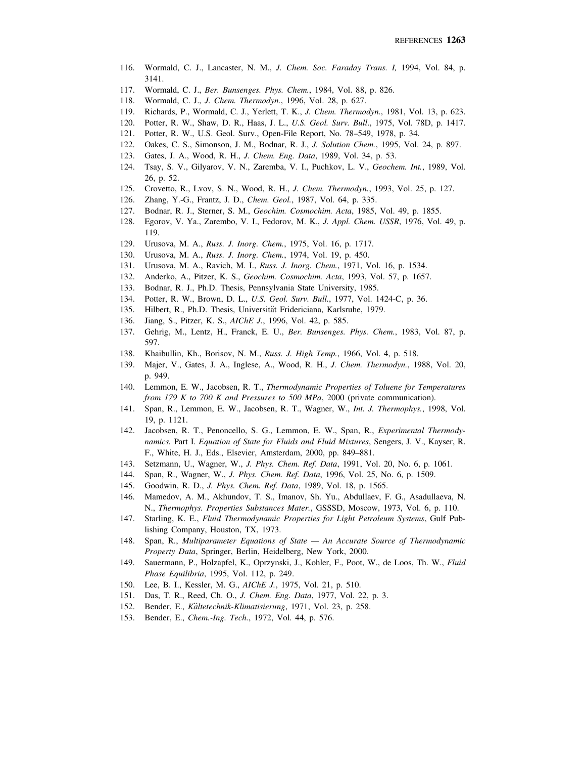116. Wormald, C. J., Lancaster, N. M., *J. Chem. Soc. Faraday Trans. I,* 1994, Vol. 84, p. 3141.
117. Wormald, C. J., *Ber. Bunsenges. Phys. Chem.*, 1984, Vol. 88, p. 826.
118. Wormald, C. J., *J. Chem. Thermodyn.*, 1996, Vol. 28, p. 627.
119. Richards, P., Wormald, C. J., Yerlett, T. K., *J. Chem. Thermodyn.*, 1981, Vol. 13, p. 623.
120. Potter, R. W., Shaw, D. R., Haas, J. L., *U.S. Geol. Surv. Bull.*, 1975, Vol. 78D, p. 1417.
121. Potter, R. W., U.S. Geol. Surv., Open-File Report, No. 78–549, 1978, p. 34.
122. Oakes, C. S., Simonson, J. M., Bodnar, R. J., *J. Solution Chem.*, 1995, Vol. 24, p. 897.
123. Gates, J. A., Wood, R. H., *J. Chem. Eng. Data*, 1989, Vol. 34, p. 53.
124. Tsay, S. V., Gilyarov, V. N., Zaremba, V. I., Puchkov, L. V., *Geochem. Int.*, 1989, Vol. 26, p. 52.
125. Crovetto, R., Lvov, S. N., Wood, R. H., *J. Chem. Thermodyn.*, 1993, Vol. 25, p. 127.
126. Zhang, Y.-G., Frantz, J. D., *Chem. Geol.*, 1987, Vol. 64, p. 335.
127. Bodnar, R. J., Sterner, S. M., *Geochim. Cosmochim. Acta*, 1985, Vol. 49, p. 1855.
128. Egorov, V. Ya., Zarembo, V. I., Fedorov, M. K., *J. Appl. Chem. USSR*, 1976, Vol. 49, p. 119.
129. Urusova, M. A., *Russ. J. Inorg. Chem.*, 1975, Vol. 16, p. 1717.
130. Urusova, M. A., *Russ. J. Inorg. Chem.*, 1974, Vol. 19, p. 450.
131. Urusova, M. A., Ravich, M. I., *Russ. J. Inorg. Chem.*, 1971, Vol. 16, p. 1534.
132. Anderko, A., Pitzer, K. S., *Geochim. Cosmochim. Acta*, 1993, Vol. 57, p. 1657.
133. Bodnar, R. J., Ph.D. Thesis, Pennsylvania State University, 1985.
134. Potter, R. W., Brown, D. L., *U.S. Geol. Surv. Bull.*, 1977, Vol. 1424-C, p. 36.
135. Hilbert, R., Ph.D. Thesis, Universität Fridericiana, Karlsruhe, 1979.
136. Jiang, S., Pitzer, K. S., *AIChE J.*, 1996, Vol. 42, p. 585.
137. Gehrig, M., Lentz, H., Franck, E. U., *Ber. Bunsenges. Phys. Chem.*, 1983, Vol. 87, p. 597.
138. Khaibullin, Kh., Borisov, N. M., *Russ. J. High Temp.*, 1966, Vol. 4, p. 518.
139. Majer, V., Gates, J. A., Inglese, A., Wood, R. H., *J. Chem. Thermodyn.*, 1988, Vol. 20, p. 949.
140. Lemmon, E. W., Jacobsen, R. T., *Thermodynamic Properties of Toluene for Temperatures from 179 K to 700 K and Pressures to 500 MPa*, 2000 (private communication).
141. Span, R., Lemmon, E. W., Jacobsen, R. T., Wagner, W., *Int. J. Thermophys.*, 1998, Vol. 19, p. 1121.
142. Jacobsen, R. T., Penoncello, S. G., Lemmon, E. W., Span, R., *Experimental Thermodynamics.* Part I. *Equation of State for Fluids and Fluid Mixtures*, Sengers, J. V., Kayser, R. F., White, H. J., Eds., Elsevier, Amsterdam, 2000, pp. 849–881.
143. Setzmann, U., Wagner, W., *J. Phys. Chem. Ref. Data*, 1991, Vol. 20, No. 6, p. 1061.
144. Span, R., Wagner, W., *J. Phys. Chem. Ref. Data*, 1996, Vol. 25, No. 6, p. 1509.
145. Goodwin, R. D., *J. Phys. Chem. Ref. Data*, 1989, Vol. 18, p. 1565.
146. Mamedov, A. M., Akhundov, T. S., Imanov, Sh. Yu., Abdullaev, F. G., Asadullaeva, N. N., *Thermophys. Properties Substances Mater.*, GSSSD, Moscow, 1973, Vol. 6, p. 110.
147. Starling, K. E., *Fluid Thermodynamic Properties for Light Petroleum Systems*, Gulf Publishing Company, Houston, TX, 1973.
148. Span, R., *Multiparameter Equations of State — An Accurate Source of Thermodynamic Property Data*, Springer, Berlin, Heidelberg, New York, 2000.
149. Sauermann, P., Holzapfel, K., Oprzynski, J., Kohler, F., Poot, W., de Loos, Th. W., *Fluid Phase Equilibria*, 1995, Vol. 112, p. 249.
150. Lee, B. I., Kessler, M. G., *AIChE J.*, 1975, Vol. 21, p. 510.
151. Das, T. R., Reed, Ch. O., *J. Chem. Eng. Data*, 1977, Vol. 22, p. 3.
152. Bender, E., *Kältetechnik-Klimatisierung*, 1971, Vol. 23, p. 258.
153. Bender, E., *Chem.-Ing. Tech.*, 1972, Vol. 44, p. 576.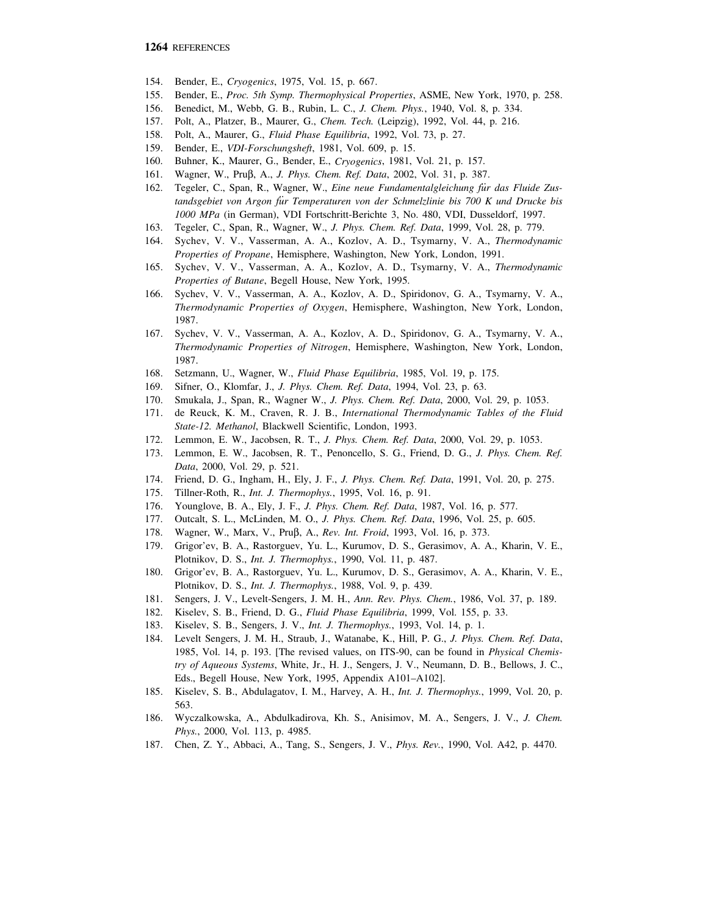154. Bender, E., *Cryogenics*, 1975, Vol. 15, p. 667.
155. Bender, E., *Proc. 5th Symp. Thermophysical Properties*, ASME, New York, 1970, p. 258.
156. Benedict, M., Webb, G. B., Rubin, L. C., *J. Chem. Phys.*, 1940, Vol. 8, p. 334.
157. Polt, A., Platzer, B., Maurer, G., *Chem. Tech.* (Leipzig), 1992, Vol. 44, p. 216.
158. Polt, A., Maurer, G., *Fluid Phase Equilibria*, 1992, Vol. 73, p. 27.
159. Bender, E., *VDI-Forschungsheft*, 1981, Vol. 609, p. 15.
160. Buhner, K., Maurer, G., Bender, E., *Cryogenics*, 1981, Vol. 21, p. 157.
161. Wagner, W., Pruβ, A., *J. Phys. Chem. Ref. Data*, 2002, Vol. 31, p. 387.
162. Tegeler, C., Span, R., Wagner, W., *Eine neue Fundamentalgleichung für das Fluide Zustandsgebiet von Argon für Temperaturen von der Schmelzlinie bis 700 K und Drucke bis 1000 MPa* (in German), VDI Fortschritt-Berichte 3, No. 480, VDI, Dusseldorf, 1997.
163. Tegeler, C., Span, R., Wagner, W., *J. Phys. Chem. Ref. Data*, 1999, Vol. 28, p. 779.
164. Sychev, V. V., Vasserman, A. A., Kozlov, A. D., Tsymarny, V. A., *Thermodynamic Properties of Propane*, Hemisphere, Washington, New York, London, 1991.
165. Sychev, V. V., Vasserman, A. A., Kozlov, A. D., Tsymarny, V. A., *Thermodynamic Properties of Butane*, Begell House, New York, 1995.
166. Sychev, V. V., Vasserman, A. A., Kozlov, A. D., Spiridonov, G. A., Tsymarny, V. A., *Thermodynamic Properties of Oxygen*, Hemisphere, Washington, New York, London, 1987.
167. Sychev, V. V., Vasserman, A. A., Kozlov, A. D., Spiridonov, G. A., Tsymarny, V. A., *Thermodynamic Properties of Nitrogen*, Hemisphere, Washington, New York, London, 1987.
168. Setzmann, U., Wagner, W., *Fluid Phase Equilibria*, 1985, Vol. 19, p. 175.
169. Sifner, O., Klomfar, J., *J. Phys. Chem. Ref. Data*, 1994, Vol. 23, p. 63.
170. Smukala, J., Span, R., Wagner W., *J. Phys. Chem. Ref. Data*, 2000, Vol. 29, p. 1053.
171. de Reuck, K. M., Craven, R. J. B., *International Thermodynamic Tables of the Fluid State-12. Methanol*, Blackwell Scientific, London, 1993.
172. Lemmon, E. W., Jacobsen, R. T., *J. Phys. Chem. Ref. Data*, 2000, Vol. 29, p. 1053.
173. Lemmon, E. W., Jacobsen, R. T., Penoncello, S. G., Friend, D. G., *J. Phys. Chem. Ref. Data*, 2000, Vol. 29, p. 521.
174. Friend, D. G., Ingham, H., Ely, J. F., *J. Phys. Chem. Ref. Data*, 1991, Vol. 20, p. 275.
175. Tillner-Roth, R., *Int. J. Thermophys.*, 1995, Vol. 16, p. 91.
176. Younglove, B. A., Ely, J. F., *J. Phys. Chem. Ref. Data*, 1987, Vol. 16, p. 577.
177. Outcalt, S. L., McLinden, M. O., *J. Phys. Chem. Ref. Data*, 1996, Vol. 25, p. 605.
178. Wagner, W., Marx, V., Pruβ, A., *Rev. Int. Froid*, 1993, Vol. 16, p. 373.
179. Grigor'ev, B. A., Rastorguev, Yu. L., Kurumov, D. S., Gerasimov, A. A., Kharin, V. E., Plotnikov, D. S., *Int. J. Thermophys.*, 1990, Vol. 11, p. 487.
180. Grigor'ev, B. A., Rastorguev, Yu. L., Kurumov, D. S., Gerasimov, A. A., Kharin, V. E., Plotnikov, D. S., *Int. J. Thermophys.*, 1988, Vol. 9, p. 439.
181. Sengers, J. V., Levelt-Sengers, J. M. H., *Ann. Rev. Phys. Chem.*, 1986, Vol. 37, p. 189.
182. Kiselev, S. B., Friend, D. G., *Fluid Phase Equilibria*, 1999, Vol. 155, p. 33.
183. Kiselev, S. B., Sengers, J. V., *Int. J. Thermophys.*, 1993, Vol. 14, p. 1.
184. Levelt Sengers, J. M. H., Straub, J., Watanabe, K., Hill, P. G., *J. Phys. Chem. Ref. Data*, 1985, Vol. 14, p. 193. [The revised values, on ITS-90, can be found in *Physical Chemistry of Aqueous Systems*, White, Jr., H. J., Sengers, J. V., Neumann, D. B., Bellows, J. C., Eds., Begell House, New York, 1995, Appendix A101–A102].
185. Kiselev, S. B., Abdulagatov, I. M., Harvey, A. H., *Int. J. Thermophys.*, 1999, Vol. 20, p. 563.
186. Wyczalkowska, A., Abdulkadirova, Kh. S., Anisimov, M. A., Sengers, J. V., *J. Chem. Phys.*, 2000, Vol. 113, p. 4985.
187. Chen, Z. Y., Abbaci, A., Tang, S., Sengers, J. V., *Phys. Rev.*, 1990, Vol. A42, p. 4470.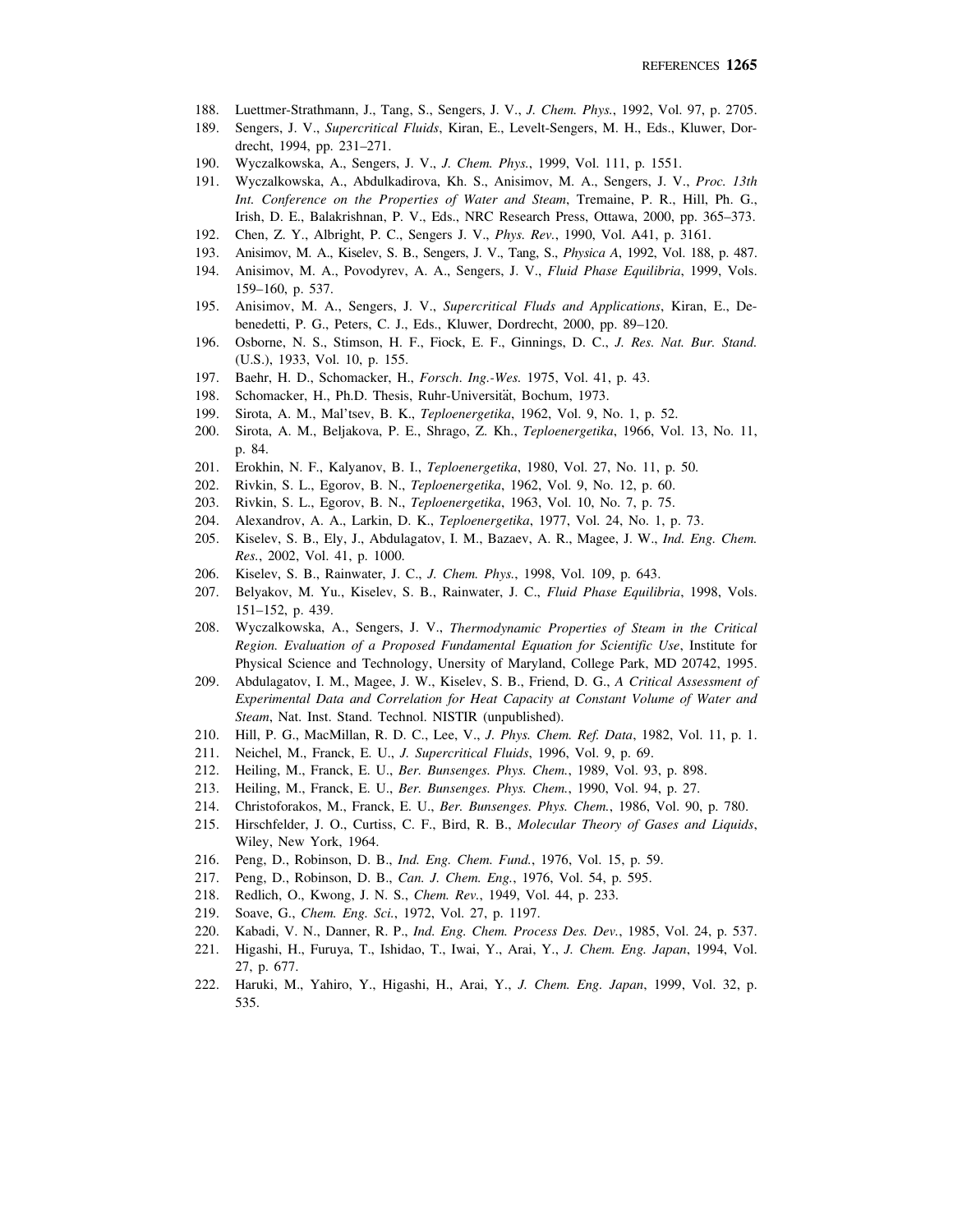188. Luettmer-Strathmann, J., Tang, S., Sengers, J. V., *J. Chem. Phys.*, 1992, Vol. 97, p. 2705.
189. Sengers, J. V., *Supercritical Fluids*, Kiran, E., Levelt-Sengers, M. H., Eds., Kluwer, Dordrecht, 1994, pp. 231–271.
190. Wyczalkowska, A., Sengers, J. V., *J. Chem. Phys.*, 1999, Vol. 111, p. 1551.
191. Wyczalkowska, A., Abdulkadirova, Kh. S., Anisimov, M. A., Sengers, J. V., *Proc. 13th Int. Conference on the Properties of Water and Steam*, Tremaine, P. R., Hill, Ph. G., Irish, D. E., Balakrishnan, P. V., Eds., NRC Research Press, Ottawa, 2000, pp. 365–373.
192. Chen, Z. Y., Albright, P. C., Sengers J. V., *Phys. Rev.*, 1990, Vol. A41, p. 3161.
193. Anisimov, M. A., Kiselev, S. B., Sengers, J. V., Tang, S., *Physica A*, 1992, Vol. 188, p. 487.
194. Anisimov, M. A., Povodyrev, A. A., Sengers, J. V., *Fluid Phase Equilibria*, 1999, Vols. 159–160, p. 537.
195. Anisimov, M. A., Sengers, J. V., *Supercritical Fluds and Applications*, Kiran, E., Debenedetti, P. G., Peters, C. J., Eds., Kluwer, Dordrecht, 2000, pp. 89–120.
196. Osborne, N. S., Stimson, H. F., Fiock, E. F., Ginnings, D. C., *J. Res. Nat. Bur. Stand.* (U.S.), 1933, Vol. 10, p. 155.
197. Baehr, H. D., Schomacker, H., *Forsch. Ing.-Wes.* 1975, Vol. 41, p. 43.
198. Schomacker, H., Ph.D. Thesis, Ruhr-Universität, Bochum, 1973.
199. Sirota, A. M., Mal'tsev, B. K., *Teploenergetika*, 1962, Vol. 9, No. 1, p. 52.
200. Sirota, A. M., Beljakova, P. E., Shrago, Z. Kh., *Teploenergetika*, 1966, Vol. 13, No. 11, p. 84.
201. Erokhin, N. F., Kalyanov, B. I., *Teploenergetika*, 1980, Vol. 27, No. 11, p. 50.
202. Rivkin, S. L., Egorov, B. N., *Teploenergetika*, 1962, Vol. 9, No. 12, p. 60.
203. Rivkin, S. L., Egorov, B. N., *Teploenergetika*, 1963, Vol. 10, No. 7, p. 75.
204. Alexandrov, A. A., Larkin, D. K., *Teploenergetika*, 1977, Vol. 24, No. 1, p. 73.
205. Kiselev, S. B., Ely, J., Abdulagatov, I. M., Bazaev, A. R., Magee, J. W., *Ind. Eng. Chem. Res.*, 2002, Vol. 41, p. 1000.
206. Kiselev, S. B., Rainwater, J. C., *J. Chem. Phys.*, 1998, Vol. 109, p. 643.
207. Belyakov, M. Yu., Kiselev, S. B., Rainwater, J. C., *Fluid Phase Equilibria*, 1998, Vols. 151–152, p. 439.
208. Wyczalkowska, A., Sengers, J. V., *Thermodynamic Properties of Steam in the Critical Region. Evaluation of a Proposed Fundamental Equation for Scientific Use*, Institute for Physical Science and Technology, Unersity of Maryland, College Park, MD 20742, 1995.
209. Abdulagatov, I. M., Magee, J. W., Kiselev, S. B., Friend, D. G., *A Critical Assessment of Experimental Data and Correlation for Heat Capacity at Constant Volume of Water and Steam*, Nat. Inst. Stand. Technol. NISTIR (unpublished).
210. Hill, P. G., MacMillan, R. D. C., Lee, V., *J. Phys. Chem. Ref. Data*, 1982, Vol. 11, p. 1.
211. Neichel, M., Franck, E. U., *J. Supercritical Fluids*, 1996, Vol. 9, p. 69.
212. Heiling, M., Franck, E. U., *Ber. Bunsenges. Phys. Chem.*, 1989, Vol. 93, p. 898.
213. Heiling, M., Franck, E. U., *Ber. Bunsenges. Phys. Chem.*, 1990, Vol. 94, p. 27.
214. Christoforakos, M., Franck, E. U., *Ber. Bunsenges. Phys. Chem.*, 1986, Vol. 90, p. 780.
215. Hirschfelder, J. O., Curtiss, C. F., Bird, R. B., *Molecular Theory of Gases and Liquids*, Wiley, New York, 1964.
216. Peng, D., Robinson, D. B., *Ind. Eng. Chem. Fund.*, 1976, Vol. 15, p. 59.
217. Peng, D., Robinson, D. B., *Can. J. Chem. Eng.*, 1976, Vol. 54, p. 595.
218. Redlich, O., Kwong, J. N. S., *Chem. Rev.*, 1949, Vol. 44, p. 233.
219. Soave, G., *Chem. Eng. Sci.*, 1972, Vol. 27, p. 1197.
220. Kabadi, V. N., Danner, R. P., *Ind. Eng. Chem. Process Des. Dev.*, 1985, Vol. 24, p. 537.
221. Higashi, H., Furuya, T., Ishidao, T., Iwai, Y., Arai, Y., *J. Chem. Eng. Japan*, 1994, Vol. 27, p. 677.
222. Haruki, M., Yahiro, Y., Higashi, H., Arai, Y., *J. Chem. Eng. Japan*, 1999, Vol. 32, p. 535.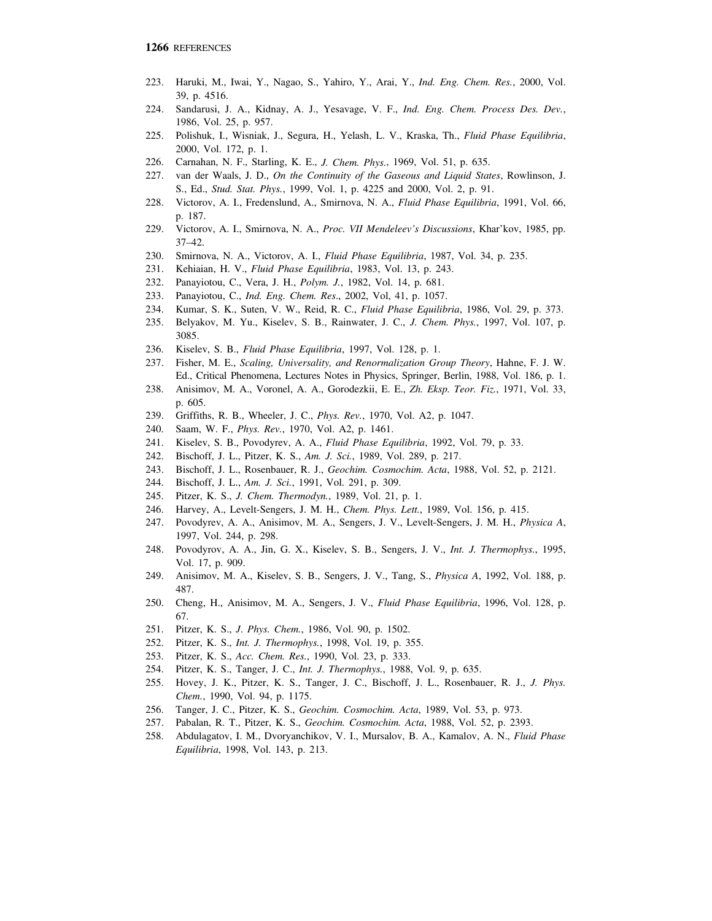223. Haruki, M., Iwai, Y., Nagao, S., Yahiro, Y., Arai, Y., *Ind. Eng. Chem. Res.*, 2000, Vol. 39, p. 4516.
224. Sandarusi, J. A., Kidnay, A. J., Yesavage, V. F., *Ind. Eng. Chem. Process Des. Dev.*, 1986, Vol. 25, p. 957.
225. Polishuk, I., Wisniak, J., Segura, H., Yelash, L. V., Kraska, Th., *Fluid Phase Equilibria*, 2000, Vol. 172, p. 1.
226. Carnahan, N. F., Starling, K. E., *J. Chem. Phys.*, 1969, Vol. 51, p. 635.
227. van der Waals, J. D., *On the Continuity of the Gaseous and Liquid States*, Rowlinson, J. S., Ed., *Stud. Stat. Phys.*, 1999, Vol. 1, p. 4225 and 2000, Vol. 2, p. 91.
228. Victorov, A. I., Fredenslund, A., Smirnova, N. A., *Fluid Phase Equilibria*, 1991, Vol. 66, p. 187.
229. Victorov, A. I., Smirnova, N. A., *Proc. VII Mendeleev's Discussions*, Khar'kov, 1985, pp. 37–42.
230. Smirnova, N. A., Victorov, A. I., *Fluid Phase Equilibria*, 1987, Vol. 34, p. 235.
231. Kehiaian, H. V., *Fluid Phase Equilibria*, 1983, Vol. 13, p. 243.
232. Panayiotou, C., Vera, J. H., *Polym. J.*, 1982, Vol. 14, p. 681.
233. Panayiotou, C., *Ind. Eng. Chem. Res*., 2002, Vol, 41, p. 1057.
234. Kumar, S. K., Suten, V. W., Reid, R. C., *Fluid Phase Equilibria*, 1986, Vol. 29, p. 373.
235. Belyakov, M. Yu., Kiselev, S. B., Rainwater, J. C., *J. Chem. Phys.*, 1997, Vol. 107, p. 3085.
236. Kiselev, S. B., *Fluid Phase Equilibria*, 1997, Vol. 128, p. 1.
237. Fisher, M. E., *Scaling, Universality, and Renormalization Group Theory*, Hahne, F. J. W. Ed., Critical Phenomena, Lectures Notes in Physics, Springer, Berlin, 1988, Vol. 186, p. 1.
238. Anisimov, M. A., Voronel, A. A., Gorodezkii, E. E., *Zh. Eksp. Teor. Fiz.*, 1971, Vol. 33, p. 605.
239. Griffiths, R. B., Wheeler, J. C., *Phys. Rev.*, 1970, Vol. A2, p. 1047.
240. Saam, W. F., *Phys. Rev.*, 1970, Vol. A2, p. 1461.
241. Kiselev, S. B., Povodyrev, A. A., *Fluid Phase Equilibria*, 1992, Vol. 79, p. 33.
242. Bischoff, J. L., Pitzer, K. S., *Am. J. Sci.*, 1989, Vol. 289, p. 217.
243. Bischoff, J. L., Rosenbauer, R. J., *Geochim. Cosmochim. Acta*, 1988, Vol. 52, p. 2121.
244. Bischoff, J. L., *Am. J. Sci.*, 1991, Vol. 291, p. 309.
245. Pitzer, K. S., *J. Chem. Thermodyn.*, 1989, Vol. 21, p. 1.
246. Harvey, A., Levelt-Sengers, J. M. H., *Chem. Phys. Lett.*, 1989, Vol. 156, p. 415.
247. Povodyrev, A. A., Anisimov, M. A., Sengers, J. V., Levelt-Sengers, J. M. H., *Physica A*, 1997, Vol. 244, p. 298.
248. Povodyrov, A. A., Jin, G. X., Kiselev, S. B., Sengers, J. V., *Int. J. Thermophys.*, 1995, Vol. 17, p. 909.
249. Anisimov, M. A., Kiselev, S. B., Sengers, J. V., Tang, S., *Physica A*, 1992, Vol. 188, p. 487.
250. Cheng, H., Anisimov, M. A., Sengers, J. V., *Fluid Phase Equilibria*, 1996, Vol. 128, p. 67.
251. Pitzer, K. S., *J. Phys. Chem.*, 1986, Vol. 90, p. 1502.
252. Pitzer, K. S., *Int. J. Thermophys.*, 1998, Vol. 19, p. 355.
253. Pitzer, K. S., *Acc. Chem. Res.*, 1990, Vol. 23, p. 333.
254. Pitzer, K. S., Tanger, J. C., *Int. J. Thermophys.*, 1988, Vol. 9, p. 635.
255. Hovey, J. K., Pitzer, K. S., Tanger, J. C., Bischoff, J. L., Rosenbauer, R. J., *J. Phys. Chem.*, 1990, Vol. 94, p. 1175.
256. Tanger, J. C., Pitzer, K. S., *Geochim. Cosmochim. Acta*, 1989, Vol. 53, p. 973.
257. Pabalan, R. T., Pitzer, K. S., *Geochim. Cosmochim. Acta*, 1988, Vol. 52, p. 2393.
258. Abdulagatov, I. M., Dvoryanchikov, V. I., Mursalov, B. A., Kamalov, A. N., *Fluid Phase Equilibria*, 1998, Vol. 143, p. 213.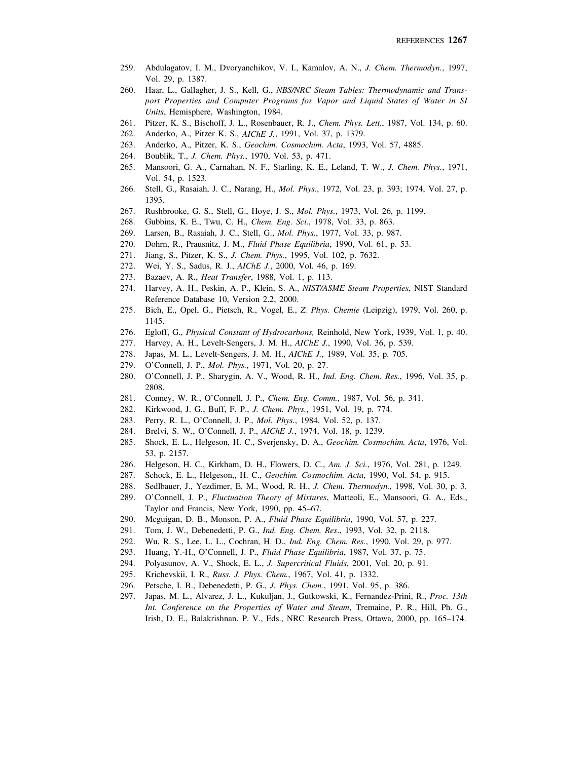259. Abdulagatov, I. M., Dvoryanchikov, V. I., Kamalov, A. N., *J. Chem. Thermodyn.*, 1997, Vol. 29, p. 1387.
260. Haar, L., Gallagher, J. S., Kell, G., *NBS/NRC Steam Tables: Thermodynamic and Transport Properties and Computer Programs for Vapor and Liquid States of Water in SI Units*, Hemisphere, Washington, 1984.
261. Pitzer, K. S., Bischoff, J. L., Rosenbauer, R. J., *Chem. Phys. Lett.*, 1987, Vol. 134, p. 60.
262. Anderko, A., Pitzer K. S., *AIChE J.*, 1991, Vol. 37, p. 1379.
263. Anderko, A., Pitzer, K. S., *Geochim. Cosmochim. Acta*, 1993, Vol. 57, 4885.
264. Boublik, T., *J. Chem. Phys.*, 1970, Vol. 53, p. 471.
265. Mansoori, G. A., Carnahan, N. F., Starling, K. E., Leland, T. W., *J. Chem. Phys.*, 1971, Vol. 54, p. 1523.
266. Stell, G., Rasaiah, J. C., Narang, H., *Mol. Phys.*, 1972, Vol. 23, p. 393; 1974, Vol. 27, p. 1393.
267. Rushbrooke, G. S., Stell, G., Hoye, J. S., *Mol. Phys.*, 1973, Vol. 26, p. 1199.
268. Gubbins, K. E., Twu, C. H., *Chem. Eng. Sci.*, 1978, Vol. 33, p. 863.
269. Larsen, B., Rasaiah, J. C., Stell, G., *Mol. Phys.*, 1977, Vol. 33, p. 987.
270. Dohrn, R., Prausnitz, J. M., *Fluid Phase Equilibria*, 1990, Vol. 61, p. 53.
271. Jiang, S., Pitzer, K. S., *J. Chem. Phys.*, 1995, Vol. 102, p. 7632.
272. Wei, Y. S., Sadus, R. J., *AIChE J.*, 2000, Vol. 46, p. 169.
273. Bazaev, A. R., *Heat Transfer*, 1988, Vol. 1, p. 113.
274. Harvey, A. H., Peskin, A. P., Klein, S. A., *NIST/ASME Steam Properties*, NIST Standard Reference Database 10, Version 2.2, 2000.
275. Bich, E., Opel, G., Pietsch, R., Vogel, E., *Z. Phys. Chemie* (Leipzig), 1979, Vol. 260, p. 1145.
276. Egloff, G., *Physical Constant of Hydrocarbons,* Reinhold, New York, 1939, Vol. 1, p. 40.
277. Harvey, A. H., Levelt-Sengers, J. M. H., *AIChE J.*, 1990, Vol. 36, p. 539.
278. Japas, M. L., Levelt-Sengers, J. M. H., *AIChE J.*, 1989, Vol. 35, p. 705.
279. O'Connell, J. P., *Mol. Phys.*, 1971, Vol. 20, p. 27.
280. O'Connell, J. P., Sharygin, A. V., Wood, R. H., *Ind. Eng. Chem. Res.*, 1996, Vol. 35, p. 2808.
281. Conney, W. R., O'Connell, J. P., *Chem. Eng. Comm.*, 1987, Vol. 56, p. 341.
282. Kirkwood, J. G., Buff, F. P., *J. Chem. Phys.*, 1951, Vol. 19, p. 774.
283. Perry, R. L., O'Connell, J. P., *Mol. Phys.*, 1984, Vol. 52, p. 137.
284. Brelvi, S. W., O'Connell, J. P., *AIChE J.*, 1974, Vol. 18, p. 1239.
285. Shock, E. L., Helgeson, H. C., Sverjensky, D. A., *Geochim. Cosmochim. Acta*, 1976, Vol. 53, p. 2157.
286. Helgeson, H. C., Kirkham, D. H., Flowers, D. C., *Am. J. Sci.*, 1976, Vol. 281, p. 1249.
287. Schock, E. L., Helgeson,, H. C., *Geochim. Cosmochim. Acta*, 1990, Vol. 54, p. 915.
288. Sedlbauer, J., Yezdimer, E. M., Wood, R. H., *J. Chem. Thermodyn.*, 1998, Vol. 30, p. 3.
289. O'Connell, J. P., *Fluctuation Theory of Mixtures*, Matteoli, E., Mansoori, G. A., Eds., Taylor and Francis, New York, 1990, pp. 45–67.
290. Mcguigan, D. B., Monson, P. A., *Fluid Phase Equilibria*, 1990, Vol. 57, p. 227.
291. Tom, J. W., Debenedetti, P. G., *Ind. Eng. Chem. Res*., 1993, Vol. 32, p. 2118.
292. Wu, R. S., Lee, L. L., Cochran, H. D., *Ind. Eng. Chem. Res.*, 1990, Vol. 29, p. 977.
293. Huang, Y.-H., O'Connell, J. P., *Fluid Phase Equilibria*, 1987, Vol. 37, p. 75.
294. Polyasunov, A. V., Shock, E. L., *J. Supercritical Fluids*, 2001, Vol. 20, p. 91.
295. Krichevskii, I. R., *Russ. J. Phys. Chem.*, 1967, Vol. 41, p. 1332.
296. Petsche, I. B., Debenedetti, P. G., *J. Phys. Chem.*, 1991, Vol. 95, p. 386.
297. Japas, M. L., Alvarez, J. L., Kukuljan, J., Gutkowski, K., Fernandez-Prini, R., *Proc. 13th Int. Conference on the Properties of Water and Steam*, Tremaine, P. R., Hill, Ph. G., Irish, D. E., Balakrishnan, P. V., Eds., NRC Research Press, Ottawa, 2000, pp. 165–174.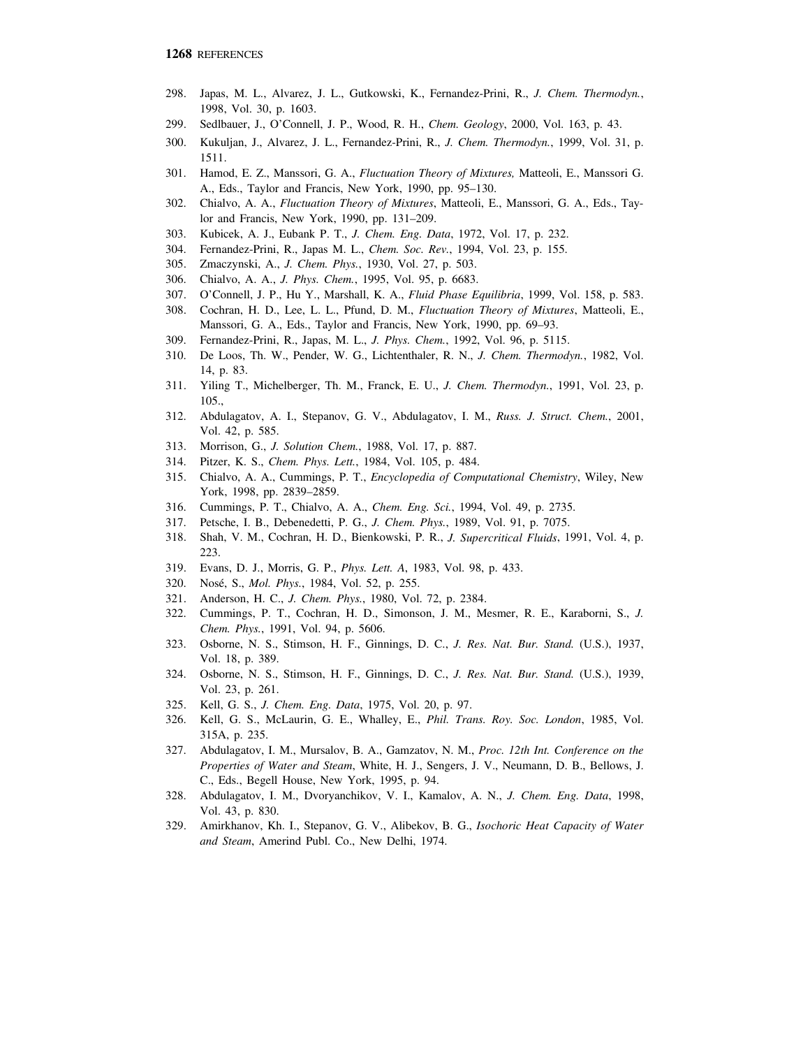298. Japas, M. L., Alvarez, J. L., Gutkowski, K., Fernandez-Prini, R., *J. Chem. Thermodyn.*, 1998, Vol. 30, p. 1603.
299. Sedlbauer, J., O'Connell, J. P., Wood, R. H., *Chem. Geology*, 2000, Vol. 163, p. 43.
300. Kukuljan, J., Alvarez, J. L., Fernandez-Prini, R., *J. Chem. Thermodyn.*, 1999, Vol. 31, p. 1511.
301. Hamod, E. Z., Manssori, G. A., *Fluctuation Theory of Mixtures,* Matteoli, E., Manssori G. A., Eds., Taylor and Francis, New York, 1990, pp. 95–130.
302. Chialvo, A. A., *Fluctuation Theory of Mixtures*, Matteoli, E., Manssori, G. A., Eds., Taylor and Francis, New York, 1990, pp. 131–209.
303. Kubicek, A. J., Eubank P. T., *J. Chem. Eng. Data*, 1972, Vol. 17, p. 232.
304. Fernandez-Prini, R., Japas M. L., *Chem. Soc. Rev.*, 1994, Vol. 23, p. 155.
305. Zmaczynski, A., *J. Chem. Phys.*, 1930, Vol. 27, p. 503.
306. Chialvo, A. A., *J. Phys. Chem.*, 1995, Vol. 95, p. 6683.
307. O'Connell, J. P., Hu Y., Marshall, K. A., *Fluid Phase Equilibria*, 1999, Vol. 158, p. 583.
308. Cochran, H. D., Lee, L. L., Pfund, D. M., *Fluctuation Theory of Mixtures*, Matteoli, E., Manssori, G. A., Eds., Taylor and Francis, New York, 1990, pp. 69–93.
309. Fernandez-Prini, R., Japas, M. L., *J. Phys. Chem.*, 1992, Vol. 96, p. 5115.
310. De Loos, Th. W., Pender, W. G., Lichtenthaler, R. N., *J. Chem. Thermodyn.*, 1982, Vol. 14, p. 83.
311. Yiling T., Michelberger, Th. M., Franck, E. U., *J. Chem. Thermodyn.*, 1991, Vol. 23, p. 105.,
312. Abdulagatov, A. I., Stepanov, G. V., Abdulagatov, I. M., *Russ. J. Struct. Chem.*, 2001, Vol. 42, p. 585.
313. Morrison, G., *J. Solution Chem.*, 1988, Vol. 17, p. 887.
314. Pitzer, K. S., *Chem. Phys. Lett.*, 1984, Vol. 105, p. 484.
315. Chialvo, A. A., Cummings, P. T., *Encyclopedia of Computational Chemistry*, Wiley, New York, 1998, pp. 2839–2859.
316. Cummings, P. T., Chialvo, A. A., *Chem. Eng. Sci.*, 1994, Vol. 49, p. 2735.
317. Petsche, I. B., Debenedetti, P. G., *J. Chem. Phys.*, 1989, Vol. 91, p. 7075.
318. Shah, V. M., Cochran, H. D., Bienkowski, P. R., *J. Supercritical Fluids*, 1991, Vol. 4, p. 223.
319. Evans, D. J., Morris, G. P., *Phys. Lett. A*, 1983, Vol. 98, p. 433.
320. Nosé, S., *Mol. Phys.*, 1984, Vol. 52, p. 255.
321. Anderson, H. C., *J. Chem. Phys.*, 1980, Vol. 72, p. 2384.
322. Cummings, P. T., Cochran, H. D., Simonson, J. M., Mesmer, R. E., Karaborni, S., *J. Chem. Phys.*, 1991, Vol. 94, p. 5606.
323. Osborne, N. S., Stimson, H. F., Ginnings, D. C., *J. Res. Nat. Bur. Stand.* (U.S.), 1937, Vol. 18, p. 389.
324. Osborne, N. S., Stimson, H. F., Ginnings, D. C., *J. Res. Nat. Bur. Stand.* (U.S.), 1939, Vol. 23, p. 261.
325. Kell, G. S., *J. Chem. Eng. Data*, 1975, Vol. 20, p. 97.
326. Kell, G. S., McLaurin, G. E., Whalley, E., *Phil. Trans. Roy. Soc. London*, 1985, Vol. 315A, p. 235.
327. Abdulagatov, I. M., Mursalov, B. A., Gamzatov, N. M., *Proc. 12th Int. Conference on the Properties of Water and Steam*, White, H. J., Sengers, J. V., Neumann, D. B., Bellows, J. C., Eds., Begell House, New York, 1995, p. 94.
328. Abdulagatov, I. M., Dvoryanchikov, V. I., Kamalov, A. N., *J. Chem. Eng. Data*, 1998, Vol. 43, p. 830.
329. Amirkhanov, Kh. I., Stepanov, G. V., Alibekov, B. G., *Isochoric Heat Capacity of Water and Steam*, Amerind Publ. Co., New Delhi, 1974.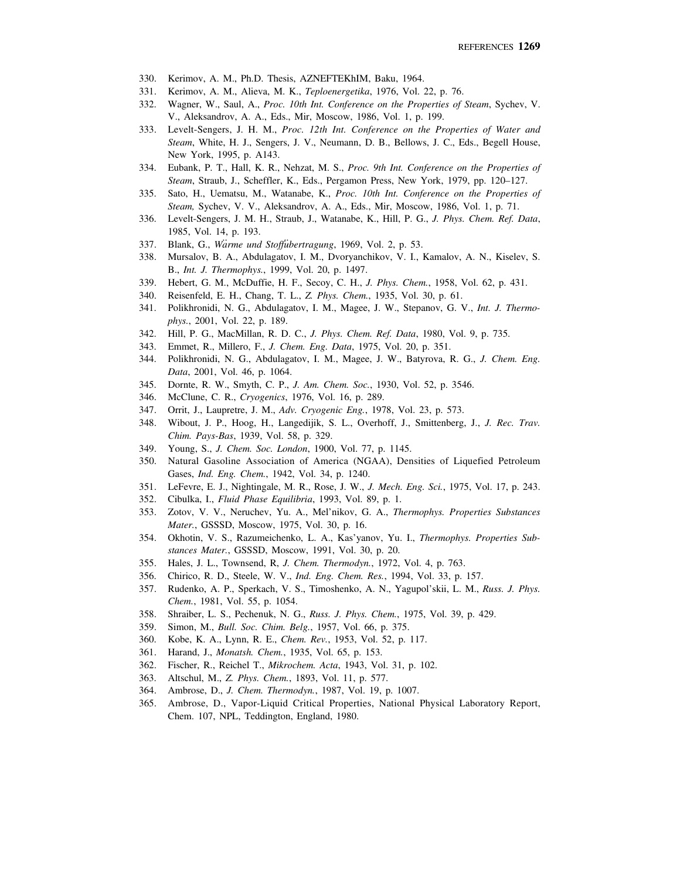330. Kerimov, A. M., Ph.D. Thesis, AZNEFTEKhIM, Baku, 1964.
331. Kerimov, A. M., Alieva, M. K., *Teploenergetika*, 1976, Vol. 22, p. 76.
332. Wagner, W., Saul, A., *Proc. 10th Int. Conference on the Properties of Steam*, Sychev, V. V., Aleksandrov, A. A., Eds., Mir, Moscow, 1986, Vol. 1, p. 199.
333. Levelt-Sengers, J. H. M., *Proc. 12th Int. Conference on the Properties of Water and Steam*, White, H. J., Sengers, J. V., Neumann, D. B., Bellows, J. C., Eds., Begell House, New York, 1995, p. A143.
334. Eubank, P. T., Hall, K. R., Nehzat, M. S., *Proc. 9th Int. Conference on the Properties of Steam*, Straub, J., Scheffler, K., Eds., Pergamon Press, New York, 1979, pp. 120–127.
335. Sato, H., Uematsu, M., Watanabe, K., *Proc. 10th Int. Conference on the Properties of Steam,* Sychev, V. V., Aleksandrov, A. A., Eds., Mir, Moscow, 1986, Vol. 1, p. 71.
336. Levelt-Sengers, J. M. H., Straub, J., Watanabe, K., Hill, P. G., *J. Phys. Chem. Ref. Data*, 1985, Vol. 14, p. 193.
337. Blank, G., *Wärme und Stoffübertragung*, 1969, Vol. 2, p. 53.
338. Mursalov, B. A., Abdulagatov, I. M., Dvoryanchikov, V. I., Kamalov, A. N., Kiselev, S. B., *Int. J. Thermophys.*, 1999, Vol. 20, p. 1497.
339. Hebert, G. M., McDuffie, H. F., Secoy, C. H., *J. Phys. Chem.*, 1958, Vol. 62, p. 431.
340. Reisenfeld, E. H., Chang, T. L., *Z. Phys. Chem.*, 1935, Vol. 30, p. 61.
341. Polikhronidi, N. G., Abdulagatov, I. M., Magee, J. W., Stepanov, G. V., *Int. J. Thermophys.*, 2001, Vol. 22, p. 189.
342. Hill, P. G., MacMillan, R. D. C., *J. Phys. Chem. Ref. Data*, 1980, Vol. 9, p. 735.
343. Emmet, R., Millero, F., *J. Chem. Eng. Data*, 1975, Vol. 20, p. 351.
344. Polikhronidi, N. G., Abdulagatov, I. M., Magee, J. W., Batyrova, R. G., *J. Chem. Eng. Data*, 2001, Vol. 46, p. 1064.
345. Dornte, R. W., Smyth, C. P., *J. Am. Chem. Soc.*, 1930, Vol. 52, p. 3546.
346. McClune, C. R., *Cryogenics*, 1976, Vol. 16, p. 289.
347. Orrit, J., Laupretre, J. M., *Adv. Cryogenic Eng.*, 1978, Vol. 23, p. 573.
348. Wibout, J. P., Hoog, H., Langedijik, S. L., Overhoff, J., Smittenberg, J., *J. Rec. Trav. Chim. Pays-Bas*, 1939, Vol. 58, p. 329.
349. Young, S., *J. Chem. Soc. London*, 1900, Vol. 77, p. 1145.
350. Natural Gasoline Association of America (NGAA), Densities of Liquefied Petroleum Gases, *Ind. Eng. Chem.*, 1942, Vol. 34, p. 1240.
351. LeFevre, E. J., Nightingale, M. R., Rose, J. W., *J. Mech. Eng. Sci.*, 1975, Vol. 17, p. 243.
352. Cibulka, I., *Fluid Phase Equilibria*, 1993, Vol. 89, p. 1.
353. Zotov, V. V., Neruchev, Yu. A., Mel'nikov, G. A., *Thermophys. Properties Substances Mater.*, GSSSD, Moscow, 1975, Vol. 30, p. 16.
354. Okhotin, V. S., Razumeichenko, L. A., Kas'yanov, Yu. I., *Thermophys. Properties Substances Mater.*, GSSSD, Moscow, 1991, Vol. 30, p. 20.
355. Hales, J. L., Townsend, R, *J. Chem. Thermodyn.*, 1972, Vol. 4, p. 763.
356. Chirico, R. D., Steele, W. V., *Ind. Eng. Chem. Res.*, 1994, Vol. 33, p. 157.
357. Rudenko, A. P., Sperkach, V. S., Timoshenko, A. N., Yagupol'skii, L. M., *Russ. J. Phys. Chem.*, 1981, Vol. 55, p. 1054.
358. Shraiber, L. S., Pechenuk, N. G., *Russ. J. Phys. Chem.*, 1975, Vol. 39, p. 429.
359. Simon, M., *Bull. Soc. Chim. Belg.*, 1957, Vol. 66, p. 375.
360. Kobe, K. A., Lynn, R. E., *Chem. Rev.*, 1953, Vol. 52, p. 117.
361. Harand, J., *Monatsh. Chem.*, 1935, Vol. 65, p. 153.
362. Fischer, R., Reichel T., *Mikrochem. Acta*, 1943, Vol. 31, p. 102.
363. Altschul, M., *Z. Phys. Chem.*, 1893, Vol. 11, p. 577.
364. Ambrose, D., *J. Chem. Thermodyn.*, 1987, Vol. 19, p. 1007.
365. Ambrose, D., Vapor-Liquid Critical Properties, National Physical Laboratory Report, Chem. 107, NPL, Teddington, England, 1980.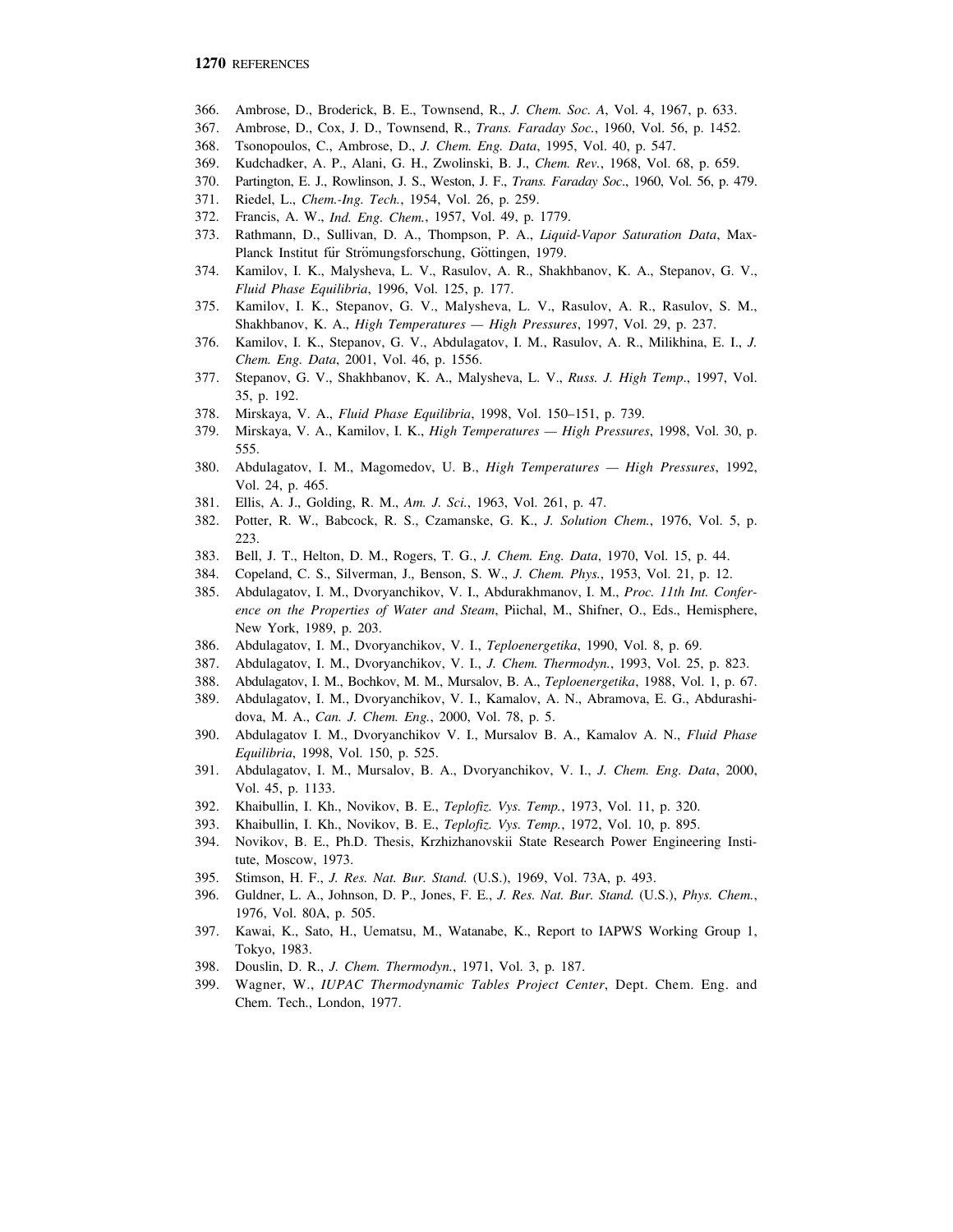366. Ambrose, D., Broderick, B. E., Townsend, R., *J. Chem. Soc. A*, Vol. 4, 1967, p. 633.
367. Ambrose, D., Cox, J. D., Townsend, R., *Trans. Faraday Soc.*, 1960, Vol. 56, p. 1452.
368. Tsonopoulos, C., Ambrose, D., *J. Chem. Eng. Data*, 1995, Vol. 40, p. 547.
369. Kudchadker, A. P., Alani, G. H., Zwolinski, B. J., *Chem. Rev.*, 1968, Vol. 68, p. 659.
370. Partington, E. J., Rowlinson, J. S., Weston, J. F., *Trans. Faraday Soc*., 1960, Vol. 56, p. 479.
371. Riedel, L., *Chem.-Ing. Tech.*, 1954, Vol. 26, p. 259.
372. Francis, A. W., *Ind. Eng. Chem.*, 1957, Vol. 49, p. 1779.
373. Rathmann, D., Sullivan, D. A., Thompson, P. A., *Liquid-Vapor Saturation Data*, Max-Planck Institut für Strömungsforschung, Göttingen, 1979.
374. Kamilov, I. K., Malysheva, L. V., Rasulov, A. R., Shakhbanov, K. A., Stepanov, G. V., *Fluid Phase Equilibria*, 1996, Vol. 125, p. 177.
375. Kamilov, I. K., Stepanov, G. V., Malysheva, L. V., Rasulov, A. R., Rasulov, S. M., Shakhbanov, K. A., *High Temperatures — High Pressures*, 1997, Vol. 29, p. 237.
376. Kamilov, I. K., Stepanov, G. V., Abdulagatov, I. M., Rasulov, A. R., Milikhina, E. I., *J. Chem. Eng. Data*, 2001, Vol. 46, p. 1556.
377. Stepanov, G. V., Shakhbanov, K. A., Malysheva, L. V., *Russ. J. High Temp*., 1997, Vol. 35, p. 192.
378. Mirskaya, V. A., *Fluid Phase Equilibria*, 1998, Vol. 150–151, p. 739.
379. Mirskaya, V. A., Kamilov, I. K., *High Temperatures — High Pressures*, 1998, Vol. 30, p. 555.
380. Abdulagatov, I. M., Magomedov, U. B., *High Temperatures — High Pressures*, 1992, Vol. 24, p. 465.
381. Ellis, A. J., Golding, R. M., *Am. J. Sci.*, 1963, Vol. 261, p. 47.
382. Potter, R. W., Babcock, R. S., Czamanske, G. K., *J. Solution Chem.*, 1976, Vol. 5, p. 223.
383. Bell, J. T., Helton, D. M., Rogers, T. G., *J. Chem. Eng. Data*, 1970, Vol. 15, p. 44.
384. Copeland, C. S., Silverman, J., Benson, S. W., *J. Chem. Phys.*, 1953, Vol. 21, p. 12.
385. Abdulagatov, I. M., Dvoryanchikov, V. I., Abdurakhmanov, I. M., *Proc. 11th Int. Conference on the Properties of Water and Steam*, Piichal, M., Shifner, O., Eds., Hemisphere, New York, 1989, p. 203.
386. Abdulagatov, I. M., Dvoryanchikov, V. I., *Teploenergetika*, 1990, Vol. 8, p. 69.
387. Abdulagatov, I. M., Dvoryanchikov, V. I., *J. Chem. Thermodyn.*, 1993, Vol. 25, p. 823.
388. Abdulagatov, I. M., Bochkov, M. M., Mursalov, B. A., *Teploenergetika*, 1988, Vol. 1, p. 67.
389. Abdulagatov, I. M., Dvoryanchikov, V. I., Kamalov, A. N., Abramova, E. G., Abdurashidova, M. A., *Can. J. Chem. Eng.*, 2000, Vol. 78, p. 5.
390. Abdulagatov I. M., Dvoryanchikov V. I., Mursalov B. A., Kamalov A. N., *Fluid Phase Equilibria*, 1998, Vol. 150, p. 525.
391. Abdulagatov, I. M., Mursalov, B. A., Dvoryanchikov, V. I., *J. Chem. Eng. Data*, 2000, Vol. 45, p. 1133.
392. Khaibullin, I. Kh., Novikov, B. E., *Teplofiz. Vys. Temp.*, 1973, Vol. 11, p. 320.
393. Khaibullin, I. Kh., Novikov, B. E., *Teplofiz. Vys. Temp.*, 1972, Vol. 10, p. 895.
394. Novikov, B. E., Ph.D. Thesis, Krzhizhanovskii State Research Power Engineering Institute, Moscow, 1973.
395. Stimson, H. F., *J. Res. Nat. Bur. Stand.* (U.S.), 1969, Vol. 73A, p. 493.
396. Guldner, L. A., Johnson, D. P., Jones, F. E., *J. Res. Nat. Bur. Stand.* (U.S.), *Phys. Chem.*, 1976, Vol. 80A, p. 505.
397. Kawai, K., Sato, H., Uematsu, M., Watanabe, K., Report to IAPWS Working Group 1, Tokyo, 1983.
398. Douslin, D. R., *J. Chem. Thermodyn.*, 1971, Vol. 3, p. 187.
399. Wagner, W., *IUPAC Thermodynamic Tables Project Center*, Dept. Chem. Eng. and Chem. Tech., London, 1977.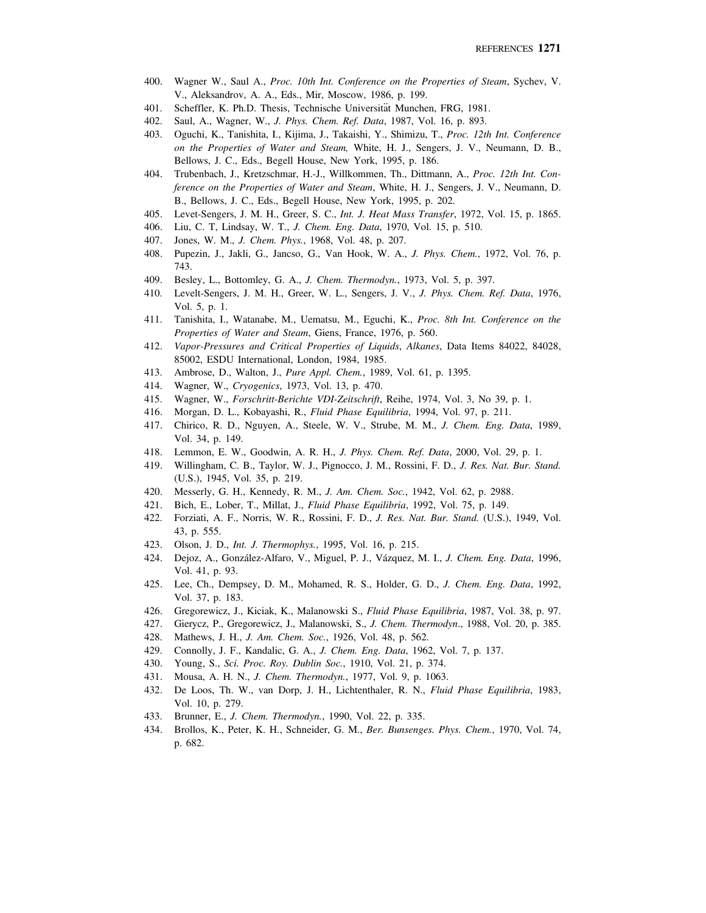400. Wagner W., Saul A., *Proc. 10th Int. Conference on the Properties of Steam*, Sychev, V. V., Aleksandrov, A. A., Eds., Mir, Moscow, 1986, p. 199.
401. Scheffler, K. Ph.D. Thesis, Technische Universität Munchen, FRG, 1981.
402. Saul, A., Wagner, W., *J. Phys. Chem. Ref. Data*, 1987, Vol. 16, p. 893.
403. Oguchi, K., Tanishita, I., Kijima, J., Takaishi, Y., Shimizu, T., *Proc. 12th Int. Conference on the Properties of Water and Steam,* White, H. J., Sengers, J. V., Neumann, D. B., Bellows, J. C., Eds., Begell House, New York, 1995, p. 186.
404. Trubenbach, J., Kretzschmar, H.-J., Willkommen, Th., Dittmann, A., *Proc. 12th Int. Conference on the Properties of Water and Steam*, White, H. J., Sengers, J. V., Neumann, D. B., Bellows, J. C., Eds., Begell House, New York, 1995, p. 202.
405. Levet-Sengers, J. M. H., Greer, S. C., *Int. J. Heat Mass Transfer*, 1972, Vol. 15, p. 1865.
406. Liu, C. T, Lindsay, W. T., *J. Chem. Eng. Data*, 1970, Vol. 15, p. 510.
407. Jones, W. M., *J. Chem. Phys.*, 1968, Vol. 48, p. 207.
408. Pupezin, J., Jakli, G., Jancso, G., Van Hook, W. A., *J. Phys. Chem.*, 1972, Vol. 76, p. 743.
409. Besley, L., Bottomley, G. A., *J. Chem. Thermodyn.*, 1973, Vol. 5, p. 397.
410. Levelt-Sengers, J. M. H., Greer, W. L., Sengers, J. V., *J. Phys. Chem. Ref. Data*, 1976, Vol. 5, p. 1.
411. Tanishita, I., Watanabe, M., Uematsu, M., Eguchi, K., *Proc. 8th Int. Conference on the Properties of Water and Steam*, Giens, France, 1976, p. 560.
412. *Vapor-Pressures and Critical Properties of Liquids*, *Alkanes*, Data Items 84022, 84028, 85002, ESDU International, London, 1984, 1985.
413. Ambrose, D., Walton, J., *Pure Appl. Chem.*, 1989, Vol. 61, p. 1395.
414. Wagner, W., *Cryogenics*, 1973, Vol. 13, p. 470.
415. Wagner, W., *Forschritt-Berichte VDI-Zeitschrift*, Reihe, 1974, Vol. 3, No 39, p. 1.
416. Morgan, D. L., Kobayashi, R., *Fluid Phase Equilibria*, 1994, Vol. 97, p. 211.
417. Chirico, R. D., Nguyen, A., Steele, W. V., Strube, M. M., *J. Chem. Eng. Data*, 1989, Vol. 34, p. 149.
418. Lemmon, E. W., Goodwin, A. R. H., *J. Phys. Chem. Ref. Data*, 2000, Vol. 29, p. 1.
419. Willingham, C. B., Taylor, W. J., Pignocco, J. M., Rossini, F. D., *J. Res. Nat. Bur. Stand.* (U.S.), 1945, Vol. 35, p. 219.
420. Messerly, G. H., Kennedy, R. M., *J. Am. Chem. Soc.*, 1942, Vol. 62, p. 2988.
421. Bich, E., Lober, T., Millat, J., *Fluid Phase Equilibria*, 1992, Vol. 75, p. 149.
422. Forziati, A. F., Norris, W. R., Rossini, F. D., *J. Res. Nat. Bur. Stand.* (U.S.), 1949, Vol. 43, p. 555.
423. Olson, J. D., *Int. J. Thermophys.*, 1995, Vol. 16, p. 215.
424. Dejoz, A., González-Alfaro, V., Miguel, P. J., Vázquez, M. I., *J. Chem. Eng. Data*, 1996, Vol. 41, p. 93.
425. Lee, Ch., Dempsey, D. M., Mohamed, R. S., Holder, G. D., *J. Chem. Eng. Data*, 1992, Vol. 37, p. 183.
426. Gregorewicz, J., Kiciak, K., Malanowski S., *Fluid Phase Equilibria*, 1987, Vol. 38, p. 97.
427. Gierycz, P., Gregorewicz, J., Malanowski, S., *J. Chem. Thermodyn*., 1988, Vol. 20, p. 385.
428. Mathews, J. H., *J. Am. Chem. Soc.*, 1926, Vol. 48, p. 562.
429. Connolly, J. F., Kandalic, G. A., *J. Chem. Eng. Data*, 1962, Vol. 7, p. 137.
430. Young, S., *Sci. Proc. Roy. Dublin Soc.*, 1910, Vol. 21, p. 374.
431. Mousa, A. H. N., *J. Chem. Thermodyn.*, 1977, Vol. 9, p. 1063.
432. De Loos, Th. W., van Dorp, J. H., Lichtenthaler, R. N., *Fluid Phase Equilibria*, 1983, Vol. 10, p. 279.
433. Brunner, E., *J. Chem. Thermodyn.*, 1990, Vol. 22, p. 335.
434. Brollos, K., Peter, K. H., Schneider, G. M., *Ber. Bunsenges. Phys. Chem.*, 1970, Vol. 74, p. 682.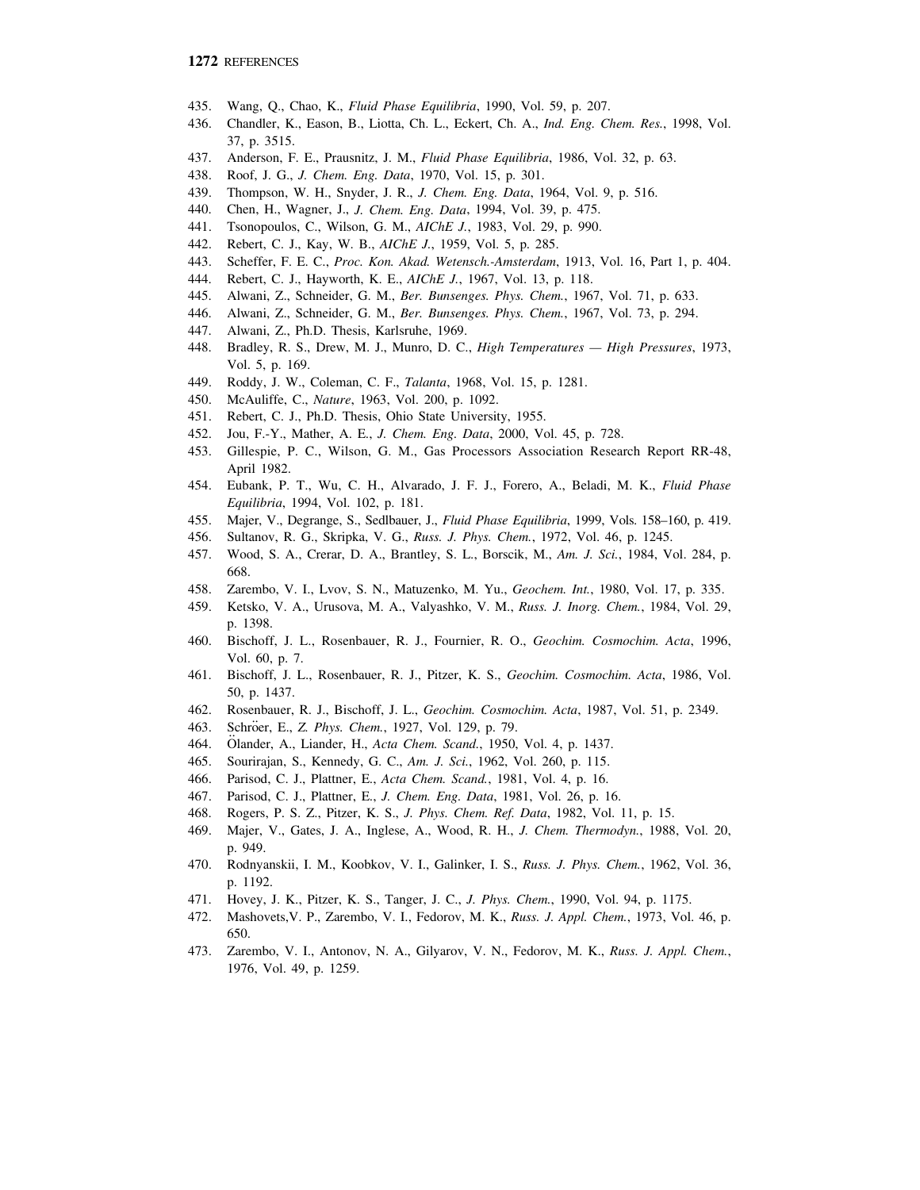435. Wang, Q., Chao, K., *Fluid Phase Equilibria*, 1990, Vol. 59, p. 207.
436. Chandler, K., Eason, B., Liotta, Ch. L., Eckert, Ch. A., *Ind. Eng. Chem. Res.*, 1998, Vol. 37, p. 3515.
437. Anderson, F. E., Prausnitz, J. M., *Fluid Phase Equilibria*, 1986, Vol. 32, p. 63.
438. Roof, J. G., *J. Chem. Eng. Data*, 1970, Vol. 15, p. 301.
439. Thompson, W. H., Snyder, J. R., *J. Chem. Eng. Data*, 1964, Vol. 9, p. 516.
440. Chen, H., Wagner, J., *J. Chem. Eng. Data*, 1994, Vol. 39, p. 475.
441. Tsonopoulos, C., Wilson, G. M., *AIChE J.*, 1983, Vol. 29, p. 990.
442. Rebert, C. J., Kay, W. B., *AIChE J.*, 1959, Vol. 5, p. 285.
443. Scheffer, F. E. C., *Proc. Kon. Akad. Wetensch.-Amsterdam*, 1913, Vol. 16, Part 1, p. 404.
444. Rebert, C. J., Hayworth, K. E., *AIChE J.*, 1967, Vol. 13, p. 118.
445. Alwani, Z., Schneider, G. M., *Ber. Bunsenges. Phys. Chem.*, 1967, Vol. 71, p. 633.
446. Alwani, Z., Schneider, G. M., *Ber. Bunsenges. Phys. Chem.*, 1967, Vol. 73, p. 294.
447. Alwani, Z., Ph.D. Thesis, Karlsruhe, 1969.
448. Bradley, R. S., Drew, M. J., Munro, D. C., *High Temperatures — High Pressures*, 1973, Vol. 5, p. 169.
449. Roddy, J. W., Coleman, C. F., *Talanta*, 1968, Vol. 15, p. 1281.
450. McAuliffe, C., *Nature*, 1963, Vol. 200, p. 1092.
451. Rebert, C. J., Ph.D. Thesis, Ohio State University, 1955.
452. Jou, F.-Y., Mather, A. E., *J. Chem. Eng. Data*, 2000, Vol. 45, p. 728.
453. Gillespie, P. C., Wilson, G. M., Gas Processors Association Research Report RR-48, April 1982.
454. Eubank, P. T., Wu, C. H., Alvarado, J. F. J., Forero, A., Beladi, M. K., *Fluid Phase Equilibria*, 1994, Vol. 102, p. 181.
455. Majer, V., Degrange, S., Sedlbauer, J., *Fluid Phase Equilibria*, 1999, Vols. 158–160, p. 419.
456. Sultanov, R. G., Skripka, V. G., *Russ. J. Phys. Chem.*, 1972, Vol. 46, p. 1245.
457. Wood, S. A., Crerar, D. A., Brantley, S. L., Borscik, M., *Am. J. Sci.*, 1984, Vol. 284, p. 668.
458. Zarembo, V. I., Lvov, S. N., Matuzenko, M. Yu., *Geochem. Int.*, 1980, Vol. 17, p. 335.
459. Ketsko, V. A., Urusova, M. A., Valyashko, V. M., *Russ. J. Inorg. Chem.*, 1984, Vol. 29, p. 1398.
460. Bischoff, J. L., Rosenbauer, R. J., Fournier, R. O., *Geochim. Cosmochim. Acta*, 1996, Vol. 60, p. 7.
461. Bischoff, J. L., Rosenbauer, R. J., Pitzer, K. S., *Geochim. Cosmochim. Acta*, 1986, Vol. 50, p. 1437.
462. Rosenbauer, R. J., Bischoff, J. L., *Geochim. Cosmochim. Acta*, 1987, Vol. 51, p. 2349.
463. Schröer, E., *Z. Phys. Chem.*, 1927, Vol. 129, p. 79.
464. Ölander, A., Liander, H., *Acta Chem. Scand.*, 1950, Vol. 4, p. 1437.
465. Sourirajan, S., Kennedy, G. C., *Am. J. Sci.*, 1962, Vol. 260, p. 115.
466. Parisod, C. J., Plattner, E., *Acta Chem. Scand.*, 1981, Vol. 4, p. 16.
467. Parisod, C. J., Plattner, E., *J. Chem. Eng. Data*, 1981, Vol. 26, p. 16.
468. Rogers, P. S. Z., Pitzer, K. S., *J. Phys. Chem. Ref. Data*, 1982, Vol. 11, p. 15.
469. Majer, V., Gates, J. A., Inglese, A., Wood, R. H., *J. Chem. Thermodyn.*, 1988, Vol. 20, p. 949.
470. Rodnyanskii, I. M., Koobkov, V. I., Galinker, I. S., *Russ. J. Phys. Chem.*, 1962, Vol. 36, p. 1192.
471. Hovey, J. K., Pitzer, K. S., Tanger, J. C., *J. Phys. Chem.*, 1990, Vol. 94, p. 1175.
472. Mashovets,V. P., Zarembo, V. I., Fedorov, M. K., *Russ. J. Appl. Chem.*, 1973, Vol. 46, p. 650.
473. Zarembo, V. I., Antonov, N. A., Gilyarov, V. N., Fedorov, M. K., *Russ. J. Appl. Chem.*, 1976, Vol. 49, p. 1259.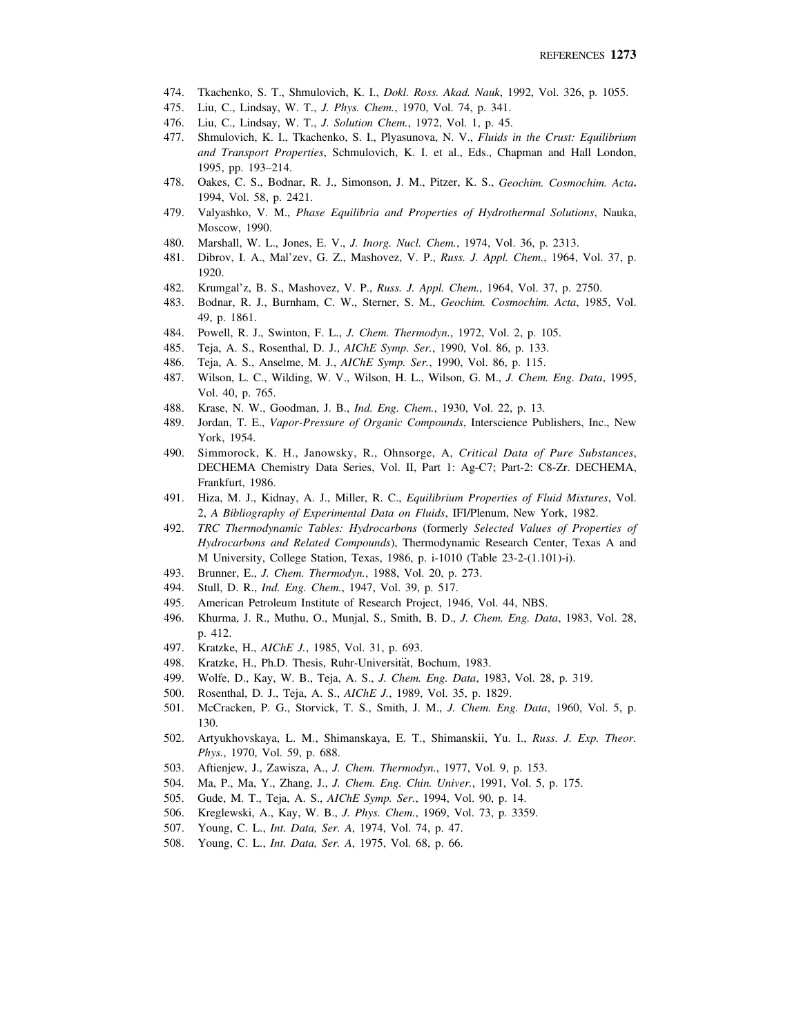474. Tkachenko, S. T., Shmulovich, K. I., *Dokl. Ross. Akad. Nauk*, 1992, Vol. 326, p. 1055.
475. Liu, C., Lindsay, W. T., *J. Phys. Chem.*, 1970, Vol. 74, p. 341.
476. Liu, C., Lindsay, W. T., *J. Solution Chem.*, 1972, Vol. 1, p. 45.
477. Shmulovich, K. I., Tkachenko, S. I., Plyasunova, N. V., *Fluids in the Crust: Equilibrium and Transport Properties*, Schmulovich, K. I. et al., Eds., Chapman and Hall London, 1995, pp. 193–214.
478. Oakes, C. S., Bodnar, R. J., Simonson, J. M., Pitzer, K. S., *Geochim. Cosmochim. Acta*, 1994, Vol. 58, p. 2421.
479. Valyashko, V. M., *Phase Equilibria and Properties of Hydrothermal Solutions*, Nauka, Moscow, 1990.
480. Marshall, W. L., Jones, E. V., *J. Inorg. Nucl. Chem.*, 1974, Vol. 36, p. 2313.
481. Dibrov, I. A., Mal'zev, G. Z., Mashovez, V. P., *Russ. J. Appl. Chem.*, 1964, Vol. 37, p. 1920.
482. Krumgal'z, B. S., Mashovez, V. P., *Russ. J. Appl. Chem.*, 1964, Vol. 37, p. 2750.
483. Bodnar, R. J., Burnham, C. W., Sterner, S. M., *Geochim. Cosmochim. Acta*, 1985, Vol. 49, p. 1861.
484. Powell, R. J., Swinton, F. L., *J. Chem. Thermodyn.*, 1972, Vol. 2, p. 105.
485. Teja, A. S., Rosenthal, D. J., *AIChE Symp. Ser.*, 1990, Vol. 86, p. 133.
486. Teja, A. S., Anselme, M. J., *AIChE Symp. Ser.*, 1990, Vol. 86, p. 115.
487. Wilson, L. C., Wilding, W. V., Wilson, H. L., Wilson, G. M., *J. Chem. Eng. Data*, 1995, Vol. 40, p. 765.
488. Krase, N. W., Goodman, J. B., *Ind. Eng. Chem.*, 1930, Vol. 22, p. 13.
489. Jordan, T. E., *Vapor-Pressure of Organic Compounds*, Interscience Publishers, Inc., New York, 1954.
490. Simmorock, K. H., Janowsky, R., Ohnsorge, A, *Critical Data of Pure Substances*, DECHEMA Chemistry Data Series, Vol. II, Part 1: Ag-C7; Part-2: C8-Zr. DECHEMA, Frankfurt, 1986.
491. Hiza, M. J., Kidnay, A. J., Miller, R. C., *Equilibrium Properties of Fluid Mixtures*, Vol. 2, *A Bibliography of Experimental Data on Fluids*, IFI/Plenum, New York, 1982.
492. *TRC Thermodynamic Tables: Hydrocarbons* (formerly *Selected Values of Properties of Hydrocarbons and Related Compounds*), Thermodynamic Research Center, Texas A and M University, College Station, Texas, 1986, p. i-1010 (Table 23-2-(1.101)-i).
493. Brunner, E., *J. Chem. Thermodyn.*, 1988, Vol. 20, p. 273.
494. Stull, D. R., *Ind. Eng. Chem.*, 1947, Vol. 39, p. 517.
495. American Petroleum Institute of Research Project, 1946, Vol. 44, NBS.
496. Khurma, J. R., Muthu, O., Munjal, S., Smith, B. D., *J. Chem. Eng. Data*, 1983, Vol. 28, p. 412.
497. Kratzke, H., *AIChE J.*, 1985, Vol. 31, p. 693.
498. Kratzke, H., Ph.D. Thesis, Ruhr-Universität, Bochum, 1983.
499. Wolfe, D., Kay, W. B., Teja, A. S., *J. Chem. Eng. Data*, 1983, Vol. 28, p. 319.
500. Rosenthal, D. J., Teja, A. S., *AIChE J.*, 1989, Vol. 35, p. 1829.
501. McCracken, P. G., Storvick, T. S., Smith, J. M., *J. Chem. Eng. Data*, 1960, Vol. 5, p. 130.
502. Artyukhovskaya, L. M., Shimanskaya, E. T., Shimanskii, Yu. I., *Russ. J. Exp. Theor. Phys.*, 1970, Vol. 59, p. 688.
503. Aftienjew, J., Zawisza, A., *J. Chem. Thermodyn.*, 1977, Vol. 9, p. 153.
504. Ma, P., Ma, Y., Zhang, J., *J. Chem. Eng. Chin. Univer.*, 1991, Vol. 5, p. 175.
505. Gude, M. T., Teja, A. S., *AIChE Symp. Ser.*, 1994, Vol. 90, p. 14.
506. Kreglewski, A., Kay, W. B., *J. Phys. Chem.*, 1969, Vol. 73, p. 3359.
507. Young, C. L., *Int. Data, Ser. A*, 1974, Vol. 74, p. 47.
508. Young, C. L., *Int. Data, Ser. A*, 1975, Vol. 68, p. 66.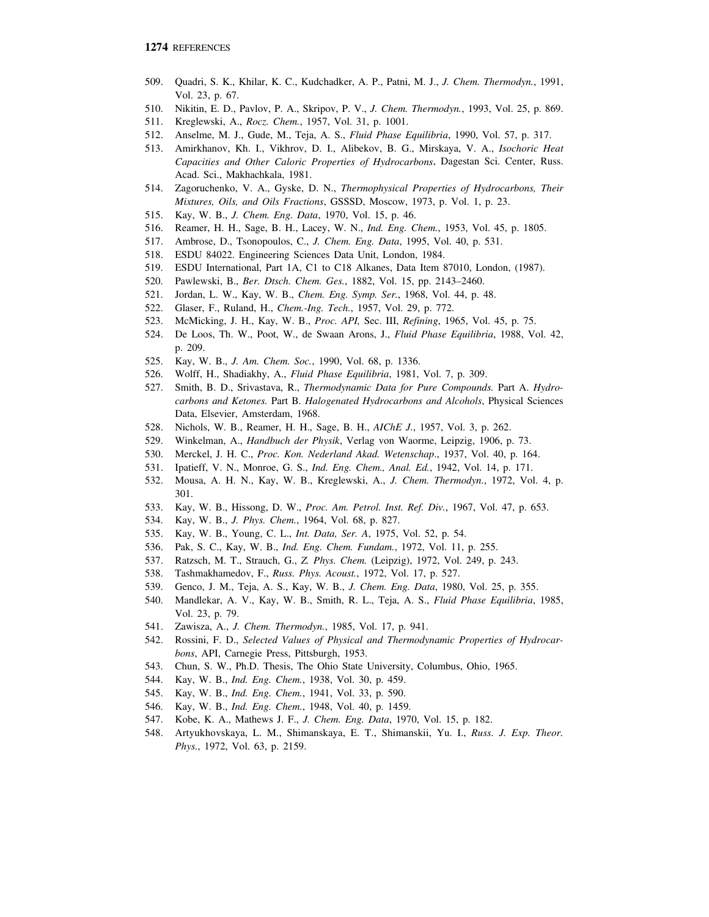509. Quadri, S. K., Khilar, K. C., Kudchadker, A. P., Patni, M. J., *J. Chem. Thermodyn.*, 1991, Vol. 23, p. 67.
510. Nikitin, E. D., Pavlov, P. A., Skripov, P. V., *J. Chem. Thermodyn.*, 1993, Vol. 25, p. 869.
511. Kreglewski, A., *Rocz. Chem.*, 1957, Vol. 31, p. 1001.
512. Anselme, M. J., Gude, M., Teja, A. S., *Fluid Phase Equilibria*, 1990, Vol. 57, p. 317.
513. Amirkhanov, Kh. I., Vikhrov, D. I., Alibekov, B. G., Mirskaya, V. A., *Isochoric Heat Capacities and Other Caloric Properties of Hydrocarbons*, Dagestan Sci. Center, Russ. Acad. Sci., Makhachkala, 1981.
514. Zagoruchenko, V. A., Gyske, D. N., *Thermophysical Properties of Hydrocarbons, Their Mixtures, Oils, and Oils Fractions*, GSSSD, Moscow, 1973, p. Vol. 1, p. 23.
515. Kay, W. B., *J. Chem. Eng. Data*, 1970, Vol. 15, p. 46.
516. Reamer, H. H., Sage, B. H., Lacey, W. N., *Ind. Eng. Chem.*, 1953, Vol. 45, p. 1805.
517. Ambrose, D., Tsonopoulos, C., *J. Chem. Eng. Data*, 1995, Vol. 40, p. 531.
518. ESDU 84022. Engineering Sciences Data Unit, London, 1984.
519. ESDU International, Part 1A, C1 to C18 Alkanes, Data Item 87010, London, (1987).
520. Pawlewski, B., *Ber. Dtsch. Chem. Ges.*, 1882, Vol. 15, pp. 2143–2460.
521. Jordan, L. W., Kay, W. B., *Chem. Eng. Symp. Ser.*, 1968, Vol. 44, p. 48.
522. Glaser, F., Ruland, H., *Chem.-Ing. Tech.*, 1957, Vol. 29, p. 772.
523. McMicking, J. H., Kay, W. B., *Proc. API,* Sec. III, *Refining*, 1965, Vol. 45, p. 75.
524. De Loos, Th. W., Poot, W., de Swaan Arons, J., *Fluid Phase Equilibria*, 1988, Vol. 42, p. 209.
525. Kay, W. B., *J. Am. Chem. Soc.*, 1990, Vol. 68, p. 1336.
526. Wolff, H., Shadiakhy, A., *Fluid Phase Equilibria*, 1981, Vol. 7, p. 309.
527. Smith, B. D., Srivastava, R., *Thermodynamic Data for Pure Compounds.* Part A. *Hydrocarbons and Ketones.* Part B. *Halogenated Hydrocarbons and Alcohols*, Physical Sciences Data, Elsevier, Amsterdam, 1968.
528. Nichols, W. B., Reamer, H. H., Sage, B. H., *AIChE J.*, 1957, Vol. 3, p. 262.
529. Winkelman, A., *Handbuch der Physik*, Verlag von Waorme, Leipzig, 1906, p. 73.
530. Merckel, J. H. C., *Proc. Kon. Nederland Akad. Wetenschap*., 1937, Vol. 40, p. 164.
531. Ipatieff, V. N., Monroe, G. S., *Ind. Eng. Chem., Anal. Ed.*, 1942, Vol. 14, p. 171.
532. Mousa, A. H. N., Kay, W. B., Kreglewski, A., *J. Chem. Thermodyn.*, 1972, Vol. 4, p. 301.
533. Kay, W. B., Hissong, D. W., *Proc. Am. Petrol. Inst. Ref. Div.*, 1967, Vol. 47, p. 653.
534. Kay, W. B., *J. Phys. Chem.*, 1964, Vol. 68, p. 827.
535. Kay, W. B., Young, C. L., *Int. Data, Ser. A*, 1975, Vol. 52, p. 54.
536. Pak, S. C., Kay, W. B., *Ind. Eng. Chem. Fundam.*, 1972, Vol. 11, p. 255.
537. Ratzsch, M. T., Strauch, G., *Z. Phys. Chem.* (Leipzig), 1972, Vol. 249, p. 243.
538. Tashmakhamedov, F., *Russ. Phys. Acoust.*, 1972, Vol. 17, p. 527.
539. Genco, J. M., Teja, A. S., Kay, W. B., *J. Chem. Eng. Data*, 1980, Vol. 25, p. 355.
540. Mandlekar, A. V., Kay, W. B., Smith, R. L., Teja, A. S., *Fluid Phase Equilibria*, 1985, Vol. 23, p. 79.
541. Zawisza, A., *J. Chem. Thermodyn.*, 1985, Vol. 17, p. 941.
542. Rossini, F. D., *Selected Values of Physical and Thermodynamic Properties of Hydrocarbons*, API, Carnegie Press, Pittsburgh, 1953.
543. Chun, S. W., Ph.D. Thesis, The Ohio State University, Columbus, Ohio, 1965.
544. Kay, W. B., *Ind. Eng. Chem.*, 1938, Vol. 30, p. 459.
545. Kay, W. B., *Ind. Eng. Chem.*, 1941, Vol. 33, p. 590.
546. Kay, W. B., *Ind. Eng. Chem.*, 1948, Vol. 40, p. 1459.
547. Kobe, K. A., Mathews J. F., *J. Chem. Eng. Data*, 1970, Vol. 15, p. 182.
548. Artyukhovskaya, L. M., Shimanskaya, E. T., Shimanskii, Yu. I., *Russ. J. Exp. Theor. Phys.*, 1972, Vol. 63, p. 2159.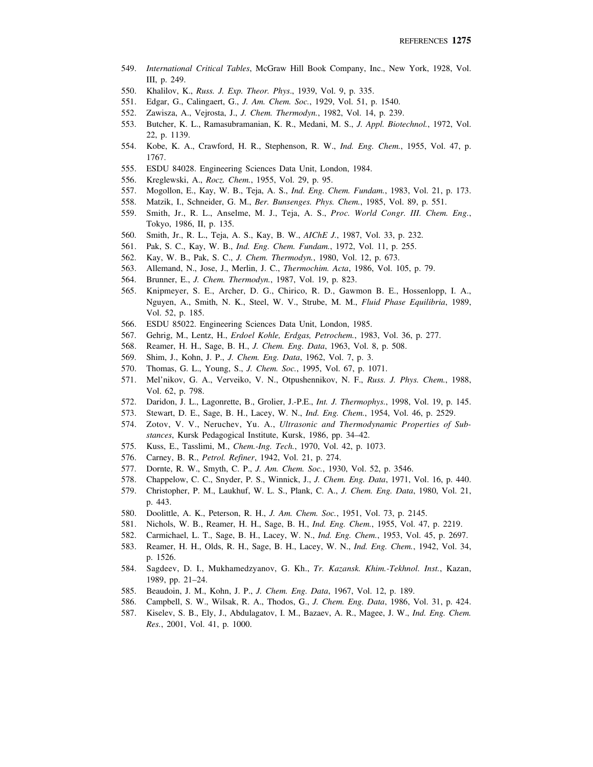549. *International Critical Tables*, McGraw Hill Book Company, Inc., New York, 1928, Vol. III, p. 249.
550. Khalilov, K., *Russ. J. Exp. Theor. Phys*., 1939, Vol. 9, p. 335.
551. Edgar, G., Calingaert, G., *J. Am. Chem. Soc.*, 1929, Vol. 51, p. 1540.
552. Zawisza, A., Vejrosta, J., *J. Chem. Thermodyn.*, 1982, Vol. 14, p. 239.
553. Butcher, K. L., Ramasubramanian, K. R., Medani, M. S., *J. Appl. Biotechnol.*, 1972, Vol. 22, p. 1139.
554. Kobe, K. A., Crawford, H. R., Stephenson, R. W., *Ind. Eng. Chem.*, 1955, Vol. 47, p. 1767.
555. ESDU 84028. Engineering Sciences Data Unit, London, 1984.
556. Kreglewski, A., *Rocz. Chem.*, 1955, Vol. 29, p. 95.
557. Mogollon, E., Kay, W. B., Teja, A. S., *Ind. Eng. Chem. Fundam.*, 1983, Vol. 21, p. 173.
558. Matzik, I., Schneider, G. M., *Ber. Bunsenges. Phys. Chem.*, 1985, Vol. 89, p. 551.
559. Smith, Jr., R. L., Anselme, M. J., Teja, A. S., *Proc. World Congr. III. Chem. Eng.*, Tokyo, 1986, II, p. 135.
560. Smith, Jr., R. L., Teja, A. S., Kay, B. W., *AIChE J.*, 1987, Vol. 33, p. 232.
561. Pak, S. C., Kay, W. B., *Ind. Eng. Chem. Fundam.*, 1972, Vol. 11, p. 255.
562. Kay, W. B., Pak, S. C., *J. Chem. Thermodyn.*, 1980, Vol. 12, p. 673.
563. Allemand, N., Jose, J., Merlin, J. C., *Thermochim. Acta*, 1986, Vol. 105, p. 79.
564. Brunner, E., *J. Chem. Thermodyn.*, 1987, Vol. 19, p. 823.
565. Knipmeyer, S. E., Archer, D. G., Chirico, R. D., Gawmon B. E., Hossenlopp, I. A., Nguyen, A., Smith, N. K., Steel, W. V., Strube, M. M., *Fluid Phase Equilibria*, 1989, Vol. 52, p. 185.
566. ESDU 85022. Engineering Sciences Data Unit, London, 1985.
567. Gehrig, M., Lentz, H., *Erdoel Kohle, Erdgas, Petrochem.*, 1983, Vol. 36, p. 277.
568. Reamer, H. H., Sage, B. H., *J. Chem. Eng. Data*, 1963, Vol. 8, p. 508.
569. Shim, J., Kohn, J. P., *J. Chem. Eng. Data*, 1962, Vol. 7, p. 3.
570. Thomas, G. L., Young, S., *J. Chem. Soc.*, 1995, Vol. 67, p. 1071.
571. Mel'nikov, G. A., Verveiko, V. N., Otpushennikov, N. F., *Russ. J. Phys. Chem.*, 1988, Vol. 62, p. 798.
572. Daridon, J. L., Lagonrette, B., Grolier, J.-P.E., *Int. J. Thermophys.*, 1998, Vol. 19, p. 145.
573. Stewart, D. E., Sage, B. H., Lacey, W. N., *Ind. Eng. Chem.*, 1954, Vol. 46, p. 2529.
574. Zotov, V. V., Neruchev, Yu. A., *Ultrasonic and Thermodynamic Properties of Substances*, Kursk Pedagogical Institute, Kursk, 1986, pp. 34–42.
575. Kuss, E., Tasslimi, M., *Chem.-Ing. Tech.*, 1970, Vol. 42, p. 1073.
576. Carney, B. R., *Petrol. Refiner*, 1942, Vol. 21, p. 274.
577. Dornte, R. W., Smyth, C. P., *J. Am. Chem. Soc.*, 1930, Vol. 52, p. 3546.
578. Chappelow, C. C., Snyder, P. S., Winnick, J., *J. Chem. Eng. Data*, 1971, Vol. 16, p. 440.
579. Christopher, P. M., Laukhuf, W. L. S., Plank, C. A., *J. Chem. Eng. Data*, 1980, Vol. 21, p. 443.
580. Doolittle, A. K., Peterson, R. H., *J. Am. Chem. Soc.*, 1951, Vol. 73, p. 2145.
581. Nichols, W. B., Reamer, H. H., Sage, B. H., *Ind. Eng. Chem.*, 1955, Vol. 47, p. 2219.
582. Carmichael, L. T., Sage, B. H., Lacey, W. N., *Ind. Eng. Chem.*, 1953, Vol. 45, p. 2697.
583. Reamer, H. H., Olds, R. H., Sage, B. H., Lacey, W. N., *Ind. Eng. Chem.*, 1942, Vol. 34, p. 1526.
584. Sagdeev, D. I., Mukhamedzyanov, G. Kh., *Tr. Kazansk. Khim.-Tekhnol. Inst.*, Kazan, 1989, pp. 21–24.
585. Beaudoin, J. M., Kohn, J. P., *J. Chem. Eng. Data*, 1967, Vol. 12, p. 189.
586. Campbell, S. W., Wilsak, R. A., Thodos, G., *J. Chem. Eng. Data*, 1986, Vol. 31, p. 424.
587. Kiselev, S. B., Ely, J., Abdulagatov, I. M., Bazaev, A. R., Magee, J. W., *Ind. Eng. Chem. Res.*, 2001, Vol. 41, p. 1000.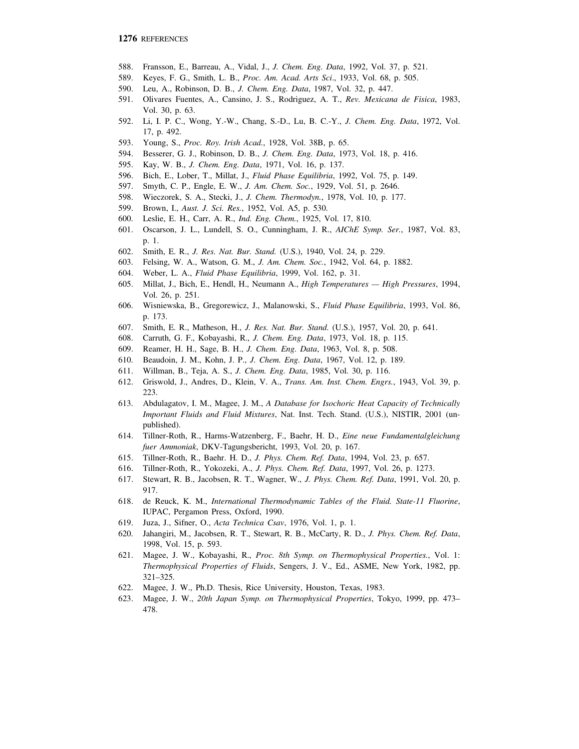588. Fransson, E., Barreau, A., Vidal, J., *J. Chem. Eng. Data*, 1992, Vol. 37, p. 521.
589. Keyes, F. G., Smith, L. B., *Proc. Am. Acad. Arts Sci*., 1933, Vol. 68, p. 505.
590. Leu, A., Robinson, D. B., *J. Chem. Eng. Data*, 1987, Vol. 32, p. 447.
591. Olivares Fuentes, A., Cansino, J. S., Rodriguez, A. T., *Rev. Mexicana de Fisica*, 1983, Vol. 30, p. 63.
592. Li, I. P. C., Wong, Y.-W., Chang, S.-D., Lu, B. C.-Y., *J. Chem. Eng. Data*, 1972, Vol. 17, p. 492.
593. Young, S., *Proc. Roy. Irish Acad.*, 1928, Vol. 38B, p. 65.
594. Besserer, G. J., Robinson, D. B., *J. Chem. Eng. Data*, 1973, Vol. 18, p. 416.
595. Kay, W. B., *J. Chem. Eng. Data*, 1971, Vol. 16, p. 137.
596. Bich, E., Lober, T., Millat, J., *Fluid Phase Equilibria*, 1992, Vol. 75, p. 149.
597. Smyth, C. P., Engle, E. W., *J. Am. Chem. Soc.*, 1929, Vol. 51, p. 2646.
598. Wieczorek, S. A., Stecki, J., *J. Chem. Thermodyn.*, 1978, Vol. 10, p. 177.
599. Brown, I., *Aust. J. Sci. Res.*, 1952, Vol. A5, p. 530.
600. Leslie, E. H., Carr, A. R., *Ind. Eng. Chem.*, 1925, Vol. 17, 810.
601. Oscarson, J. L., Lundell, S. O., Cunningham, J. R., *AIChE Symp. Ser.*, 1987, Vol. 83, p. 1.
602. Smith, E. R., *J. Res. Nat. Bur. Stand.* (U.S.), 1940, Vol. 24, p. 229.
603. Felsing, W. A., Watson, G. M., *J. Am. Chem. Soc.*, 1942, Vol. 64, p. 1882.
604. Weber, L. A., *Fluid Phase Equilibria*, 1999, Vol. 162, p. 31.
605. Millat, J., Bich, E., Hendl, H., Neumann A., *High Temperatures — High Pressures*, 1994, Vol. 26, p. 251.
606. Wisniewska, B., Gregorewicz, J., Malanowski, S., *Fluid Phase Equilibria*, 1993, Vol. 86, p. 173.
607. Smith, E. R., Matheson, H., *J. Res. Nat. Bur. Stand.* (U.S.), 1957, Vol. 20, p. 641.
608. Carruth, G. F., Kobayashi, R., *J. Chem. Eng. Data*, 1973, Vol. 18, p. 115.
609. Reamer, H. H., Sage, B. H., *J. Chem. Eng. Data*, 1963, Vol. 8, p. 508.
610. Beaudoin, J. M., Kohn, J. P., *J. Chem. Eng. Data*, 1967, Vol. 12, p. 189.
611. Willman, B., Teja, A. S., *J. Chem. Eng. Data*, 1985, Vol. 30, p. 116.
612. Griswold, J., Andres, D., Klein, V. A., *Trans. Am. Inst. Chem. Engrs.*, 1943, Vol. 39, p. 223.
613. Abdulagatov, I. M., Magee, J. M., *A Database for Isochoric Heat Capacity of Technically Important Fluids and Fluid Mixtures*, Nat. Inst. Tech. Stand. (U.S.), NISTIR, 2001 (unpublished).
614. Tillner-Roth, R., Harms-Watzenberg, F., Baehr, H. D., *Eine neue Fundamentalgleichung fuer Ammoniak*, DKV-Tagungsbericht, 1993, Vol. 20, p. 167.
615. Tillner-Roth, R., Baehr. H. D., *J. Phys. Chem. Ref. Data*, 1994, Vol. 23, p. 657.
616. Tillner-Roth, R., Yokozeki, A., *J. Phys. Chem. Ref. Data*, 1997, Vol. 26, p. 1273.
617. Stewart, R. B., Jacobsen, R. T., Wagner, W., *J. Phys. Chem. Ref. Data*, 1991, Vol. 20, p. 917.
618. de Reuck, K. M., *International Thermodynamic Tables of the Fluid. State-11 Fluorine*, IUPAC, Pergamon Press, Oxford, 1990.
619. Juza, J., Sifner, O., *Acta Technica Csav*, 1976, Vol. 1, p. 1.
620. Jahangiri, M., Jacobsen, R. T., Stewart, R. B., McCarty, R. D., *J. Phys. Chem. Ref. Data*, 1998, Vol. 15, p. 593.
621. Magee, J. W., Kobayashi, R., *Proc. 8th Symp. on Thermophysical Properties.*, Vol. 1: *Thermophysical Properties of Fluids*, Sengers, J. V., Ed., ASME, New York, 1982, pp. 321–325.
622. Magee, J. W., Ph.D. Thesis, Rice University, Houston, Texas, 1983.
623. Magee, J. W., *20th Japan Symp. on Thermophysical Properties*, Tokyo, 1999, pp. 473–478.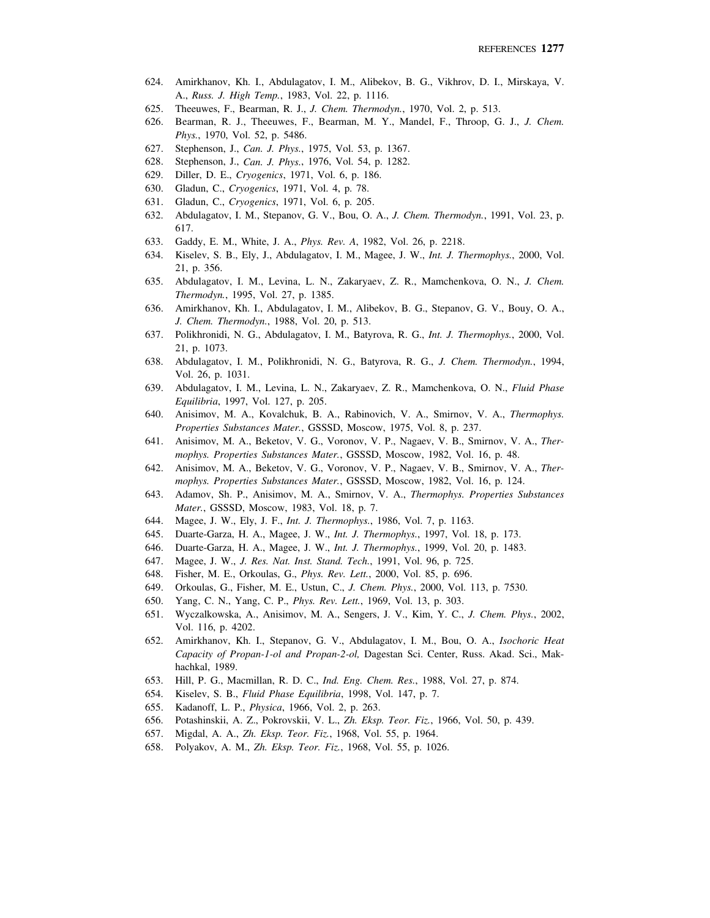624. Amirkhanov, Kh. I., Abdulagatov, I. M., Alibekov, B. G., Vikhrov, D. I., Mirskaya, V. A., *Russ. J. High Temp.*, 1983, Vol. 22, p. 1116.
625. Theeuwes, F., Bearman, R. J., *J. Chem. Thermodyn.*, 1970, Vol. 2, p. 513.
626. Bearman, R. J., Theeuwes, F., Bearman, M. Y., Mandel, F., Throop, G. J., *J. Chem. Phys.*, 1970, Vol. 52, p. 5486.
627. Stephenson, J., *Can. J. Phys.*, 1975, Vol. 53, p. 1367.
628. Stephenson, J., *Can. J. Phys.*, 1976, Vol. 54, p. 1282.
629. Diller, D. E., *Cryogenics*, 1971, Vol. 6, p. 186.
630. Gladun, C., *Cryogenics*, 1971, Vol. 4, p. 78.
631. Gladun, C., *Cryogenics*, 1971, Vol. 6, p. 205.
632. Abdulagatov, I. M., Stepanov, G. V., Bou, O. A., *J. Chem. Thermodyn.*, 1991, Vol. 23, p. 617.
633. Gaddy, E. M., White, J. A., *Phys. Rev. A*, 1982, Vol. 26, p. 2218.
634. Kiselev, S. B., Ely, J., Abdulagatov, I. M., Magee, J. W., *Int. J. Thermophys.*, 2000, Vol. 21, p. 356.
635. Abdulagatov, I. M., Levina, L. N., Zakaryaev, Z. R., Mamchenkova, O. N., *J. Chem. Thermodyn.*, 1995, Vol. 27, p. 1385.
636. Amirkhanov, Kh. I., Abdulagatov, I. M., Alibekov, B. G., Stepanov, G. V., Bouy, O. A., *J. Chem. Thermodyn.*, 1988, Vol. 20, p. 513.
637. Polikhronidi, N. G., Abdulagatov, I. M., Batyrova, R. G., *Int. J. Thermophys.*, 2000, Vol. 21, p. 1073.
638. Abdulagatov, I. M., Polikhronidi, N. G., Batyrova, R. G., *J. Chem. Thermodyn.*, 1994, Vol. 26, p. 1031.
639. Abdulagatov, I. M., Levina, L. N., Zakaryaev, Z. R., Mamchenkova, O. N., *Fluid Phase Equilibria*, 1997, Vol. 127, p. 205.
640. Anisimov, M. A., Kovalchuk, B. A., Rabinovich, V. A., Smirnov, V. A., *Thermophys. Properties Substances Mater.*, GSSSD, Moscow, 1975, Vol. 8, p. 237.
641. Anisimov, M. A., Beketov, V. G., Voronov, V. P., Nagaev, V. B., Smirnov, V. A., *Thermophys. Properties Substances Mater.*, GSSSD, Moscow, 1982, Vol. 16, p. 48.
642. Anisimov, M. A., Beketov, V. G., Voronov, V. P., Nagaev, V. B., Smirnov, V. A., *Thermophys. Properties Substances Mater.*, GSSSD, Moscow, 1982, Vol. 16, p. 124.
643. Adamov, Sh. P., Anisimov, M. A., Smirnov, V. A., *Thermophys. Properties Substances Mater.*, GSSSD, Moscow, 1983, Vol. 18, p. 7.
644. Magee, J. W., Ely, J. F., *Int. J. Thermophys.*, 1986, Vol. 7, p. 1163.
645. Duarte-Garza, H. A., Magee, J. W., *Int. J. Thermophys.*, 1997, Vol. 18, p. 173.
646. Duarte-Garza, H. A., Magee, J. W., *Int. J. Thermophys.*, 1999, Vol. 20, p. 1483.
647. Magee, J. W., *J. Res. Nat. Inst. Stand. Tech.*, 1991, Vol. 96, p. 725.
648. Fisher, M. E., Orkoulas, G., *Phys. Rev. Lett.*, 2000, Vol. 85, p. 696.
649. Orkoulas, G., Fisher, M. E., Ustun, C., *J. Chem. Phys.*, 2000, Vol. 113, p. 7530.
650. Yang, C. N., Yang, C. P., *Phys. Rev. Lett.*, 1969, Vol. 13, p. 303.
651. Wyczalkowska, A., Anisimov, M. A., Sengers, J. V., Kim, Y. C., *J. Chem. Phys.*, 2002, Vol. 116, p. 4202.
652. Amirkhanov, Kh. I., Stepanov, G. V., Abdulagatov, I. M., Bou, O. A., *Isochoric Heat Capacity of Propan-1-ol and Propan-2-ol,* Dagestan Sci. Center, Russ. Akad. Sci., Makhachkal, 1989.
653. Hill, P. G., Macmillan, R. D. C., *Ind. Eng. Chem. Res.*, 1988, Vol. 27, p. 874.
654. Kiselev, S. B., *Fluid Phase Equilibria*, 1998, Vol. 147, p. 7.
655. Kadanoff, L. P., *Physica*, 1966, Vol. 2, p. 263.
656. Potashinskii, A. Z., Pokrovskii, V. L., *Zh. Eksp. Teor. Fiz.*, 1966, Vol. 50, p. 439.
657. Migdal, A. A., *Zh. Eksp. Teor. Fiz.*, 1968, Vol. 55, p. 1964.
658. Polyakov, A. M., *Zh. Eksp. Teor. Fiz.*, 1968, Vol. 55, p. 1026.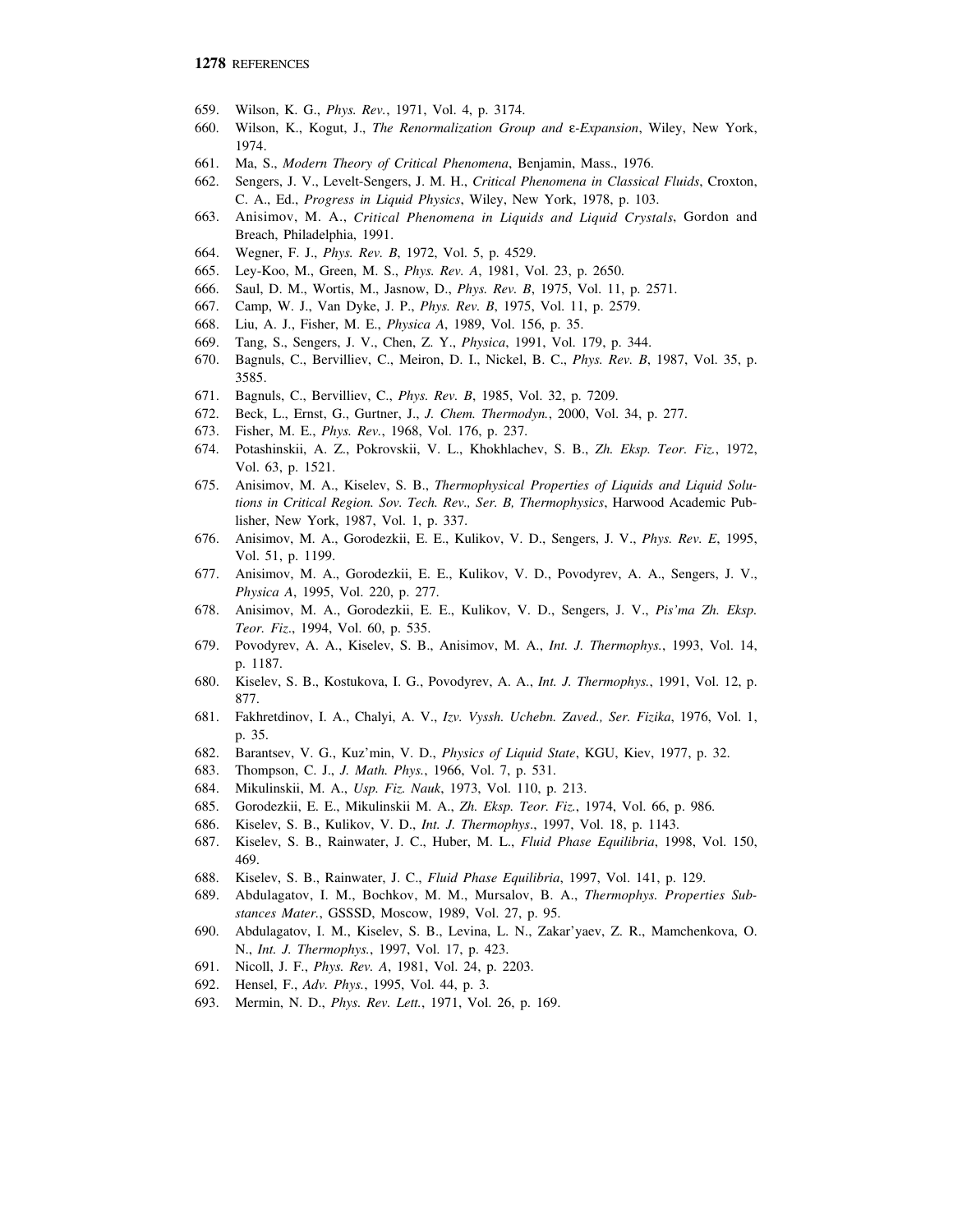659. Wilson, K. G., *Phys. Rev.*, 1971, Vol. 4, p. 3174.
660. Wilson, K., Kogut, J., *The Renormalization Group and ε-Expansion*, Wiley, New York, 1974.
661. Ma, S., *Modern Theory of Critical Phenomena*, Benjamin, Mass., 1976.
662. Sengers, J. V., Levelt-Sengers, J. M. H., *Critical Phenomena in Classical Fluids*, Croxton, C. A., Ed., *Progress in Liquid Physics*, Wiley, New York, 1978, p. 103.
663. Anisimov, M. A., *Critical Phenomena in Liquids and Liquid Crystals*, Gordon and Breach, Philadelphia, 1991.
664. Wegner, F. J., *Phys. Rev. B*, 1972, Vol. 5, p. 4529.
665. Ley-Koo, M., Green, M. S., *Phys. Rev. A*, 1981, Vol. 23, p. 2650.
666. Saul, D. M., Wortis, M., Jasnow, D., *Phys. Rev. B*, 1975, Vol. 11, p. 2571.
667. Camp, W. J., Van Dyke, J. P., *Phys. Rev. B*, 1975, Vol. 11, p. 2579.
668. Liu, A. J., Fisher, M. E., *Physica A*, 1989, Vol. 156, p. 35.
669. Tang, S., Sengers, J. V., Chen, Z. Y., *Physica*, 1991, Vol. 179, p. 344.
670. Bagnuls, C., Bervilliev, C., Meiron, D. I., Nickel, B. C., *Phys. Rev. B*, 1987, Vol. 35, p. 3585.
671. Bagnuls, C., Bervilliev, C., *Phys. Rev. B*, 1985, Vol. 32, p. 7209.
672. Beck, L., Ernst, G., Gurtner, J., *J. Chem. Thermodyn.*, 2000, Vol. 34, p. 277.
673. Fisher, M. E., *Phys. Rev.*, 1968, Vol. 176, p. 237.
674. Potashinskii, A. Z., Pokrovskii, V. L., Khokhlachev, S. B., *Zh. Eksp. Teor. Fiz.*, 1972, Vol. 63, p. 1521.
675. Anisimov, M. A., Kiselev, S. B., *Thermophysical Properties of Liquids and Liquid Solutions in Critical Region. Sov. Tech. Rev., Ser. B, Thermophysics*, Harwood Academic Publisher, New York, 1987, Vol. 1, p. 337.
676. Anisimov, M. A., Gorodezkii, E. E., Kulikov, V. D., Sengers, J. V., *Phys. Rev. E*, 1995, Vol. 51, p. 1199.
677. Anisimov, M. A., Gorodezkii, E. E., Kulikov, V. D., Povodyrev, A. A., Sengers, J. V., *Physica A*, 1995, Vol. 220, p. 277.
678. Anisimov, M. A., Gorodezkii, E. E., Kulikov, V. D., Sengers, J. V., *Pis'ma Zh. Eksp. Teor. Fiz*., 1994, Vol. 60, p. 535.
679. Povodyrev, A. A., Kiselev, S. B., Anisimov, M. A., *Int. J. Thermophys.*, 1993, Vol. 14, p. 1187.
680. Kiselev, S. B., Kostukova, I. G., Povodyrev, A. A., *Int. J. Thermophys.*, 1991, Vol. 12, p. 877.
681. Fakhretdinov, I. A., Chalyi, A. V., *Izv. Vyssh. Uchebn. Zaved., Ser. Fizika*, 1976, Vol. 1, p. 35.
682. Barantsev, V. G., Kuz'min, V. D., *Physics of Liquid State*, KGU, Kiev, 1977, p. 32.
683. Thompson, C. J., *J. Math. Phys.*, 1966, Vol. 7, p. 531.
684. Mikulinskii, M. A., *Usp. Fiz. Nauk*, 1973, Vol. 110, p. 213.
685. Gorodezkii, E. E., Mikulinskii M. A., *Zh. Eksp. Teor. Fiz.*, 1974, Vol. 66, p. 986.
686. Kiselev, S. B., Kulikov, V. D., *Int. J. Thermophys*., 1997, Vol. 18, p. 1143.
687. Kiselev, S. B., Rainwater, J. C., Huber, M. L., *Fluid Phase Equilibria*, 1998, Vol. 150, 469.
688. Kiselev, S. B., Rainwater, J. C., *Fluid Phase Equilibria*, 1997, Vol. 141, p. 129.
689. Abdulagatov, I. M., Bochkov, M. M., Mursalov, B. A., *Thermophys. Properties Substances Mater.*, GSSSD, Moscow, 1989, Vol. 27, p. 95.
690. Abdulagatov, I. M., Kiselev, S. B., Levina, L. N., Zakar'yaev, Z. R., Mamchenkova, O. N., *Int. J. Thermophys.*, 1997, Vol. 17, p. 423.
691. Nicoll, J. F., *Phys. Rev. A*, 1981, Vol. 24, p. 2203.
692. Hensel, F., *Adv. Phys.*, 1995, Vol. 44, p. 3.
693. Mermin, N. D., *Phys. Rev. Lett.*, 1971, Vol. 26, p. 169.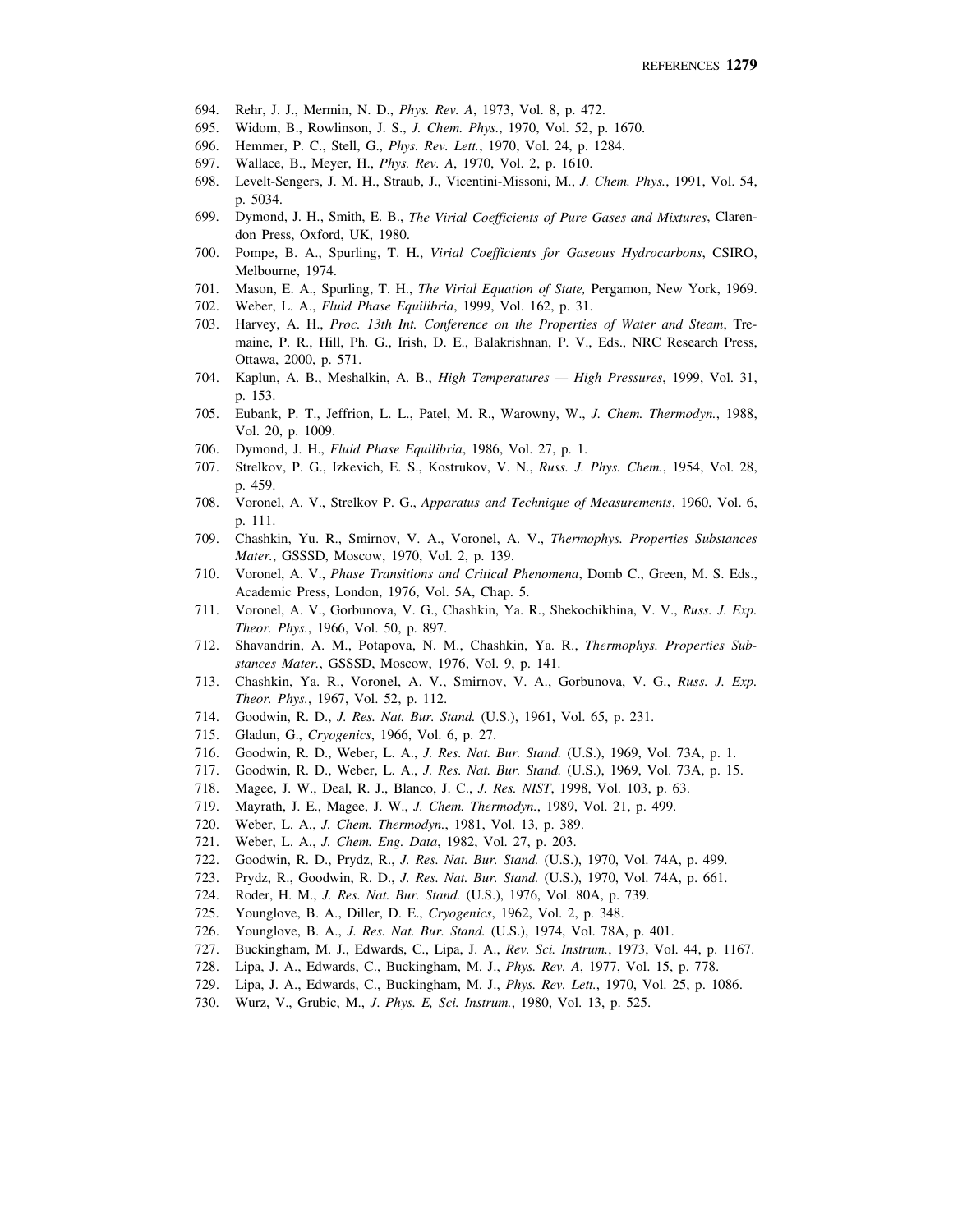694. Rehr, J. J., Mermin, N. D., *Phys. Rev. A*, 1973, Vol. 8, p. 472.
695. Widom, B., Rowlinson, J. S., *J. Chem. Phys.*, 1970, Vol. 52, p. 1670.
696. Hemmer, P. C., Stell, G., *Phys. Rev. Lett.*, 1970, Vol. 24, p. 1284.
697. Wallace, B., Meyer, H., *Phys. Rev. A*, 1970, Vol. 2, p. 1610.
698. Levelt-Sengers, J. M. H., Straub, J., Vicentini-Missoni, M., *J. Chem. Phys.*, 1991, Vol. 54, p. 5034.
699. Dymond, J. H., Smith, E. B., *The Virial Coefficients of Pure Gases and Mixtures*, Clarendon Press, Oxford, UK, 1980.
700. Pompe, B. A., Spurling, T. H., *Virial Coefficients for Gaseous Hydrocarbons*, CSIRO, Melbourne, 1974.
701. Mason, E. A., Spurling, T. H., *The Virial Equation of State,* Pergamon, New York, 1969.
702. Weber, L. A., *Fluid Phase Equilibria*, 1999, Vol. 162, p. 31.
703. Harvey, A. H., *Proc. 13th Int. Conference on the Properties of Water and Steam*, Tremaine, P. R., Hill, Ph. G., Irish, D. E., Balakrishnan, P. V., Eds., NRC Research Press, Ottawa, 2000, p. 571.
704. Kaplun, A. B., Meshalkin, A. B., *High Temperatures — High Pressures*, 1999, Vol. 31, p. 153.
705. Eubank, P. T., Jeffrion, L. L., Patel, M. R., Warowny, W., *J. Chem. Thermodyn.*, 1988, Vol. 20, p. 1009.
706. Dymond, J. H., *Fluid Phase Equilibria*, 1986, Vol. 27, p. 1.
707. Strelkov, P. G., Izkevich, E. S., Kostrukov, V. N., *Russ. J. Phys. Chem.*, 1954, Vol. 28, p. 459.
708. Voronel, A. V., Strelkov P. G., *Apparatus and Technique of Measurements*, 1960, Vol. 6, p. 111.
709. Chashkin, Yu. R., Smirnov, V. A., Voronel, A. V., *Thermophys. Properties Substances Mater.*, GSSSD, Moscow, 1970, Vol. 2, p. 139.
710. Voronel, A. V., *Phase Transitions and Critical Phenomena*, Domb C., Green, M. S. Eds., Academic Press, London, 1976, Vol. 5A, Chap. 5.
711. Voronel, A. V., Gorbunova, V. G., Chashkin, Ya. R., Shekochikhina, V. V., *Russ. J. Exp. Theor. Phys.*, 1966, Vol. 50, p. 897.
712. Shavandrin, A. M., Potapova, N. M., Chashkin, Ya. R., *Thermophys. Properties Substances Mater.*, GSSSD, Moscow, 1976, Vol. 9, p. 141.
713. Chashkin, Ya. R., Voronel, A. V., Smirnov, V. A., Gorbunova, V. G., *Russ. J. Exp. Theor. Phys.*, 1967, Vol. 52, p. 112.
714. Goodwin, R. D., *J. Res. Nat. Bur. Stand.* (U.S.), 1961, Vol. 65, p. 231.
715. Gladun, G., *Cryogenics*, 1966, Vol. 6, p. 27.
716. Goodwin, R. D., Weber, L. A., *J. Res. Nat. Bur. Stand.* (U.S.), 1969, Vol. 73A, p. 1.
717. Goodwin, R. D., Weber, L. A., *J. Res. Nat. Bur. Stand.* (U.S.), 1969, Vol. 73A, p. 15.
718. Magee, J. W., Deal, R. J., Blanco, J. C., *J. Res. NIST*, 1998, Vol. 103, p. 63.
719. Mayrath, J. E., Magee, J. W., *J. Chem. Thermodyn.*, 1989, Vol. 21, p. 499.
720. Weber, L. A., *J. Chem. Thermodyn.*, 1981, Vol. 13, p. 389.
721. Weber, L. A., *J. Chem. Eng. Data*, 1982, Vol. 27, p. 203.
722. Goodwin, R. D., Prydz, R., *J. Res. Nat. Bur. Stand.* (U.S.), 1970, Vol. 74A, p. 499.
723. Prydz, R., Goodwin, R. D., *J. Res. Nat. Bur. Stand.* (U.S.), 1970, Vol. 74A, p. 661.
724. Roder, H. M., *J. Res. Nat. Bur. Stand.* (U.S.), 1976, Vol. 80A, p. 739.
725. Younglove, B. A., Diller, D. E., *Cryogenics*, 1962, Vol. 2, p. 348.
726. Younglove, B. A., *J. Res. Nat. Bur. Stand.* (U.S.), 1974, Vol. 78A, p. 401.
727. Buckingham, M. J., Edwards, C., Lipa, J. A., *Rev. Sci. Instrum.*, 1973, Vol. 44, p. 1167.
728. Lipa, J. A., Edwards, C., Buckingham, M. J., *Phys. Rev. A*, 1977, Vol. 15, p. 778.
729. Lipa, J. A., Edwards, C., Buckingham, M. J., *Phys. Rev. Lett.*, 1970, Vol. 25, p. 1086.
730. Wurz, V., Grubic, M., *J. Phys. E, Sci. Instrum.*, 1980, Vol. 13, p. 525.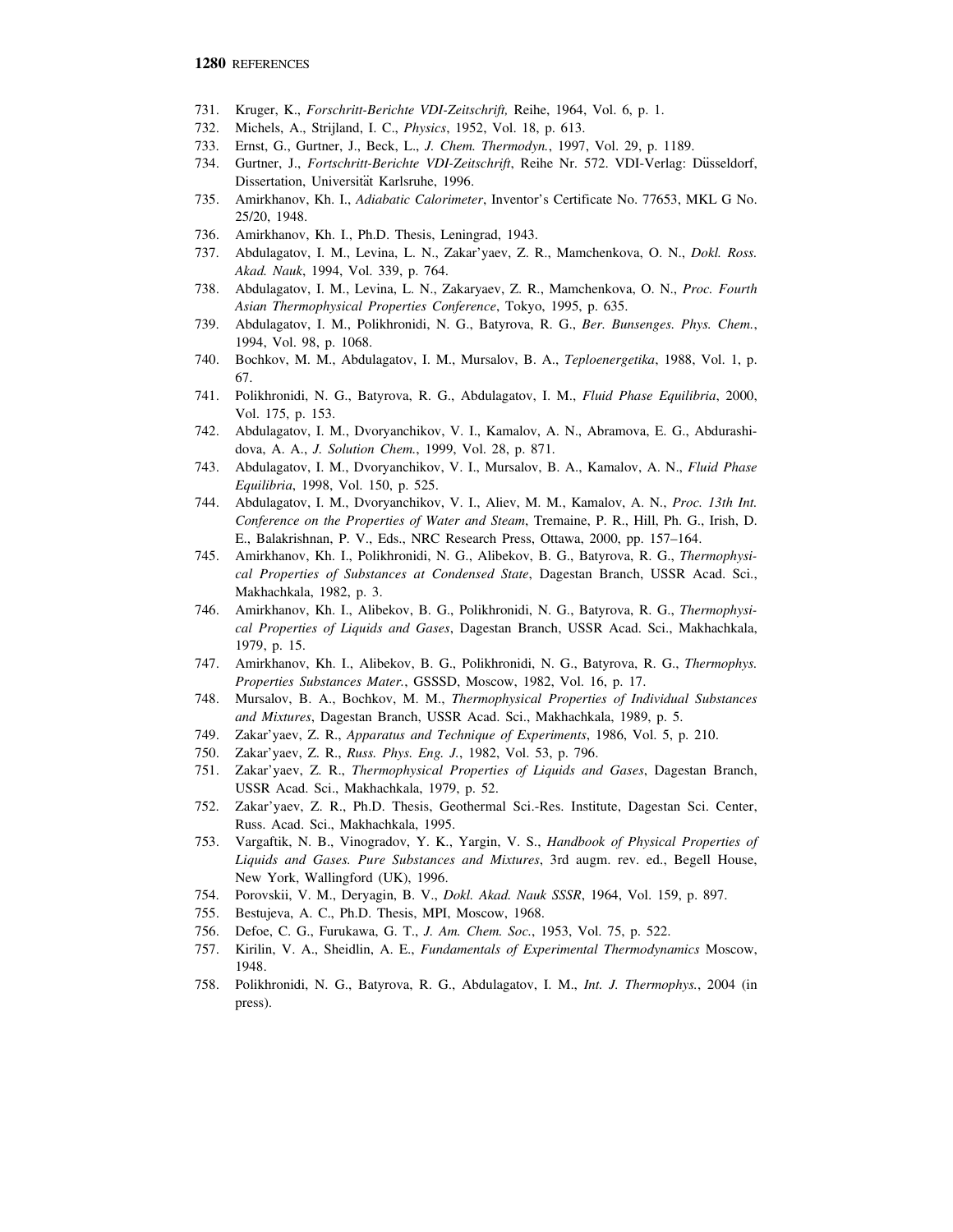731. Kruger, K., *Forschritt-Berichte VDI-Zeitschrift,* Reihe, 1964, Vol. 6, p. 1.
732. Michels, A., Strijland, I. C., *Physics*, 1952, Vol. 18, p. 613.
733. Ernst, G., Gurtner, J., Beck, L., *J. Chem. Thermodyn.*, 1997, Vol. 29, p. 1189.
734. Gurtner, J., *Fortschritt-Berichte VDI-Zeitschrift*, Reihe Nr. 572. VDI-Verlag: Düsseldorf, Dissertation, Universität Karlsruhe, 1996.
735. Amirkhanov, Kh. I., *Adiabatic Calorimeter*, Inventor's Certificate No. 77653, MKL G No. 25/20, 1948.
736. Amirkhanov, Kh. I., Ph.D. Thesis, Leningrad, 1943.
737. Abdulagatov, I. M., Levina, L. N., Zakar'yaev, Z. R., Mamchenkova, O. N., *Dokl. Ross. Akad. Nauk*, 1994, Vol. 339, p. 764.
738. Abdulagatov, I. M., Levina, L. N., Zakaryaev, Z. R., Mamchenkova, O. N., *Proc. Fourth Asian Thermophysical Properties Conference*, Tokyo, 1995, p. 635.
739. Abdulagatov, I. M., Polikhronidi, N. G., Batyrova, R. G., *Ber. Bunsenges. Phys. Chem.*, 1994, Vol. 98, p. 1068.
740. Bochkov, M. M., Abdulagatov, I. M., Mursalov, B. A., *Teploenergetika*, 1988, Vol. 1, p. 67.
741. Polikhronidi, N. G., Batyrova, R. G., Abdulagatov, I. M., *Fluid Phase Equilibria*, 2000, Vol. 175, p. 153.
742. Abdulagatov, I. M., Dvoryanchikov, V. I., Kamalov, A. N., Abramova, E. G., Abdurashidova, A. A., *J. Solution Chem.*, 1999, Vol. 28, p. 871.
743. Abdulagatov, I. M., Dvoryanchikov, V. I., Mursalov, B. A., Kamalov, A. N., *Fluid Phase Equilibria*, 1998, Vol. 150, p. 525.
744. Abdulagatov, I. M., Dvoryanchikov, V. I., Aliev, M. M., Kamalov, A. N., *Proc. 13th Int. Conference on the Properties of Water and Steam*, Tremaine, P. R., Hill, Ph. G., Irish, D. E., Balakrishnan, P. V., Eds., NRC Research Press, Ottawa, 2000, pp. 157–164.
745. Amirkhanov, Kh. I., Polikhronidi, N. G., Alibekov, B. G., Batyrova, R. G., *Thermophysical Properties of Substances at Condensed State*, Dagestan Branch, USSR Acad. Sci., Makhachkala, 1982, p. 3.
746. Amirkhanov, Kh. I., Alibekov, B. G., Polikhronidi, N. G., Batyrova, R. G., *Thermophysical Properties of Liquids and Gases*, Dagestan Branch, USSR Acad. Sci., Makhachkala, 1979, p. 15.
747. Amirkhanov, Kh. I., Alibekov, B. G., Polikhronidi, N. G., Batyrova, R. G., *Thermophys. Properties Substances Mater.*, GSSSD, Moscow, 1982, Vol. 16, p. 17.
748. Mursalov, B. A., Bochkov, M. M., *Thermophysical Properties of Individual Substances and Mixtures*, Dagestan Branch, USSR Acad. Sci., Makhachkala, 1989, p. 5.
749. Zakar'yaev, Z. R., *Apparatus and Technique of Experiments*, 1986, Vol. 5, p. 210.
750. Zakar'yaev, Z. R., *Russ. Phys. Eng. J.*, 1982, Vol. 53, p. 796.
751. Zakar'yaev, Z. R., *Thermophysical Properties of Liquids and Gases*, Dagestan Branch, USSR Acad. Sci., Makhachkala, 1979, p. 52.
752. Zakar'yaev, Z. R., Ph.D. Thesis, Geothermal Sci.-Res. Institute, Dagestan Sci. Center, Russ. Acad. Sci., Makhachkala, 1995.
753. Vargaftik, N. B., Vinogradov, Y. K., Yargin, V. S., *Handbook of Physical Properties of Liquids and Gases. Pure Substances and Mixtures*, 3rd augm. rev. ed., Begell House, New York, Wallingford (UK), 1996.
754. Porovskii, V. M., Deryagin, B. V., *Dokl. Akad. Nauk SSSR*, 1964, Vol. 159, p. 897.
755. Bestujeva, A. C., Ph.D. Thesis, MPI, Moscow, 1968.
756. Defoe, C. G., Furukawa, G. T., *J. Am. Chem. Soc.*, 1953, Vol. 75, p. 522.
757. Kirilin, V. A., Sheidlin, A. E., *Fundamentals of Experimental Thermodynamics* Moscow, 1948.
758. Polikhronidi, N. G., Batyrova, R. G., Abdulagatov, I. M., *Int. J. Thermophys.*, 2004 (in press).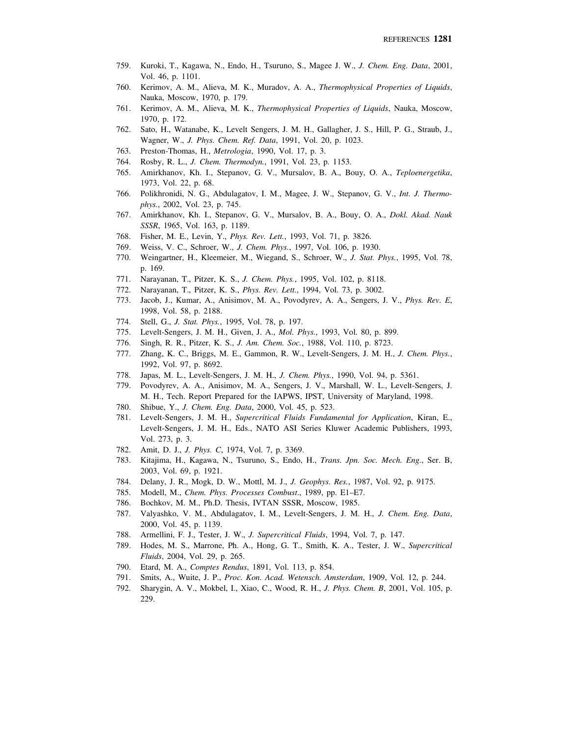759. Kuroki, T., Kagawa, N., Endo, H., Tsuruno, S., Magee J. W., *J. Chem. Eng. Data*, 2001, Vol. 46, p. 1101.
760. Kerimov, A. M., Alieva, M. K., Muradov, A. A., *Thermophysical Properties of Liquids*, Nauka, Moscow, 1970, p. 179.
761. Kerimov, A. M., Alieva, M. K., *Thermophysical Properties of Liquids*, Nauka, Moscow, 1970, p. 172.
762. Sato, H., Watanabe, K., Levelt Sengers, J. M. H., Gallagher, J. S., Hill, P. G., Straub, J., Wagner, W., *J. Phys. Chem. Ref. Data*, 1991, Vol. 20, p. 1023.
763. Preston-Thomas, H., *Metrologia*, 1990, Vol. 17, p. 3.
764. Rosby, R. L., *J. Chem. Thermodyn.*, 1991, Vol. 23, p. 1153.
765. Amirkhanov, Kh. I., Stepanov, G. V., Mursalov, B. A., Bouy, O. A., *Teploenergetika*, 1973, Vol. 22, p. 68.
766. Polikhronidi, N. G., Abdulagatov, I. M., Magee, J. W., Stepanov, G. V., *Int. J. Thermophys.*, 2002, Vol. 23, p. 745.
767. Amirkhanov, Kh. I., Stepanov, G. V., Mursalov, B. A., Bouy, O. A., *Dokl. Akad. Nauk SSSR*, 1965, Vol. 163, p. 1189.
768. Fisher, M. E., Levin, Y., *Phys. Rev. Lett.*, 1993, Vol. 71, p. 3826.
769. Weiss, V. C., Schroer, W., *J. Chem. Phys.*, 1997, Vol. 106, p. 1930.
770. Weingartner, H., Kleemeier, M., Wiegand, S., Schroer, W., *J. Stat. Phys.*, 1995, Vol. 78, p. 169.
771. Narayanan, T., Pitzer, K. S., *J. Chem. Phys.*, 1995, Vol. 102, p. 8118.
772. Narayanan, T., Pitzer, K. S., *Phys. Rev. Lett.*, 1994, Vol. 73, p. 3002.
773. Jacob, J., Kumar, A., Anisimov, M. A., Povodyrev, A. A., Sengers, J. V., *Phys. Rev. E*, 1998, Vol. 58, p. 2188.
774. Stell, G., *J. Stat. Phys.*, 1995, Vol. 78, p. 197.
775. Levelt-Sengers, J. M. H., Given, J. A., *Mol. Phys.*, 1993, Vol. 80, p. 899.
776. Singh, R. R., Pitzer, K. S., *J. Am. Chem. Soc.*, 1988, Vol. 110, p. 8723.
777. Zhang, K. C., Briggs, M. E., Gammon, R. W., Levelt-Sengers, J. M. H., *J. Chem. Phys.*, 1992, Vol. 97, p. 8692.
778. Japas, M. L., Levelt-Sengers, J. M. H., *J. Chem. Phys.*, 1990, Vol. 94, p. 5361.
779. Povodyrev, A. A., Anisimov, M. A., Sengers, J. V., Marshall, W. L., Levelt-Sengers, J. M. H., Tech. Report Prepared for the IAPWS, IPST, University of Maryland, 1998.
780. Shibue, Y., *J. Chem. Eng. Data*, 2000, Vol. 45, p. 523.
781. Levelt-Sengers, J. M. H., *Supercritical Fluids Fundamental for Application*, Kiran, E., Levelt-Sengers, J. M. H., Eds., NATO ASI Series Kluwer Academic Publishers, 1993, Vol. 273, p. 3.
782. Amit, D. J., *J. Phys. C*, 1974, Vol. 7, p. 3369.
783. Kitajima, H., Kagawa, N., Tsuruno, S., Endo, H., *Trans. Jpn. Soc. Mech. Eng.*, Ser. B, 2003, Vol. 69, p. 1921.
784. Delany, J. R., Mogk, D. W., Mottl, M. J., *J. Geophys. Res.*, 1987, Vol. 92, p. 9175.
785. Modell, M., *Chem. Phys. Processes Combust.*, 1989, pp. E1–E7.
786. Bochkov, M. M., Ph.D. Thesis, IVTAN SSSR, Moscow, 1985.
787. Valyashko, V. M., Abdulagatov, I. M., Levelt-Sengers, J. M. H., *J. Chem. Eng. Data*, 2000, Vol. 45, p. 1139.
788. Armellini, F. J., Tester, J. W., *J. Supercritical Fluids*, 1994, Vol. 7, p. 147.
789. Hodes, M. S., Marrone, Ph. A., Hong, G. T., Smith, K. A., Tester, J. W., *Supercritical Fluids*, 2004, Vol. 29, p. 265.
790. Etard, M. A., *Comptes Rendus*, 1891, Vol. 113, p. 854.
791. Smits, A., Wuite, J. P., *Proc. Kon. Acad. Wetensch. Amsterdam*, 1909, Vol. 12, p. 244.
792. Sharygin, A. V., Mokbel, I., Xiao, C., Wood, R. H., *J. Phys. Chem. B*, 2001, Vol. 105, p. 229.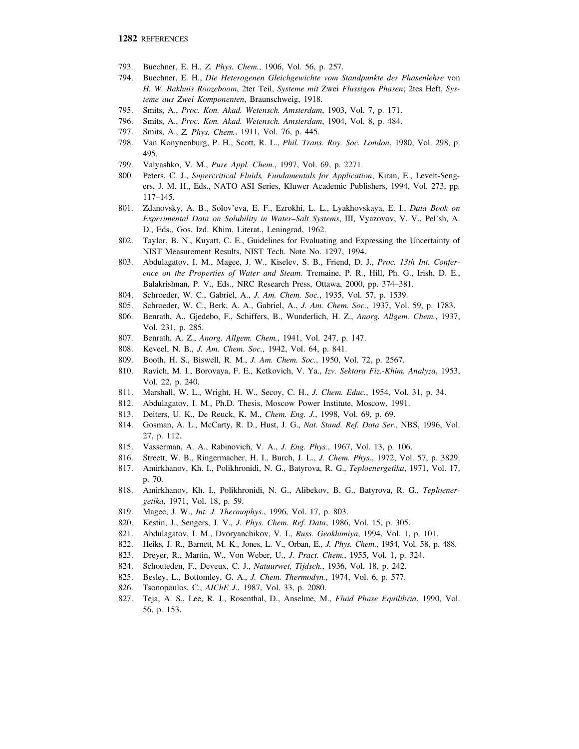793. Buechner, E. H., *Z. Phys. Chem.*, 1906, Vol. 56, p. 257.
794. Buechner, E. H., *Die Heterogenen Gleichgewichte vom Standpunkte der Phasenlehre* von *H. W. Bakhuis Roozeboom*, 2ter Teil, *Systeme mit* Zwei *Flussigen Phasen*; 2tes Heft, *Systeme aus Zwei Komponenten*, Braunschweig, 1918.
795. Smits, A., *Proc. Kon. Akad. Wetensch. Amsterdam*, 1903, Vol. 7, p. 171.
796. Smits, A., *Proc. Kon. Akad. Wetensch. Amsterdam*, 1904, Vol. 8, p. 484.
797. Smits, A., *Z. Phys. Chem.*, 1911, Vol. 76, p. 445.
798. Van Konynenburg, P. H., Scott, R. L., *Phil. Trans. Roy. Soc. London*, 1980, Vol. 298, p. 495.
799. Valyashko, V. M., *Pure Appl. Chem.*, 1997, Vol. 69, p. 2271.
800. Peters, C. J., *Supercritical Fluids, Fundamentals for Application*, Kiran, E., Levelt-Sengers, J. M. H., Eds., NATO ASI Series, Kluwer Academic Publishers, 1994, Vol. 273, pp. 117–145.
801. Zdanovsky, A. B., Solov'eva, E. F., Ezrokhi, L. L., Lyakhovskaya, E. I., *Data Book on Experimental Data on Solubility in Water–Salt Systems*, III, Vyazovov, V. V., Pel'sh, A. D., Eds., Gos. Izd. Khim. Literat., Leningrad, 1962.
802. Taylor, B. N., Kuyatt, C. E., Guidelines for Evaluating and Expressing the Uncertainty of NIST Measurement Results, NIST Tech. Note No. 1297, 1994.
803. Abdulagatov, I. M., Magee, J. W., Kiselev, S. B., Friend, D. J., *Proc. 13th Int. Conference on the Properties of Water and Steam.* Tremaine, P. R., Hill, Ph. G., Irish, D. E., Balakrishnan, P. V., Eds., NRC Research Press, Ottawa, 2000, pp. 374–381.
804. Schroeder, W. C., Gabriel, A., *J. Am. Chem. Soc.*, 1935, Vol. 57, p. 1539.
805. Schroeder, W. C., Berk, A. A., Gabriel, A., *J. Am. Chem. Soc.*, 1937, Vol. 59, p. 1783.
806. Benrath, A., Gjedebo, F., Schiffers, B., Wunderlich, H. Z., *Anorg. Allgem. Chem.*, 1937, Vol. 231, p. 285.
807. Benrath, A. Z., *Anorg. Allgem. Chem.*, 1941, Vol. 247, p. 147.
808. Keveel, N. B., *J. Am. Chem. Soc.*, 1942, Vol. 64, p. 841.
809. Booth, H. S., Biswell, R. M., *J. Am. Chem. Soc.*, 1950, Vol. 72, p. 2567.
810. Ravich, M. I., Borovaya, F. E., Ketkovich, V. Ya., *Izv. Sektora Fiz.-Khim. Analyza*, 1953, Vol. 22, p. 240.
811. Marshall, W. L., Wright, H. W., Secoy, C. H., *J. Chem. Educ.*, 1954, Vol. 31, p. 34.
812. Abdulagatov, I. M., Ph.D. Thesis, Moscow Power Institute, Moscow, 1991.
813. Deiters, U. K., De Reuck, K. M., *Chem. Eng. J.*, 1998, Vol. 69, p. 69.
814. Gosman, A. L., McCarty, R. D., Hust, J. G., *Nat. Stand. Ref. Data Ser.*, NBS, 1996, Vol. 27, p. 112.
815. Vasserman, A. A., Rabinovich, V. A., *J. Eng. Phys.*, 1967, Vol. 13, p. 106.
816. Streett, W. B., Ringermacher, H. I., Burch, J. L., *J. Chem. Phys.*, 1972, Vol. 57, p. 3829.
817. Amirkhanov, Kh. I., Polikhronidi, N. G., Batyrova, R. G., *Teploenergetika*, 1971, Vol. 17, p. 70.
818. Amirkhanov, Kh. I., Polikhronidi, N. G., Alibekov, B. G., Batyrova, R. G., *Teploenergetika*, 1971, Vol. 18, p. 59.
819. Magee, J. W., *Int. J. Thermophys.*, 1996, Vol. 17, p. 803.
820. Kestin, J., Sengers, J. V., *J. Phys. Chem. Ref. Data*, 1986, Vol. 15, p. 305.
821. Abdulagatov, I. M., Dvoryanchikov, V. I., *Russ. Geokhimiya*, 1994, Vol. 1, p. 101.
822. Heiks, J. R., Barnett, M. K., Jones, L. V., Orban, E., *J. Phys. Chem.*, 1954, Vol. 58, p. 488.
823. Dreyer, R., Martin, W., Von Weber, U., *J. Pract. Chem.*, 1955, Vol. 1, p. 324.
824. Schouteden, F., Deveux, C. J., *Natuurwet, Tijdsch.*, 1936, Vol. 18, p. 242.
825. Besley, L., Bottomley, G. A., *J. Chem. Thermodyn.*, 1974, Vol. 6, p. 577.
826. Tsonopoulos, C., *AIChE J.*, 1987, Vol. 33, p. 2080.
827. Teja, A. S., Lee, R. J., Rosenthal, D., Anselme, M., *Fluid Phase Equilibria*, 1990, Vol. 56, p. 153.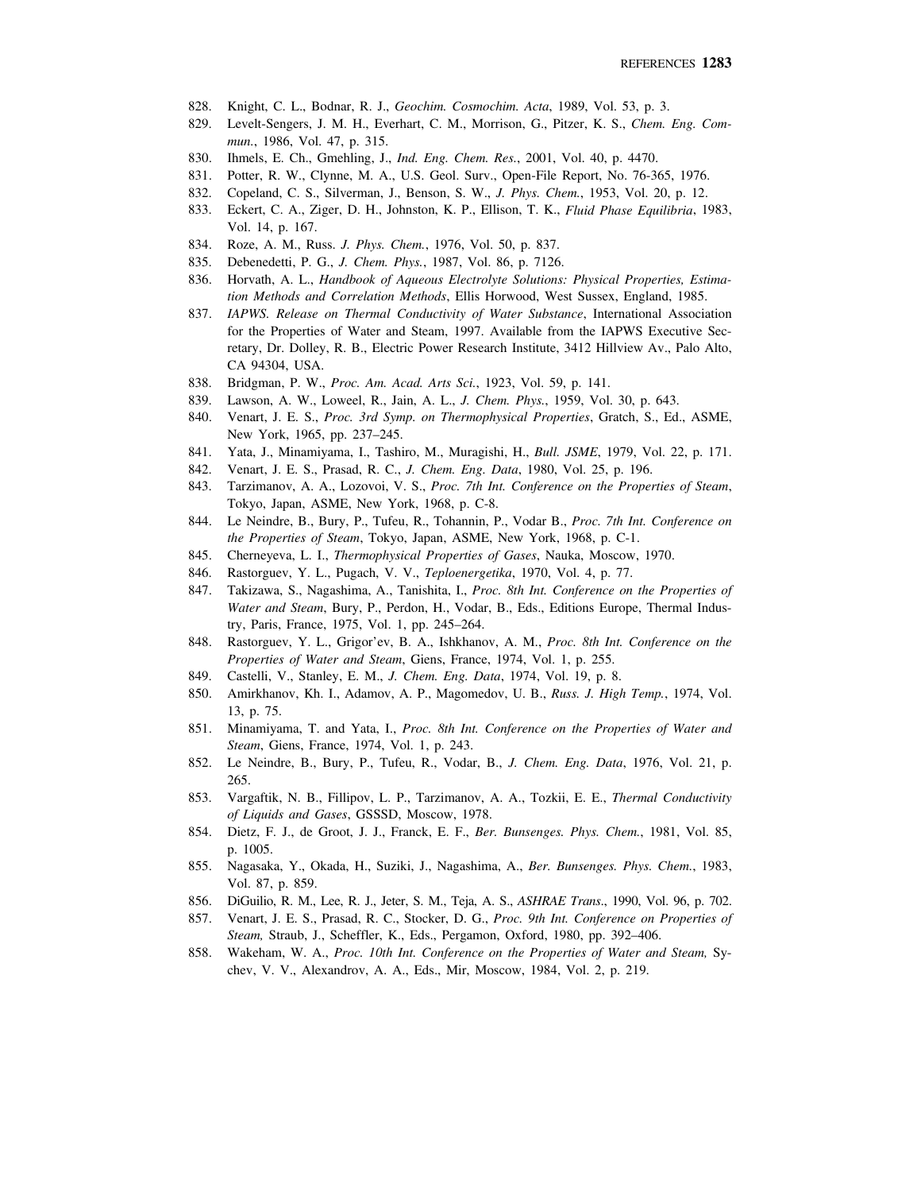828. Knight, C. L., Bodnar, R. J., *Geochim. Cosmochim. Acta*, 1989, Vol. 53, p. 3.
829. Levelt-Sengers, J. M. H., Everhart, C. M., Morrison, G., Pitzer, K. S., *Chem. Eng. Commun.*, 1986, Vol. 47, p. 315.
830. Ihmels, E. Ch., Gmehling, J., *Ind. Eng. Chem. Res.*, 2001, Vol. 40, p. 4470.
831. Potter, R. W., Clynne, M. A., U.S. Geol. Surv., Open-File Report, No. 76-365, 1976.
832. Copeland, C. S., Silverman, J., Benson, S. W., *J. Phys. Chem.*, 1953, Vol. 20, p. 12.
833. Eckert, C. A., Ziger, D. H., Johnston, K. P., Ellison, T. K., *Fluid Phase Equilibria*, 1983, Vol. 14, p. 167.
834. Roze, A. M., Russ. *J. Phys. Chem.*, 1976, Vol. 50, p. 837.
835. Debenedetti, P. G., *J. Chem. Phys.*, 1987, Vol. 86, p. 7126.
836. Horvath, A. L., *Handbook of Aqueous Electrolyte Solutions: Physical Properties, Estimation Methods and Correlation Methods*, Ellis Horwood, West Sussex, England, 1985.
837. *IAPWS. Release on Thermal Conductivity of Water Substance*, International Association for the Properties of Water and Steam, 1997. Available from the IAPWS Executive Secretary, Dr. Dolley, R. B., Electric Power Research Institute, 3412 Hillview Av., Palo Alto, CA 94304, USA.
838. Bridgman, P. W., *Proc. Am. Acad. Arts Sci.*, 1923, Vol. 59, p. 141.
839. Lawson, A. W., Loweel, R., Jain, A. L., *J. Chem. Phys.*, 1959, Vol. 30, p. 643.
840. Venart, J. E. S., *Proc. 3rd Symp. on Thermophysical Properties*, Gratch, S., Ed., ASME, New York, 1965, pp. 237–245.
841. Yata, J., Minamiyama, I., Tashiro, M., Muragishi, H., *Bull. JSME*, 1979, Vol. 22, p. 171.
842. Venart, J. E. S., Prasad, R. C., *J. Chem. Eng. Data*, 1980, Vol. 25, p. 196.
843. Tarzimanov, A. A., Lozovoi, V. S., *Proc. 7th Int. Conference on the Properties of Steam*, Tokyo, Japan, ASME, New York, 1968, p. C-8.
844. Le Neindre, B., Bury, P., Tufeu, R., Tohannin, P., Vodar B., *Proc. 7th Int. Conference on the Properties of Steam*, Tokyo, Japan, ASME, New York, 1968, p. C-1.
845. Cherneyeva, L. I., *Thermophysical Properties of Gases*, Nauka, Moscow, 1970.
846. Rastorguev, Y. L., Pugach, V. V., *Teploenergetika*, 1970, Vol. 4, p. 77.
847. Takizawa, S., Nagashima, A., Tanishita, I., *Proc. 8th Int. Conference on the Properties of Water and Steam*, Bury, P., Perdon, H., Vodar, B., Eds., Editions Europe, Thermal Industry, Paris, France, 1975, Vol. 1, pp. 245–264.
848. Rastorguev, Y. L., Grigor'ev, B. A., Ishkhanov, A. M., *Proc. 8th Int. Conference on the Properties of Water and Steam*, Giens, France, 1974, Vol. 1, p. 255.
849. Castelli, V., Stanley, E. M., *J. Chem. Eng. Data*, 1974, Vol. 19, p. 8.
850. Amirkhanov, Kh. I., Adamov, A. P., Magomedov, U. B., *Russ. J. High Temp.*, 1974, Vol. 13, p. 75.
851. Minamiyama, T. and Yata, I., *Proc. 8th Int. Conference on the Properties of Water and Steam*, Giens, France, 1974, Vol. 1, p. 243.
852. Le Neindre, B., Bury, P., Tufeu, R., Vodar, B., *J. Chem. Eng. Data*, 1976, Vol. 21, p. 265.
853. Vargaftik, N. B., Fillipov, L. P., Tarzimanov, A. A., Tozkii, E. E., *Thermal Conductivity of Liquids and Gases*, GSSSD, Moscow, 1978.
854. Dietz, F. J., de Groot, J. J., Franck, E. F., *Ber. Bunsenges. Phys. Chem.*, 1981, Vol. 85, p. 1005.
855. Nagasaka, Y., Okada, H., Suziki, J., Nagashima, A., *Ber. Bunsenges. Phys. Chem.*, 1983, Vol. 87, p. 859.
856. DiGuilio, R. M., Lee, R. J., Jeter, S. M., Teja, A. S., *ASHRAE Trans*., 1990, Vol. 96, p. 702.
857. Venart, J. E. S., Prasad, R. C., Stocker, D. G., *Proc. 9th Int. Conference on Properties of Steam,* Straub, J., Scheffler, K., Eds., Pergamon, Oxford, 1980, pp. 392–406.
858. Wakeham, W. A., *Proc. 10th Int. Conference on the Properties of Water and Steam,* Sychev, V. V., Alexandrov, A. A., Eds., Mir, Moscow, 1984, Vol. 2, p. 219.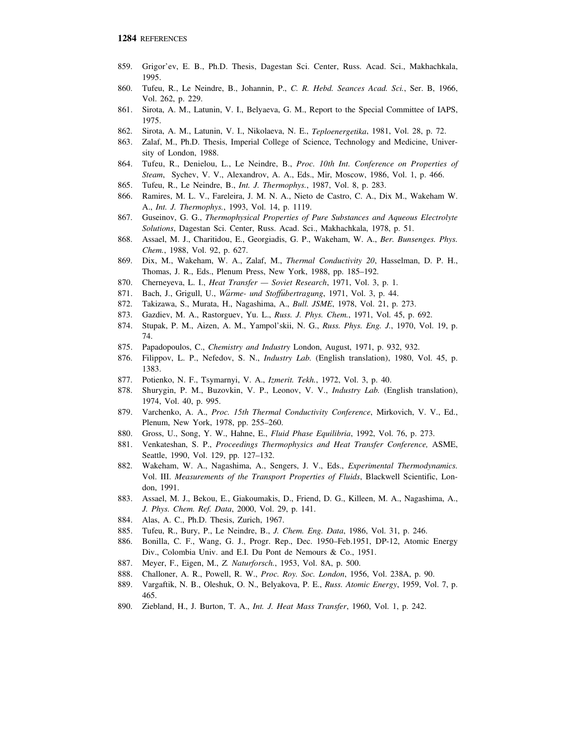859. Grigor'ev, E. B., Ph.D. Thesis, Dagestan Sci. Center, Russ. Acad. Sci., Makhachkala, 1995.
860. Tufeu, R., Le Neindre, B., Johannin, P., *C. R. Hebd. Seances Acad. Sci.*, Ser. B, 1966, Vol. 262, p. 229.
861. Sirota, A. M., Latunin, V. I., Belyaeva, G. M., Report to the Special Committee of IAPS, 1975.
862. Sirota, A. M., Latunin, V. I., Nikolaeva, N. E., *Teploenergetika*, 1981, Vol. 28, p. 72.
863. Zalaf, M., Ph.D. Thesis, Imperial College of Science, Technology and Medicine, University of London, 1988.
864. Tufeu, R., Denielou, L., Le Neindre, B., *Proc. 10th Int. Conference on Properties of Steam*, Sychev, V. V., Alexandrov, A. A., Eds., Mir, Moscow, 1986, Vol. 1, p. 466.
865. Tufeu, R., Le Neindre, B., *Int. J. Thermophys.*, 1987, Vol. 8, p. 283.
866. Ramires, M. L. V., Fareleira, J. M. N. A., Nieto de Castro, C. A., Dix M., Wakeham W. A., *Int. J. Thermophys.*, 1993, Vol. 14, p. 1119.
867. Guseinov, G. G., *Thermophysical Properties of Pure Substances and Aqueous Electrolyte Solutions*, Dagestan Sci. Center, Russ. Acad. Sci., Makhachkala, 1978, p. 51.
868. Assael, M. J., Charitidou, E., Georgiadis, G. P., Wakeham, W. A., *Ber. Bunsenges. Phys. Chem.*, 1988, Vol. 92, p. 627.
869. Dix, M., Wakeham, W. A., Zalaf, M., *Thermal Conductivity 20*, Hasselman, D. P. H., Thomas, J. R., Eds., Plenum Press, New York, 1988, pp. 185–192.
870. Cherneyeva, L. I., *Heat Transfer — Soviet Research*, 1971, Vol. 3, p. 1.
871. Bach, J., Grigull, U., *Wärme- und Stoffübertragung*, 1971, Vol. 3, p. 44.
872. Takizawa, S., Murata, H., Nagashima, A., *Bull. JSME*, 1978, Vol. 21, p. 273.
873. Gazdiev, M. A., Rastorguev, Yu. L., *Russ. J. Phys. Chem.*, 1971, Vol. 45, p. 692.
874. Stupak, P. M., Aizen, A. M., Yampol'skii, N. G., *Russ. Phys. Eng. J.*, 1970, Vol. 19, p. 74.
875. Papadopoulos, C., *Chemistry and Industry* London, August, 1971, p. 932, 932.
876. Filippov, L. P., Nefedov, S. N., *Industry Lab.* (English translation), 1980, Vol. 45, p. 1383.
877. Potienko, N. F., Tsymarnyi, V. A., *Izmerit. Tekh.*, 1972, Vol. 3, p. 40.
878. Shurygin, P. M., Buzovkin, V. P., Leonov, V. V., *Industry Lab.* (English translation), 1974, Vol. 40, p. 995.
879. Varchenko, A. A., *Proc. 15th Thermal Conductivity Conference*, Mirkovich, V. V., Ed., Plenum, New York, 1978, pp. 255–260.
880. Gross, U., Song, Y. W., Hahne, E., *Fluid Phase Equilibria*, 1992, Vol. 76, p. 273.
881. Venkateshan, S. P., *Proceedings Thermophysics and Heat Transfer Conference,* ASME, Seattle, 1990, Vol. 129, pp. 127–132.
882. Wakeham, W. A., Nagashima, A., Sengers, J. V., Eds., *Experimental Thermodynamics.* Vol. III. *Measurements of the Transport Properties of Fluids*, Blackwell Scientific, London, 1991.
883. Assael, M. J., Bekou, E., Giakoumakis, D., Friend, D. G., Killeen, M. A., Nagashima, A., *J. Phys. Chem. Ref. Data*, 2000, Vol. 29, p. 141.
884. Alas, A. C., Ph.D. Thesis, Zurich, 1967.
885. Tufeu, R., Bury, P., Le Neindre, B., *J. Chem. Eng. Data*, 1986, Vol. 31, p. 246.
886. Bonilla, C. F., Wang, G. J., Progr. Rep., Dec. 1950–Feb.1951, DP-12, Atomic Energy Div., Colombia Univ. and E.I. Du Pont de Nemours & Co., 1951.
887. Meyer, F., Eigen, M., *Z. Naturforsch.*, 1953, Vol. 8A, p. 500.
888. Challoner, A. R., Powell, R. W., *Proc. Roy. Soc. London*, 1956, Vol. 238A, p. 90.
889. Vargaftik, N. B., Oleshuk, O. N., Belyakova, P. E., *Russ. Atomic Energy*, 1959, Vol. 7, p. 465.
890. Ziebland, H., J. Burton, T. A., *Int. J. Heat Mass Transfer*, 1960, Vol. 1, p. 242.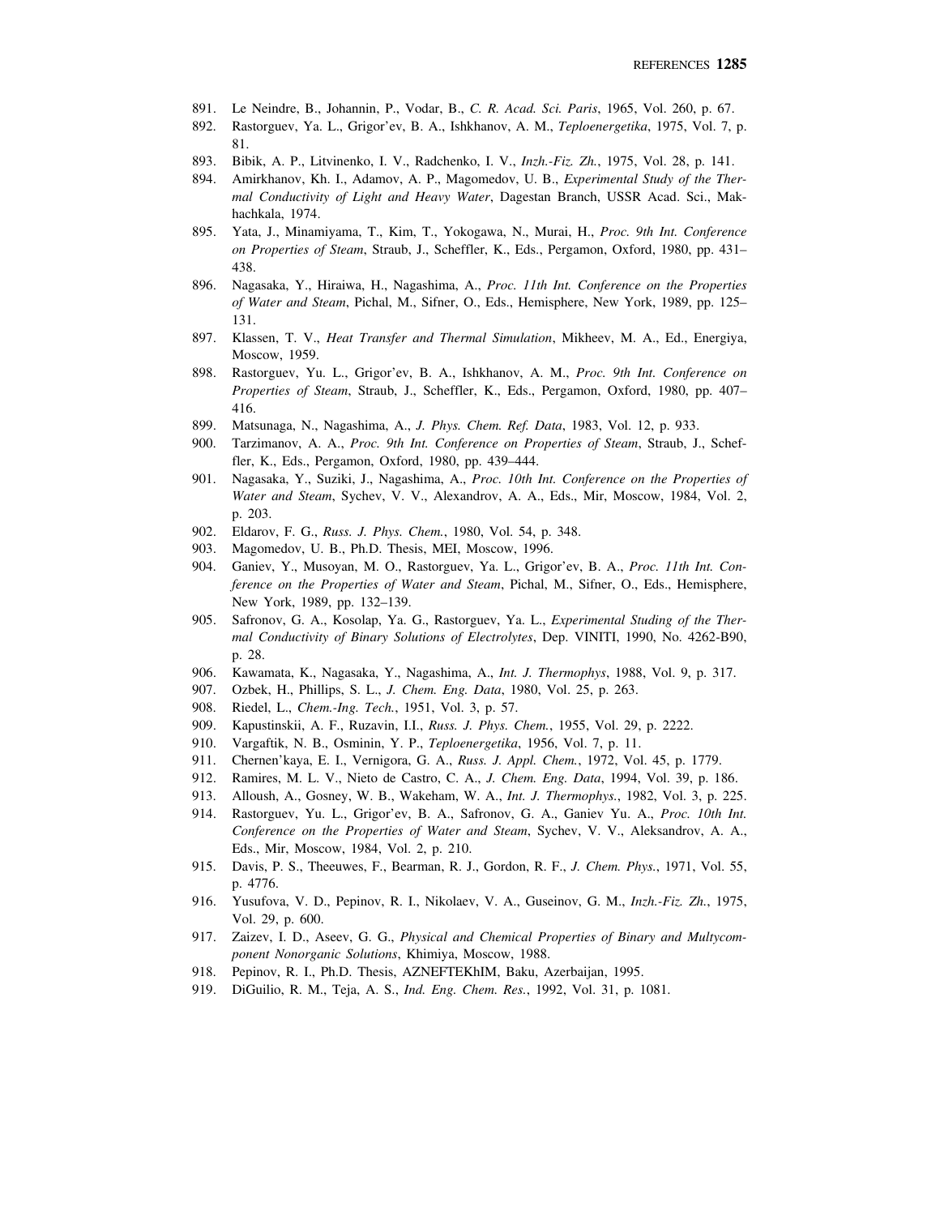891. Le Neindre, B., Johannin, P., Vodar, B., *C. R. Acad. Sci. Paris*, 1965, Vol. 260, p. 67.
892. Rastorguev, Ya. L., Grigor'ev, B. A., Ishkhanov, A. M., *Teploenergetika*, 1975, Vol. 7, p. 81.
893. Bibik, A. P., Litvinenko, I. V., Radchenko, I. V., *Inzh.-Fiz. Zh.*, 1975, Vol. 28, p. 141.
894. Amirkhanov, Kh. I., Adamov, A. P., Magomedov, U. B., *Experimental Study of the Thermal Conductivity of Light and Heavy Water*, Dagestan Branch, USSR Acad. Sci., Makhachkala, 1974.
895. Yata, J., Minamiyama, T., Kim, T., Yokogawa, N., Murai, H., *Proc. 9th Int. Conference on Properties of Steam*, Straub, J., Scheffler, K., Eds., Pergamon, Oxford, 1980, pp. 431–438.
896. Nagasaka, Y., Hiraiwa, H., Nagashima, A., *Proc. 11th Int. Conference on the Properties of Water and Steam*, Pichal, M., Sifner, O., Eds., Hemisphere, New York, 1989, pp. 125–131.
897. Klassen, T. V., *Heat Transfer and Thermal Simulation*, Mikheev, M. A., Ed., Energiya, Moscow, 1959.
898. Rastorguev, Yu. L., Grigor'ev, B. A., Ishkhanov, A. M., *Proc. 9th Int. Conference on Properties of Steam*, Straub, J., Scheffler, K., Eds., Pergamon, Oxford, 1980, pp. 407–416.
899. Matsunaga, N., Nagashima, A., *J. Phys. Chem. Ref. Data*, 1983, Vol. 12, p. 933.
900. Tarzimanov, A. A., *Proc. 9th Int. Conference on Properties of Steam*, Straub, J., Scheffler, K., Eds., Pergamon, Oxford, 1980, pp. 439–444.
901. Nagasaka, Y., Suziki, J., Nagashima, A., *Proc. 10th Int. Conference on the Properties of Water and Steam*, Sychev, V. V., Alexandrov, A. A., Eds., Mir, Moscow, 1984, Vol. 2, p. 203.
902. Eldarov, F. G., *Russ. J. Phys. Chem.*, 1980, Vol. 54, p. 348.
903. Magomedov, U. B., Ph.D. Thesis, MEI, Moscow, 1996.
904. Ganiev, Y., Musoyan, M. O., Rastorguev, Ya. L., Grigor'ev, B. A., *Proc. 11th Int. Conference on the Properties of Water and Steam*, Pichal, M., Sifner, O., Eds., Hemisphere, New York, 1989, pp. 132–139.
905. Safronov, G. A., Kosolap, Ya. G., Rastorguev, Ya. L., *Experimental Studing of the Thermal Conductivity of Binary Solutions of Electrolytes*, Dep. VINITI, 1990, No. 4262-B90, p. 28.
906. Kawamata, K., Nagasaka, Y., Nagashima, A., *Int. J. Thermophys*, 1988, Vol. 9, p. 317.
907. Ozbek, H., Phillips, S. L., *J. Chem. Eng. Data*, 1980, Vol. 25, p. 263.
908. Riedel, L., *Chem.-Ing. Tech.*, 1951, Vol. 3, p. 57.
909. Kapustinskii, A. F., Ruzavin, I.I., *Russ. J. Phys. Chem.*, 1955, Vol. 29, p. 2222.
910. Vargaftik, N. B., Osminin, Y. P., *Teploenergetika*, 1956, Vol. 7, p. 11.
911. Chernen'kaya, E. I., Vernigora, G. A., *Russ. J. Appl. Chem.*, 1972, Vol. 45, p. 1779.
912. Ramires, M. L. V., Nieto de Castro, C. A., *J. Chem. Eng. Data*, 1994, Vol. 39, p. 186.
913. Alloush, A., Gosney, W. B., Wakeham, W. A., *Int. J. Thermophys.*, 1982, Vol. 3, p. 225.
914. Rastorguev, Yu. L., Grigor'ev, B. A., Safronov, G. A., Ganiev Yu. A., *Proc. 10th Int. Conference on the Properties of Water and Steam*, Sychev, V. V., Aleksandrov, A. A., Eds., Mir, Moscow, 1984, Vol. 2, p. 210.
915. Davis, P. S., Theeuwes, F., Bearman, R. J., Gordon, R. F., *J. Chem. Phys.*, 1971, Vol. 55, p. 4776.
916. Yusufova, V. D., Pepinov, R. I., Nikolaev, V. A., Guseinov, G. M., *Inzh.-Fiz. Zh.*, 1975, Vol. 29, p. 600.
917. Zaizev, I. D., Aseev, G. G., *Physical and Chemical Properties of Binary and Multycomponent Nonorganic Solutions*, Khimiya, Moscow, 1988.
918. Pepinov, R. I., Ph.D. Thesis, AZNEFTEKhIM, Baku, Azerbaijan, 1995.
919. DiGuilio, R. M., Teja, A. S., *Ind. Eng. Chem. Res.*, 1992, Vol. 31, p. 1081.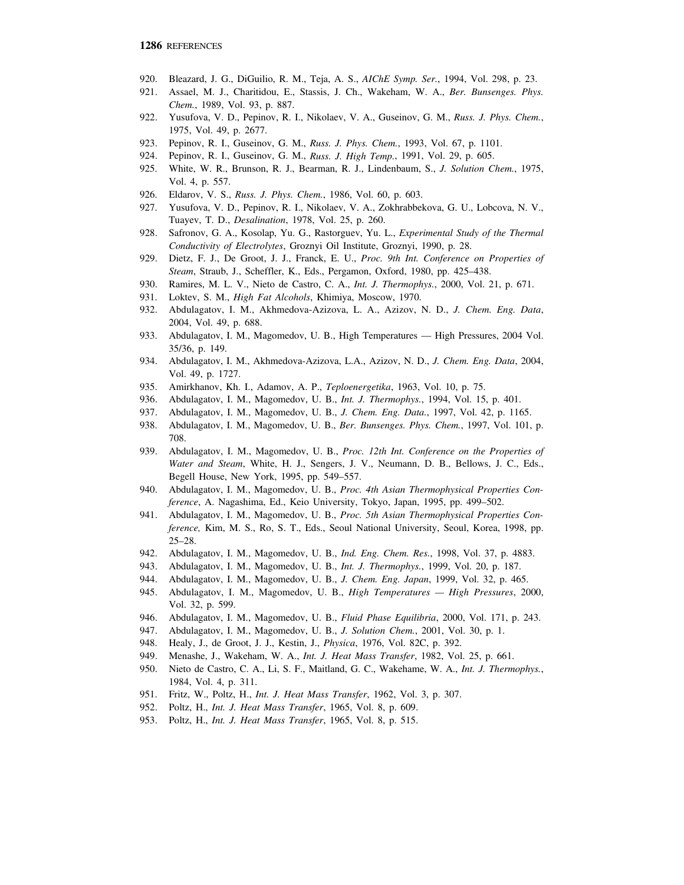920. Bleazard, J. G., DiGuilio, R. M., Teja, A. S., *AIChE Symp. Ser.*, 1994, Vol. 298, p. 23.
921. Assael, M. J., Charitidou, E., Stassis, J. Ch., Wakeham, W. A., *Ber. Bunsenges. Phys. Chem.*, 1989, Vol. 93, p. 887.
922. Yusufova, V. D., Pepinov, R. I., Nikolaev, V. A., Guseinov, G. M., *Russ. J. Phys. Chem.*, 1975, Vol. 49, p. 2677.
923. Pepinov, R. I., Guseinov, G. M., *Russ. J. Phys. Chem.*, 1993, Vol. 67, p. 1101.
924. Pepinov, R. I., Guseinov, G. M., *Russ. J. High Temp.*, 1991, Vol. 29, p. 605.
925. White, W. R., Brunson, R. J., Bearman, R. J., Lindenbaum, S., *J. Solution Chem.*, 1975, Vol. 4, p. 557.
926. Eldarov, V. S., *Russ. J. Phys. Chem.*, 1986, Vol. 60, p. 603.
927. Yusufova, V. D., Pepinov, R. I., Nikolaev, V. A., Zokhrabbekova, G. U., Lobcova, N. V., Tuayev, T. D., *Desalination*, 1978, Vol. 25, p. 260.
928. Safronov, G. A., Kosolap, Yu. G., Rastorguev, Yu. L., *Experimental Study of the Thermal Conductivity of Electrolytes*, Groznyi Oil Institute, Groznyi, 1990, p. 28.
929. Dietz, F. J., De Groot, J. J., Franck, E. U., *Proc. 9th Int. Conference on Properties of Steam*, Straub, J., Scheffler, K., Eds., Pergamon, Oxford, 1980, pp. 425–438.
930. Ramires, M. L. V., Nieto de Castro, C. A., *Int. J. Thermophys.*, 2000, Vol. 21, p. 671.
931. Loktev, S. M., *High Fat Alcohols*, Khimiya, Moscow, 1970.
932. Abdulagatov, I. M., Akhmedova-Azizova, L. A., Azizov, N. D., *J. Chem. Eng. Data*, 2004, Vol. 49, p. 688.
933. Abdulagatov, I. M., Magomedov, U. B., High Temperatures — High Pressures, 2004 Vol. 35/36, p. 149.
934. Abdulagatov, I. M., Akhmedova-Azizova, L.A., Azizov, N. D., *J. Chem. Eng. Data*, 2004, Vol. 49, p. 1727.
935. Amirkhanov, Kh. I., Adamov, A. P., *Teploenergetika*, 1963, Vol. 10, p. 75.
936. Abdulagatov, I. M., Magomedov, U. B., *Int. J. Thermophys.*, 1994, Vol. 15, p. 401.
937. Abdulagatov, I. M., Magomedov, U. B., *J. Chem. Eng. Data.*, 1997, Vol. 42, p. 1165.
938. Abdulagatov, I. M., Magomedov, U. B., *Ber. Bunsenges. Phys. Chem.*, 1997, Vol. 101, p. 708.
939. Abdulagatov, I. M., Magomedov, U. B., *Proc. 12th Int. Conference on the Properties of Water and Steam*, White, H. J., Sengers, J. V., Neumann, D. B., Bellows, J. C., Eds., Begell House, New York, 1995, pp. 549–557.
940. Abdulagatov, I. M., Magomedov, U. B., *Proc. 4th Asian Thermophysical Properties Conference*, A. Nagashima, Ed., Keio University, Tokyo, Japan, 1995, pp. 499–502.
941. Abdulagatov, I. M., Magomedov, U. B., *Proc. 5th Asian Thermophysical Properties Conference,* Kim, M. S., Ro, S. T., Eds., Seoul National University, Seoul, Korea, 1998, pp. 25–28.
942. Abdulagatov, I. M., Magomedov, U. B., *Ind. Eng. Chem. Res.*, 1998, Vol. 37, p. 4883.
943. Abdulagatov, I. M., Magomedov, U. B., *Int. J. Thermophys.*, 1999, Vol. 20, p. 187.
944. Abdulagatov, I. M., Magomedov, U. B., *J. Chem. Eng. Japan*, 1999, Vol. 32, p. 465.
945. Abdulagatov, I. M., Magomedov, U. B., *High Temperatures — High Pressures*, 2000, Vol. 32, p. 599.
946. Abdulagatov, I. M., Magomedov, U. B., *Fluid Phase Equilibria*, 2000, Vol. 171, p. 243.
947. Abdulagatov, I. M., Magomedov, U. B., *J. Solution Chem.*, 2001, Vol. 30, p. 1.
948. Healy, J., de Groot, J. J., Kestin, J., *Physica*, 1976, Vol. 82C, p. 392.
949. Menashe, J., Wakeham, W. A., *Int. J. Heat Mass Transfer*, 1982, Vol. 25, p. 661.
950. Nieto de Castro, C. A., Li, S. F., Maitland, G. C., Wakehame, W. A., *Int. J. Thermophys.*, 1984, Vol. 4, p. 311.
951. Fritz, W., Poltz, H., *Int. J. Heat Mass Transfer*, 1962, Vol. 3, p. 307.
952. Poltz, H., *Int. J. Heat Mass Transfer*, 1965, Vol. 8, p. 609.
953. Poltz, H., *Int. J. Heat Mass Transfer*, 1965, Vol. 8, p. 515.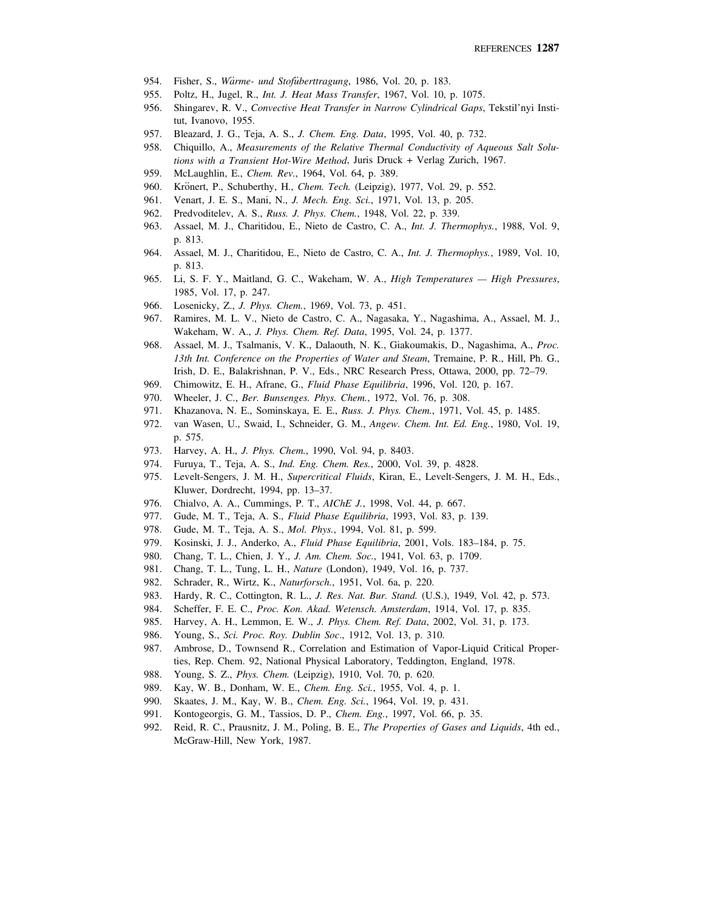954. Fisher, S., *Wärme- und Stofüberttragung*, 1986, Vol. 20, p. 183.
955. Poltz, H., Jugel, R., *Int. J. Heat Mass Transfer*, 1967, Vol. 10, p. 1075.
956. Shingarev, R. V., *Convective Heat Transfer in Narrow Cylindrical Gaps*, Tekstil'nyi Institut, Ivanovo, 1955.
957. Bleazard, J. G., Teja, A. S., *J. Chem. Eng. Data*, 1995, Vol. 40, p. 732.
958. Chiquillo, A., *Measurements of the Relative Thermal Conductivity of Aqueous Salt Solutions with a Transient Hot-Wire Method*, Juris Druck + Verlag Zurich, 1967.
959. McLaughlin, E., *Chem. Rev.*, 1964, Vol. 64, p. 389.
960. Krönert, P., Schuberthy, H., *Chem. Tech.* (Leipzig), 1977, Vol. 29, p. 552.
961. Venart, J. E. S., Mani, N., *J. Mech. Eng. Sci.*, 1971, Vol. 13, p. 205.
962. Predvoditelev, A. S., *Russ. J. Phys. Chem.*, 1948, Vol. 22, p. 339.
963. Assael, M. J., Charitidou, E., Nieto de Castro, C. A., *Int. J. Thermophys.*, 1988, Vol. 9, p. 813.
964. Assael, M. J., Charitidou, E., Nieto de Castro, C. A., *Int. J. Thermophys.*, 1989, Vol. 10, p. 813.
965. Li, S. F. Y., Maitland, G. C., Wakeham, W. A., *High Temperatures — High Pressures*, 1985, Vol. 17, p. 247.
966. Losenicky, Z., *J. Phys. Chem.*, 1969, Vol. 73, p. 451.
967. Ramires, M. L. V., Nieto de Castro, C. A., Nagasaka, Y., Nagashima, A., Assael, M. J., Wakeham, W. A., *J. Phys. Chem. Ref. Data*, 1995, Vol. 24, p. 1377.
968. Assael, M. J., Tsalmanis, V. K., Dalaouth, N. K., Giakoumakis, D., Nagashima, A., *Proc. 13th Int. Conference on the Properties of Water and Steam*, Tremaine, P. R., Hill, Ph. G., Irish, D. E., Balakrishnan, P. V., Eds., NRC Research Press, Ottawa, 2000, pp. 72–79.
969. Chimowitz, E. H., Afrane, G., *Fluid Phase Equilibria*, 1996, Vol. 120, p. 167.
970. Wheeler, J. C., *Ber. Bunsenges. Phys. Chem.*, 1972, Vol. 76, p. 308.
971. Khazanova, N. E., Sominskaya, E. E., *Russ. J. Phys. Chem.*, 1971, Vol. 45, p. 1485.
972. van Wasen, U., Swaid, I., Schneider, G. M., *Angew. Chem. Int. Ed. Eng.*, 1980, Vol. 19, p. 575.
973. Harvey, A. H., *J. Phys. Chem.*, 1990, Vol. 94, p. 8403.
974. Furuya, T., Teja, A. S., *Ind. Eng. Chem. Res.*, 2000, Vol. 39, p. 4828.
975. Levelt-Sengers, J. M. H., *Supercritical Fluids*, Kiran, E., Levelt-Sengers, J. M. H., Eds., Kluwer, Dordrecht, 1994, pp. 13–37.
976. Chialvo, A. A., Cummings, P. T., *AIChE J.*, 1998, Vol. 44, p. 667.
977. Gude, M. T., Teja, A. S., *Fluid Phase Equilibria*, 1993, Vol. 83, p. 139.
978. Gude, M. T., Teja, A. S., *Mol. Phys.*, 1994, Vol. 81, p. 599.
979. Kosinski, J. J., Anderko, A., *Fluid Phase Equilibria*, 2001, Vols. 183–184, p. 75.
980. Chang, T. L., Chien, J. Y., *J. Am. Chem. Soc.*, 1941, Vol. 63, p. 1709.
981. Chang, T. L., Tung, L. H., *Nature* (London), 1949, Vol. 16, p. 737.
982. Schrader, R., Wirtz, K., *Naturforsch.*, 1951, Vol. 6a, p. 220.
983. Hardy, R. C., Cottington, R. L., *J. Res. Nat. Bur. Stand.* (U.S.), 1949, Vol. 42, p. 573.
984. Scheffer, F. E. C., *Proc. Kon. Akad. Wetensch. Amsterdam*, 1914, Vol. 17, p. 835.
985. Harvey, A. H., Lemmon, E. W., *J. Phys. Chem. Ref. Data*, 2002, Vol. 31, p. 173.
986. Young, S., *Sci. Proc. Roy. Dublin Soc*., 1912, Vol. 13, p. 310.
987. Ambrose, D., Townsend R., Correlation and Estimation of Vapor-Liquid Critical Properties, Rep. Chem. 92, National Physical Laboratory, Teddington, England, 1978.
988. Young, S. Z., *Phys. Chem.* (Leipzig), 1910, Vol. 70, p. 620.
989. Kay, W. B., Donham, W. E., *Chem. Eng. Sci.*, 1955, Vol. 4, p. 1.
990. Skaates, J. M., Kay, W. B., *Chem. Eng. Sci.*, 1964, Vol. 19, p. 431.
991. Kontogeorgis, G. M., Tassios, D. P., *Chem. Eng.*, 1997, Vol. 66, p. 35.
992. Reid, R. C., Prausnitz, J. M., Poling, B. E., *The Properties of Gases and Liquids*, 4th ed., McGraw-Hill, New York, 1987.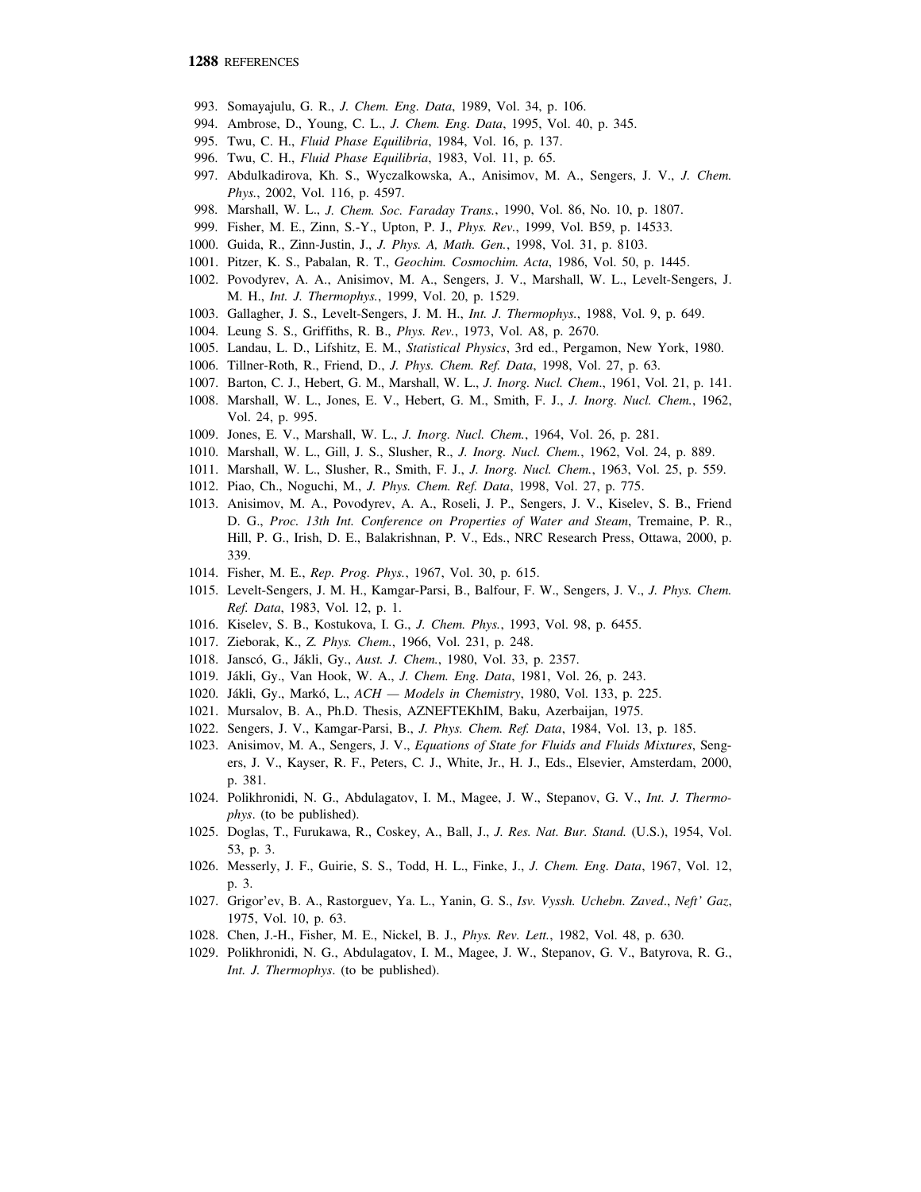993. Somayajulu, G. R., *J. Chem. Eng. Data*, 1989, Vol. 34, p. 106.
994. Ambrose, D., Young, C. L., *J. Chem. Eng. Data*, 1995, Vol. 40, p. 345.
995. Twu, C. H., *Fluid Phase Equilibria*, 1984, Vol. 16, p. 137.
996. Twu, C. H., *Fluid Phase Equilibria*, 1983, Vol. 11, p. 65.
997. Abdulkadirova, Kh. S., Wyczalkowska, A., Anisimov, M. A., Sengers, J. V., *J. Chem. Phys.*, 2002, Vol. 116, p. 4597.
998. Marshall, W. L., *J. Chem. Soc. Faraday Trans.*, 1990, Vol. 86, No. 10, p. 1807.
999. Fisher, M. E., Zinn, S.-Y., Upton, P. J., *Phys. Rev.*, 1999, Vol. B59, p. 14533.
1000. Guida, R., Zinn-Justin, J., *J. Phys. A, Math. Gen.*, 1998, Vol. 31, p. 8103.
1001. Pitzer, K. S., Pabalan, R. T., *Geochim. Cosmochim. Acta*, 1986, Vol. 50, p. 1445.
1002. Povodyrev, A. A., Anisimov, M. A., Sengers, J. V., Marshall, W. L., Levelt-Sengers, J. M. H., *Int. J. Thermophys.*, 1999, Vol. 20, p. 1529.
1003. Gallagher, J. S., Levelt-Sengers, J. M. H., *Int. J. Thermophys.*, 1988, Vol. 9, p. 649.
1004. Leung S. S., Griffiths, R. B., *Phys. Rev.*, 1973, Vol. A8, p. 2670.
1005. Landau, L. D., Lifshitz, E. M., *Statistical Physics*, 3rd ed., Pergamon, New York, 1980.
1006. Tillner-Roth, R., Friend, D., *J. Phys. Chem. Ref. Data*, 1998, Vol. 27, p. 63.
1007. Barton, C. J., Hebert, G. M., Marshall, W. L., *J. Inorg. Nucl. Chem.*, 1961, Vol. 21, p. 141.
1008. Marshall, W. L., Jones, E. V., Hebert, G. M., Smith, F. J., *J. Inorg. Nucl. Chem.*, 1962, Vol. 24, p. 995.
1009. Jones, E. V., Marshall, W. L., *J. Inorg. Nucl. Chem.*, 1964, Vol. 26, p. 281.
1010. Marshall, W. L., Gill, J. S., Slusher, R., *J. Inorg. Nucl. Chem.*, 1962, Vol. 24, p. 889.
1011. Marshall, W. L., Slusher, R., Smith, F. J., *J. Inorg. Nucl. Chem.*, 1963, Vol. 25, p. 559.
1012. Piao, Ch., Noguchi, M., *J. Phys. Chem. Ref. Data*, 1998, Vol. 27, p. 775.
1013. Anisimov, M. A., Povodyrev, A. A., Roseli, J. P., Sengers, J. V., Kiselev, S. B., Friend D. G., *Proc. 13th Int. Conference on Properties of Water and Steam*, Tremaine, P. R., Hill, P. G., Irish, D. E., Balakrishnan, P. V., Eds., NRC Research Press, Ottawa, 2000, p. 339.
1014. Fisher, M. E., *Rep. Prog. Phys.*, 1967, Vol. 30, p. 615.
1015. Levelt-Sengers, J. M. H., Kamgar-Parsi, B., Balfour, F. W., Sengers, J. V., *J. Phys. Chem. Ref. Data*, 1983, Vol. 12, p. 1.
1016. Kiselev, S. B., Kostukova, I. G., *J. Chem. Phys.*, 1993, Vol. 98, p. 6455.
1017. Zieborak, K., *Z. Phys. Chem.*, 1966, Vol. 231, p. 248.
1018. Janscó, G., Jákli, Gy., *Aust. J. Chem.*, 1980, Vol. 33, p. 2357.
1019. Jákli, Gy., Van Hook, W. A., *J. Chem. Eng. Data*, 1981, Vol. 26, p. 243.
1020. Jákli, Gy., Markó, L., *ACH — Models in Chemistry*, 1980, Vol. 133, p. 225.
1021. Mursalov, B. A., Ph.D. Thesis, AZNEFTEKhIM, Baku, Azerbaijan, 1975.
1022. Sengers, J. V., Kamgar-Parsi, B., *J. Phys. Chem. Ref. Data*, 1984, Vol. 13, p. 185.
1023. Anisimov, M. A., Sengers, J. V., *Equations of State for Fluids and Fluids Mixtures*, Sengers, J. V., Kayser, R. F., Peters, C. J., White, Jr., H. J., Eds., Elsevier, Amsterdam, 2000, p. 381.
1024. Polikhronidi, N. G., Abdulagatov, I. M., Magee, J. W., Stepanov, G. V., *Int. J. Thermophys*. (to be published).
1025. Doglas, T., Furukawa, R., Coskey, A., Ball, J., *J. Res. Nat. Bur. Stand.* (U.S.), 1954, Vol. 53, p. 3.
1026. Messerly, J. F., Guirie, S. S., Todd, H. L., Finke, J., *J. Chem. Eng. Data*, 1967, Vol. 12, p. 3.
1027. Grigor'ev, B. A., Rastorguev, Ya. L., Yanin, G. S., *Isv. Vyssh. Uchebn. Zaved*., *Neft' Gaz*, 1975, Vol. 10, p. 63.
1028. Chen, J.-H., Fisher, M. E., Nickel, B. J., *Phys. Rev. Lett.*, 1982, Vol. 48, p. 630.
1029. Polikhronidi, N. G., Abdulagatov, I. M., Magee, J. W., Stepanov, G. V., Batyrova, R. G., *Int. J. Thermophys*. (to be published).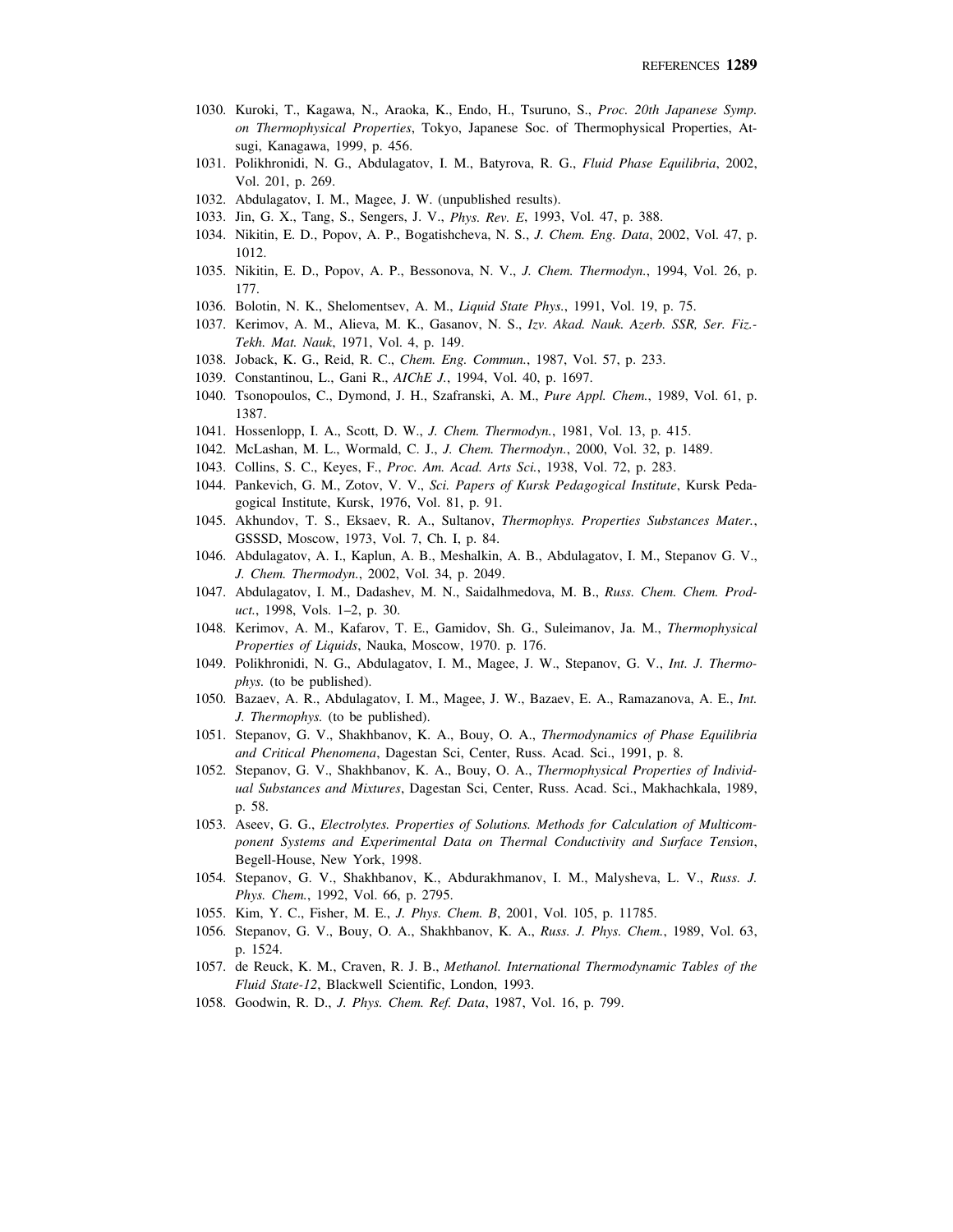1030. Kuroki, T., Kagawa, N., Araoka, K., Endo, H., Tsuruno, S., *Proc. 20th Japanese Symp. on Thermophysical Properties*, Tokyo, Japanese Soc. of Thermophysical Properties, Atsugi, Kanagawa, 1999, p. 456.
1031. Polikhronidi, N. G., Abdulagatov, I. M., Batyrova, R. G., *Fluid Phase Equilibria*, 2002, Vol. 201, p. 269.
1032. Abdulagatov, I. M., Magee, J. W. (unpublished results).
1033. Jin, G. X., Tang, S., Sengers, J. V., *Phys. Rev. E*, 1993, Vol. 47, p. 388.
1034. Nikitin, E. D., Popov, A. P., Bogatishcheva, N. S., *J. Chem. Eng. Data*, 2002, Vol. 47, p. 1012.
1035. Nikitin, E. D., Popov, A. P., Bessonova, N. V., *J. Chem. Thermodyn.*, 1994, Vol. 26, p. 177.
1036. Bolotin, N. K., Shelomentsev, A. M., *Liquid State Phys.*, 1991, Vol. 19, p. 75.
1037. Kerimov, A. M., Alieva, M. K., Gasanov, N. S., *Izv. Akad. Nauk. Azerb. SSR, Ser. Fiz.-Tekh. Mat. Nauk*, 1971, Vol. 4, p. 149.
1038. Joback, K. G., Reid, R. C., *Chem. Eng. Commun.*, 1987, Vol. 57, p. 233.
1039. Constantinou, L., Gani R., *AIChE J.*, 1994, Vol. 40, p. 1697.
1040. Tsonopoulos, C., Dymond, J. H., Szafranski, A. M., *Pure Appl. Chem.*, 1989, Vol. 61, p. 1387.
1041. Hossenlopp, I. A., Scott, D. W., *J. Chem. Thermodyn.*, 1981, Vol. 13, p. 415.
1042. McLashan, M. L., Wormald, C. J., *J. Chem. Thermodyn.*, 2000, Vol. 32, p. 1489.
1043. Collins, S. C., Keyes, F., *Proc. Am. Acad. Arts Sci.*, 1938, Vol. 72, p. 283.
1044. Pankevich, G. M., Zotov, V. V., *Sci. Papers of Kursk Pedagogical Institute*, Kursk Pedagogical Institute, Kursk, 1976, Vol. 81, p. 91.
1045. Akhundov, T. S., Eksaev, R. A., Sultanov, *Thermophys. Properties Substances Mater.*, GSSSD, Moscow, 1973, Vol. 7, Ch. I, p. 84.
1046. Abdulagatov, A. I., Kaplun, A. B., Meshalkin, A. B., Abdulagatov, I. M., Stepanov G. V., *J. Chem. Thermodyn.*, 2002, Vol. 34, p. 2049.
1047. Abdulagatov, I. M., Dadashev, M. N., Saidalhmedova, M. B., *Russ. Chem. Chem. Product.*, 1998, Vols. 1–2, p. 30.
1048. Kerimov, A. M., Kafarov, T. E., Gamidov, Sh. G., Suleimanov, Ja. M., *Thermophysical Properties of Liquids*, Nauka, Moscow, 1970. p. 176.
1049. Polikhronidi, N. G., Abdulagatov, I. M., Magee, J. W., Stepanov, G. V., *Int. J. Thermophys.* (to be published).
1050. Bazaev, A. R., Abdulagatov, I. M., Magee, J. W., Bazaev, E. A., Ramazanova, A. E., *Int. J. Thermophys.* (to be published).
1051. Stepanov, G. V., Shakhbanov, K. A., Bouy, O. A., *Thermodynamics of Phase Equilibria and Critical Phenomena*, Dagestan Sci, Center, Russ. Acad. Sci., 1991, p. 8.
1052. Stepanov, G. V., Shakhbanov, K. A., Bouy, O. A., *Thermophysical Properties of Individual Substances and Mixtures*, Dagestan Sci, Center, Russ. Acad. Sci., Makhachkala, 1989, p. 58.
1053. Aseev, G. G., *Electrolytes. Properties of Solutions. Methods for Calculation of Multicomponent Systems and Experimental Data on Thermal Conductivity and Surface Tension*, Begell-House, New York, 1998.
1054. Stepanov, G. V., Shakhbanov, K., Abdurakhmanov, I. M., Malysheva, L. V., *Russ. J. Phys. Chem.*, 1992, Vol. 66, p. 2795.
1055. Kim, Y. C., Fisher, M. E., *J. Phys. Chem. B*, 2001, Vol. 105, p. 11785.
1056. Stepanov, G. V., Bouy, O. A., Shakhbanov, K. A., *Russ. J. Phys. Chem.*, 1989, Vol. 63, p. 1524.
1057. de Reuck, K. M., Craven, R. J. B., *Methanol. International Thermodynamic Tables of the Fluid State-12*, Blackwell Scientific, London, 1993.
1058. Goodwin, R. D., *J. Phys. Chem. Ref. Data*, 1987, Vol. 16, p. 799.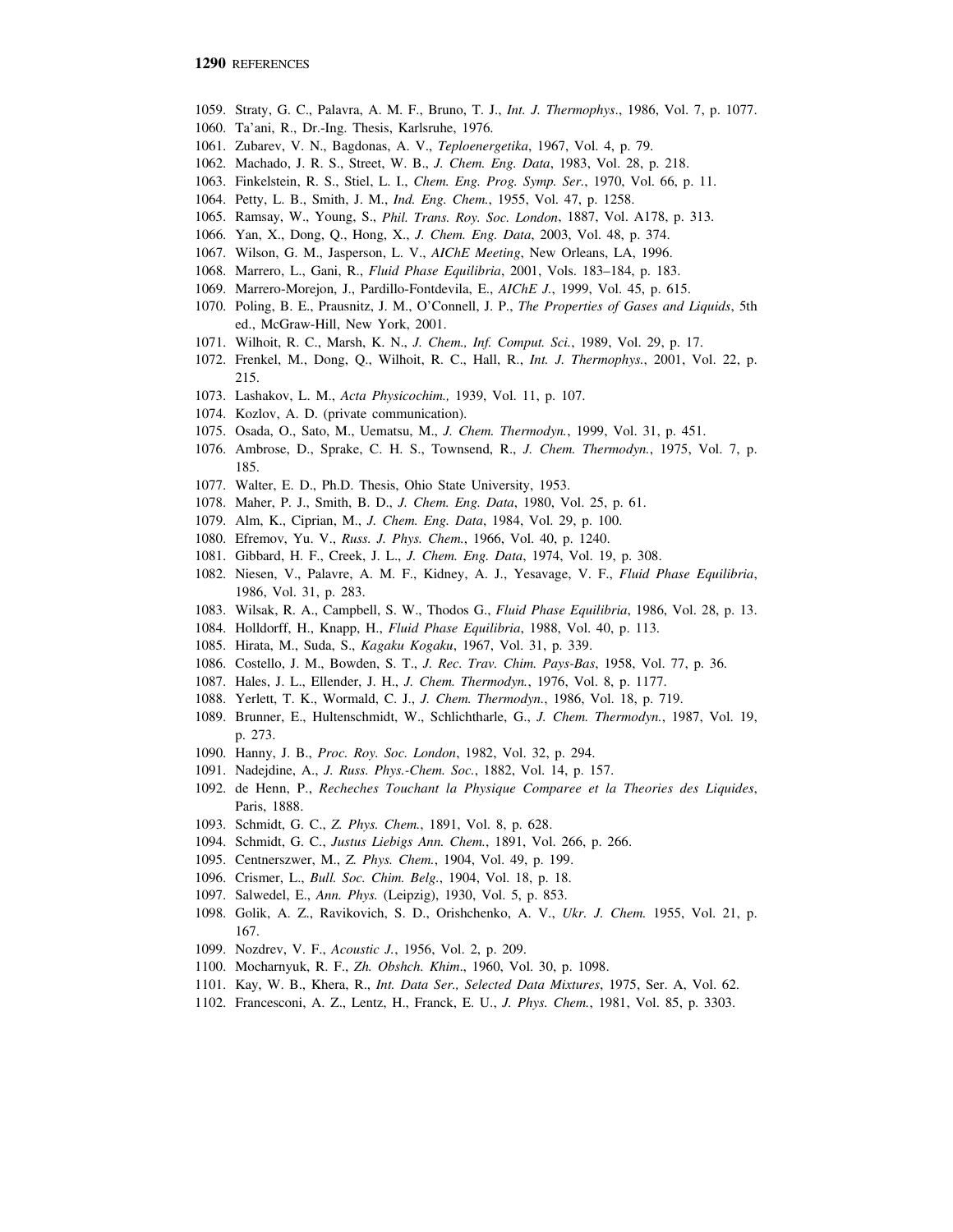1059. Straty, G. C., Palavra, A. M. F., Bruno, T. J., *Int. J. Thermophys*., 1986, Vol. 7, p. 1077.
1060. Ta'ani, R., Dr.-Ing. Thesis, Karlsruhe, 1976.
1061. Zubarev, V. N., Bagdonas, A. V., *Teploenergetika*, 1967, Vol. 4, p. 79.
1062. Machado, J. R. S., Street, W. B., *J. Chem. Eng. Data*, 1983, Vol. 28, p. 218.
1063. Finkelstein, R. S., Stiel, L. I., *Chem. Eng. Prog. Symp. Ser*., 1970, Vol. 66, p. 11.
1064. Petty, L. B., Smith, J. M., *Ind. Eng. Chem.*, 1955, Vol. 47, p. 1258.
1065. Ramsay, W., Young, S., *Phil. Trans. Roy. Soc. London*, 1887, Vol. A178, p. 313.
1066. Yan, X., Dong, Q., Hong, X., *J. Chem. Eng. Data*, 2003, Vol. 48, p. 374.
1067. Wilson, G. M., Jasperson, L. V., *AIChE Meeting*, New Orleans, LA, 1996.
1068. Marrero, L., Gani, R., *Fluid Phase Equilibria*, 2001, Vols. 183–184, p. 183.
1069. Marrero-Morejon, J., Pardillo-Fontdevila, E., *AIChE J*., 1999, Vol. 45, p. 615.
1070. Poling, B. E., Prausnitz, J. M., O'Connell, J. P., *The Properties of Gases and Liquids*, 5th ed., McGraw-Hill, New York, 2001.
1071. Wilhoit, R. C., Marsh, K. N., *J. Chem., Inf. Comput. Sci.*, 1989, Vol. 29, p. 17.
1072. Frenkel, M., Dong, Q., Wilhoit, R. C., Hall, R., *Int. J. Thermophys.*, 2001, Vol. 22, p. 215.
1073. Lashakov, L. M., *Acta Physicochim.,* 1939, Vol. 11, p. 107.
1074. Kozlov, A. D. (private communication).
1075. Osada, O., Sato, M., Uematsu, M., *J. Chem. Thermodyn.*, 1999, Vol. 31, p. 451.
1076. Ambrose, D., Sprake, C. H. S., Townsend, R., *J. Chem. Thermodyn.*, 1975, Vol. 7, p. 185.
1077. Walter, E. D., Ph.D. Thesis, Ohio State University, 1953.
1078. Maher, P. J., Smith, B. D., *J. Chem. Eng. Data*, 1980, Vol. 25, p. 61.
1079. Alm, K., Ciprian, M., *J. Chem. Eng. Data*, 1984, Vol. 29, p. 100.
1080. Efremov, Yu. V., *Russ. J. Phys. Chem.*, 1966, Vol. 40, p. 1240.
1081. Gibbard, H. F., Creek, J. L., *J. Chem. Eng. Data*, 1974, Vol. 19, p. 308.
1082. Niesen, V., Palavre, A. M. F., Kidney, A. J., Yesavage, V. F., *Fluid Phase Equilibria*, 1986, Vol. 31, p. 283.
1083. Wilsak, R. A., Campbell, S. W., Thodos G., *Fluid Phase Equilibria*, 1986, Vol. 28, p. 13.
1084. Holldorff, H., Knapp, H., *Fluid Phase Equilibria*, 1988, Vol. 40, p. 113.
1085. Hirata, M., Suda, S., *Kagaku Kogaku*, 1967, Vol. 31, p. 339.
1086. Costello, J. M., Bowden, S. T., *J. Rec. Trav. Chim. Pays-Bas*, 1958, Vol. 77, p. 36.
1087. Hales, J. L., Ellender, J. H., *J. Chem. Thermodyn.*, 1976, Vol. 8, p. 1177.
1088. Yerlett, T. K., Wormald, C. J., *J. Chem. Thermodyn.*, 1986, Vol. 18, p. 719.
1089. Brunner, E., Hultenschmidt, W., Schlichtharle, G., *J. Chem. Thermodyn.*, 1987, Vol. 19, p. 273.
1090. Hanny, J. B., *Proc. Roy. Soc. London*, 1982, Vol. 32, p. 294.
1091. Nadejdine, A., *J. Russ. Phys.-Chem. Soc.*, 1882, Vol. 14, p. 157.
1092. de Henn, P., *Recheches Touchant la Physique Comparee et la Theories des Liquides*, Paris, 1888.
1093. Schmidt, G. C., *Z. Phys. Chem.*, 1891, Vol. 8, p. 628.
1094. Schmidt, G. C., *Justus Liebigs Ann. Chem.*, 1891, Vol. 266, p. 266.
1095. Centnerszwer, M., *Z. Phys. Chem.*, 1904, Vol. 49, p. 199.
1096. Crismer, L., *Bull. Soc. Chim. Belg.*, 1904, Vol. 18, p. 18.
1097. Salwedel, E., *Ann. Phys.* (Leipzig), 1930, Vol. 5, p. 853.
1098. Golik, A. Z., Ravikovich, S. D., Orishchenko, A. V., *Ukr. J. Chem.* 1955, Vol. 21, p. 167.
1099. Nozdrev, V. F., *Acoustic J.*, 1956, Vol. 2, p. 209.
1100. Mocharnyuk, R. F., *Zh. Obshch. Khim*., 1960, Vol. 30, p. 1098.
1101. Kay, W. B., Khera, R., *Int. Data Ser., Selected Data Mixtures*, 1975, Ser. A, Vol. 62.
1102. Francesconi, A. Z., Lentz, H., Franck, E. U., *J. Phys. Chem.*, 1981, Vol. 85, p. 3303.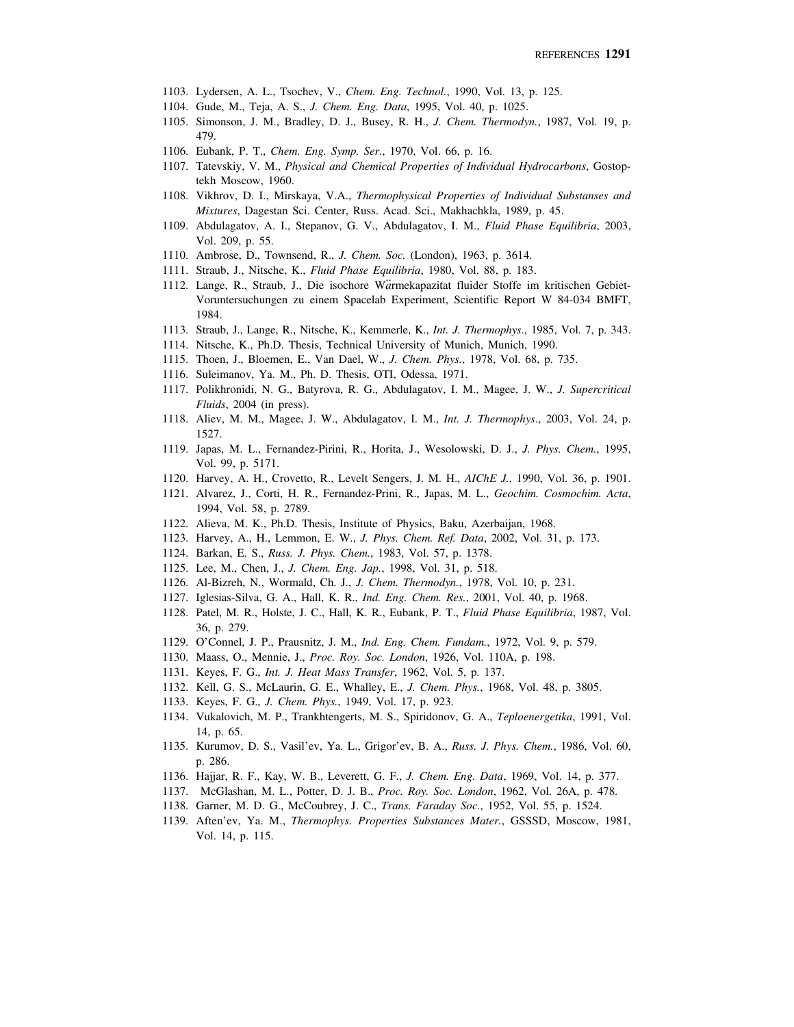1103. Lydersen, A. L., Tsochev, V., *Chem. Eng. Technol.*, 1990, Vol. 13, p. 125.
1104. Gude, M., Teja, A. S., *J. Chem. Eng. Data*, 1995, Vol. 40, p. 1025.
1105. Simonson, J. M., Bradley, D. J., Busey, R. H., *J. Chem. Thermodyn.*, 1987, Vol. 19, p. 479.
1106. Eubank, P. T., *Chem. Eng. Symp. Ser*., 1970, Vol. 66, p. 16.
1107. Tatevskiy, V. M., *Physical and Chemical Properties of Individual Hydrocarbons*, Gostoptekh Moscow, 1960.
1108. Vikhrov, D. I., Mirskaya, V.A., *Thermophysical Properties of Individual Substanses and Mixtures*, Dagestan Sci. Center, Russ. Acad. Sci., Makhachkla, 1989, p. 45.
1109. Abdulagatov, A. I., Stepanov, G. V., Abdulagatov, I. M., *Fluid Phase Equilibria*, 2003, Vol. 209, p. 55.
1110. Ambrose, D., Townsend, R., *J. Chem. Soc.* (London), 1963, p. 3614.
1111. Straub, J., Nitsche, K., *Fluid Phase Equilibria*, 1980, Vol. 88, p. 183.
1112. Lange, R., Straub, J., Die isochore Wärmekapazitat fluider Stoffe im kritischen Gebiet-Voruntersuchungen zu einem Spacelab Experiment, Scientific Report W 84-034 BMFT, 1984.
1113. Straub, J., Lange, R., Nitsche, K., Kemmerle, K., *Int. J. Thermophys*., 1985, Vol. 7, p. 343.
1114. Nitsche, K., Ph.D. Thesis, Technical University of Munich, Munich, 1990.
1115. Thoen, J., Bloemen, E., Van Dael, W., *J. Chem. Phys.*, 1978, Vol. 68, p. 735.
1116. Suleimanov, Ya. M., Ph. D. Thesis, OTI, Odessa, 1971.
1117. Polikhronidi, N. G., Batyrova, R. G., Abdulagatov, I. M., Magee, J. W., *J. Supercritical Fluids*, 2004 (in press).
1118. Aliev, M. M., Magee, J. W., Abdulagatov, I. M., *Int. J. Thermophys*., 2003, Vol. 24, p. 1527.
1119. Japas, M. L., Fernandez-Pirini, R., Horita, J., Wesolowski, D. J., *J. Phys. Chem.*, 1995, Vol. 99, p. 5171.
1120. Harvey, A. H., Crovetto, R., Levelt Sengers, J. M. H., *AIChE J.*, 1990, Vol. 36, p. 1901.
1121. Alvarez, J., Corti, H. R., Fernandez-Prini, R., Japas, M. L., *Geochim. Cosmochim. Acta*, 1994, Vol. 58, p. 2789.
1122. Alieva, M. K., Ph.D. Thesis, Institute of Physics, Baku, Azerbaijan, 1968.
1123. Harvey, A., H., Lemmon, E. W., *J. Phys. Chem. Ref. Data*, 2002, Vol. 31, p. 173.
1124. Barkan, E. S., *Russ. J. Phys. Chem.*, 1983, Vol. 57, p. 1378.
1125. Lee, M., Chen, J., *J. Chem. Eng. Jap*., 1998, Vol. 31, p. 518.
1126. Al-Bizreh, N., Wormald, Ch. J., *J. Chem. Thermodyn.*, 1978, Vol. 10, p. 231.
1127. Iglesias-Silva, G. A., Hall, K. R., *Ind. Eng. Chem. Res.*, 2001, Vol. 40, p. 1968.
1128. Patel, M. R., Holste, J. C., Hall, K. R., Eubank, P. T., *Fluid Phase Equilibria*, 1987, Vol. 36, p. 279.
1129. O'Connel, J. P., Prausnitz, J. M., *Ind. Eng. Chem. Fundam.*, 1972, Vol. 9, p. 579.
1130. Maass, O., Mennie, J., *Proc. Roy. Soc. London*, 1926, Vol. 110A, p. 198.
1131. Keyes, F. G., *Int. J. Heat Mass Transfer*, 1962, Vol. 5, p. 137.
1132. Kell, G. S., McLaurin, G. E., Whalley, E., *J. Chem. Phys.*, 1968, Vol. 48, p. 3805.
1133. Keyes, F. G., *J. Chem. Phys.*, 1949, Vol. 17, p. 923.
1134. Vukalovich, M. P., Trankhtengerts, M. S., Spiridonov, G. A., *Teploenergetika*, 1991, Vol. 14, p. 65.
1135. Kurumov, D. S., Vasil'ev, Ya. L., Grigor'ev, B. A., *Russ. J. Phys. Chem.*, 1986, Vol. 60, p. 286.
1136. Hajjar, R. F., Kay, W. B., Leverett, G. F., *J. Chem. Eng. Data*, 1969, Vol. 14, p. 377.
1137. McGlashan, M. L., Potter, D. J. B., *Proc. Roy. Soc. London*, 1962, Vol. 26A, p. 478.
1138. Garner, M. D. G., McCoubrey, J. C., *Trans. Faraday Soc.*, 1952, Vol. 55, p. 1524.
1139. Aften'ev, Ya. M., *Thermophys. Properties Substances Mater.*, GSSSD, Moscow, 1981, Vol. 14, p. 115.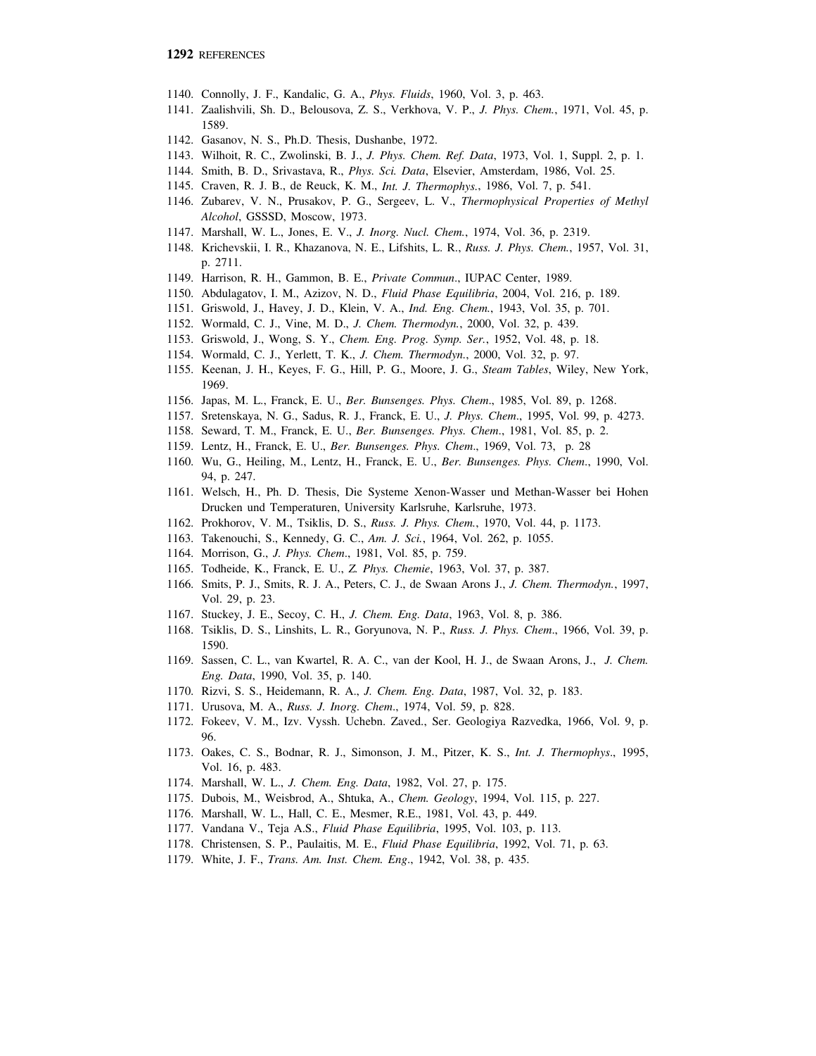1140. Connolly, J. F., Kandalic, G. A., *Phys. Fluids*, 1960, Vol. 3, p. 463.
1141. Zaalishvili, Sh. D., Belousova, Z. S., Verkhova, V. P., *J. Phys. Chem.*, 1971, Vol. 45, p. 1589.
1142. Gasanov, N. S., Ph.D. Thesis, Dushanbe, 1972.
1143. Wilhoit, R. C., Zwolinski, B. J., *J. Phys. Chem. Ref. Data*, 1973, Vol. 1, Suppl. 2, p. 1.
1144. Smith, B. D., Srivastava, R., *Phys. Sci. Data*, Elsevier, Amsterdam, 1986, Vol. 25.
1145. Craven, R. J. B., de Reuck, K. M., *Int. J. Thermophys.*, 1986, Vol. 7, p. 541.
1146. Zubarev, V. N., Prusakov, P. G., Sergeev, L. V., *Thermophysical Properties of Methyl Alcohol*, GSSSD, Moscow, 1973.
1147. Marshall, W. L., Jones, E. V., *J. Inorg. Nucl. Chem.*, 1974, Vol. 36, p. 2319.
1148. Krichevskii, I. R., Khazanova, N. E., Lifshits, L. R., *Russ. J. Phys. Chem.*, 1957, Vol. 31, p. 2711.
1149. Harrison, R. H., Gammon, B. E., *Private Commun*., IUPAC Center, 1989.
1150. Abdulagatov, I. M., Azizov, N. D., *Fluid Phase Equilibria*, 2004, Vol. 216, p. 189.
1151. Griswold, J., Havey, J. D., Klein, V. A., *Ind. Eng. Chem.*, 1943, Vol. 35, p. 701.
1152. Wormald, C. J., Vine, M. D., *J. Chem. Thermodyn.*, 2000, Vol. 32, p. 439.
1153. Griswold, J., Wong, S. Y., *Chem. Eng. Prog. Symp. Ser.*, 1952, Vol. 48, p. 18.
1154. Wormald, C. J., Yerlett, T. K., *J. Chem. Thermodyn*., 2000, Vol. 32, p. 97.
1155. Keenan, J. H., Keyes, F. G., Hill, P. G., Moore, J. G., *Steam Tables*, Wiley, New York, 1969.
1156. Japas, M. L., Franck, E. U., *Ber. Bunsenges. Phys. Chem*., 1985, Vol. 89, p. 1268.
1157. Sretenskaya, N. G., Sadus, R. J., Franck, E. U., *J. Phys. Chem*., 1995, Vol. 99, p. 4273.
1158. Seward, T. M., Franck, E. U., *Ber. Bunsenges. Phys. Chem*., 1981, Vol. 85, p. 2.
1159. Lentz, H., Franck, E. U., *Ber. Bunsenges. Phys. Chem*., 1969, Vol. 73, p. 28
1160. Wu, G., Heiling, M., Lentz, H., Franck, E. U., *Ber. Bunsenges. Phys. Chem*., 1990, Vol. 94, p. 247.
1161. Welsch, H., Ph. D. Thesis, Die Systeme Xenon-Wasser und Methan-Wasser bei Hohen Drucken und Temperaturen, University Karlsruhe, Karlsruhe, 1973.
1162. Prokhorov, V. M., Tsiklis, D. S., *Russ. J. Phys. Chem.*, 1970, Vol. 44, p. 1173.
1163. Takenouchi, S., Kennedy, G. C., *Am. J. Sci.*, 1964, Vol. 262, p. 1055.
1164. Morrison, G., *J. Phys. Chem*., 1981, Vol. 85, p. 759.
1165. Todheide, K., Franck, E. U., *Z. Phys. Chemie*, 1963, Vol. 37, p. 387.
1166. Smits, P. J., Smits, R. J. A., Peters, C. J., de Swaan Arons J., *J. Chem. Thermodyn.*, 1997, Vol. 29, p. 23.
1167. Stuckey, J. E., Secoy, C. H., *J. Chem. Eng. Data*, 1963, Vol. 8, p. 386.
1168. Tsiklis, D. S., Linshits, L. R., Goryunova, N. P., *Russ. J. Phys. Chem*., 1966, Vol. 39, p. 1590.
1169. Sassen, C. L., van Kwartel, R. A. C., van der Kool, H. J., de Swaan Arons, J., *J. Chem. Eng. Data*, 1990, Vol. 35, p. 140.
1170. Rizvi, S. S., Heidemann, R. A., *J. Chem. Eng. Data*, 1987, Vol. 32, p. 183.
1171. Urusova, M. A., *Russ. J. Inorg. Chem*., 1974, Vol. 59, p. 828.
1172. Fokeev, V. M., Izv. Vyssh. Uchebn. Zaved., Ser. Geologiya Razvedka, 1966, Vol. 9, p. 96.
1173. Oakes, C. S., Bodnar, R. J., Simonson, J. M., Pitzer, K. S., *Int. J. Thermophys*., 1995, Vol. 16, p. 483.
1174. Marshall, W. L., *J. Chem. Eng. Data*, 1982, Vol. 27, p. 175.
1175. Dubois, M., Weisbrod, A., Shtuka, A., *Chem. Geology*, 1994, Vol. 115, p. 227.
1176. Marshall, W. L., Hall, C. E., Mesmer, R.E., 1981, Vol. 43, p. 449.
1177. Vandana V., Teja A.S., *Fluid Phase Equilibria*, 1995, Vol. 103, p. 113.
1178. Christensen, S. P., Paulaitis, M. E., *Fluid Phase Equilibria*, 1992, Vol. 71, p. 63.
1179. White, J. F., *Trans. Am. Inst. Chem. Eng*., 1942, Vol. 38, p. 435.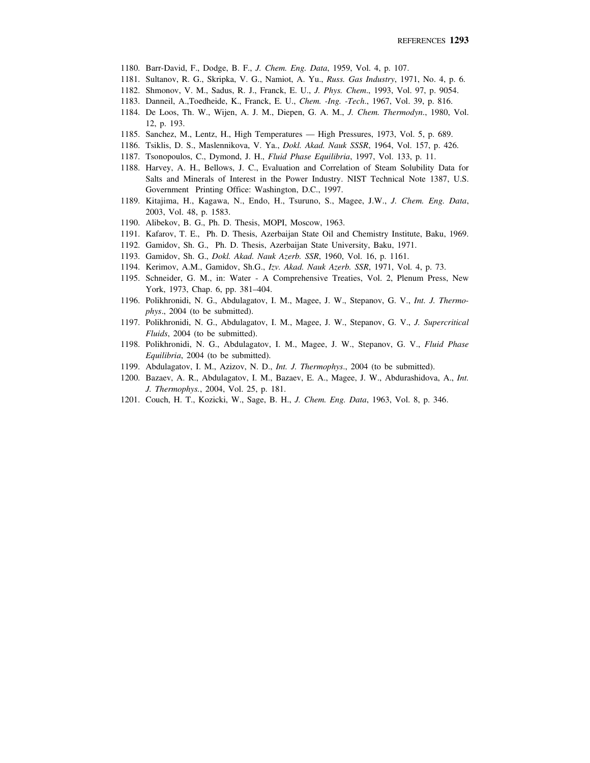1180. Barr-David, F., Dodge, B. F., *J. Chem. Eng. Data*, 1959, Vol. 4, p. 107.
1181. Sultanov, R. G., Skripka, V. G., Namiot, A. Yu., *Russ. Gas Industry*, 1971, No. 4, p. 6.
1182. Shmonov, V. M., Sadus, R. J., Franck, E. U., *J. Phys. Chem*., 1993, Vol. 97, p. 9054.
1183. Danneil, A.,Toedheide, K., Franck, E. U., *Chem. -Ing. -Tech*., 1967, Vol. 39, p. 816.
1184. De Loos, Th. W., Wijen, A. J. M., Diepen, G. A. M., *J. Chem. Thermodyn*., 1980, Vol. 12, p. 193.
1185. Sanchez, M., Lentz, H., High Temperatures — High Pressures, 1973, Vol. 5, p. 689.
1186. Tsiklis, D. S., Maslennikova, V. Ya., *Dokl. Akad. Nauk SSSR*, 1964, Vol. 157, p. 426.
1187. Tsonopoulos, C., Dymond, J. H., *Fluid Phase Equilibria*, 1997, Vol. 133, p. 11.
1188. Harvey, A. H., Bellows, J. C., Evaluation and Correlation of Steam Solubility Data for Salts and Minerals of Interest in the Power Industry. NIST Technical Note 1387, U.S. Government Printing Office: Washington, D.C., 1997.
1189. Kitajima, H., Kagawa, N., Endo, H., Tsuruno, S., Magee, J.W., *J. Chem. Eng. Data*, 2003, Vol. 48, p. 1583.
1190. Alibekov, B. G., Ph. D. Thesis, MOPI, Moscow, 1963.
1191. Kafarov, T. E., Ph. D. Thesis, Azerbaijan State Oil and Chemistry Institute, Baku, 1969.
1192. Gamidov, Sh. G., Ph. D. Thesis, Azerbaijan State University, Baku, 1971.
1193. Gamidov, Sh. G., *Dokl. Akad. Nauk Azerb. SSR*, 1960, Vol. 16, p. 1161.
1194. Kerimov, A.M., Gamidov, Sh.G., *Izv. Akad. Nauk Azerb. SSR*, 1971, Vol. 4, p. 73.
1195. Schneider, G. M., in: Water - A Comprehensive Treaties, Vol. 2, Plenum Press, New York, 1973, Chap. 6, pp. 381–404.
1196. Polikhronidi, N. G., Abdulagatov, I. M., Magee, J. W., Stepanov, G. V., *Int. J. Thermophys*., 2004 (to be submitted).
1197. Polikhronidi, N. G., Abdulagatov, I. M., Magee, J. W., Stepanov, G. V., *J. Supercritical Fluids*, 2004 (to be submitted).
1198. Polikhronidi, N. G., Abdulagatov, I. M., Magee, J. W., Stepanov, G. V., *Fluid Phase Equilibria*, 2004 (to be submitted).
1199. Abdulagatov, I. M., Azizov, N. D., *Int. J. Thermophys*., 2004 (to be submitted).
1200. Bazaev, A. R., Abdulagatov, I. M., Bazaev, E. A., Magee, J. W., Abdurashidova, A., *Int. J. Thermophys.*, 2004, Vol. 25, p. 181.
1201. Couch, H. T., Kozicki, W., Sage, B. H., *J. Chem. Eng. Data*, 1963, Vol. 8, p. 346.